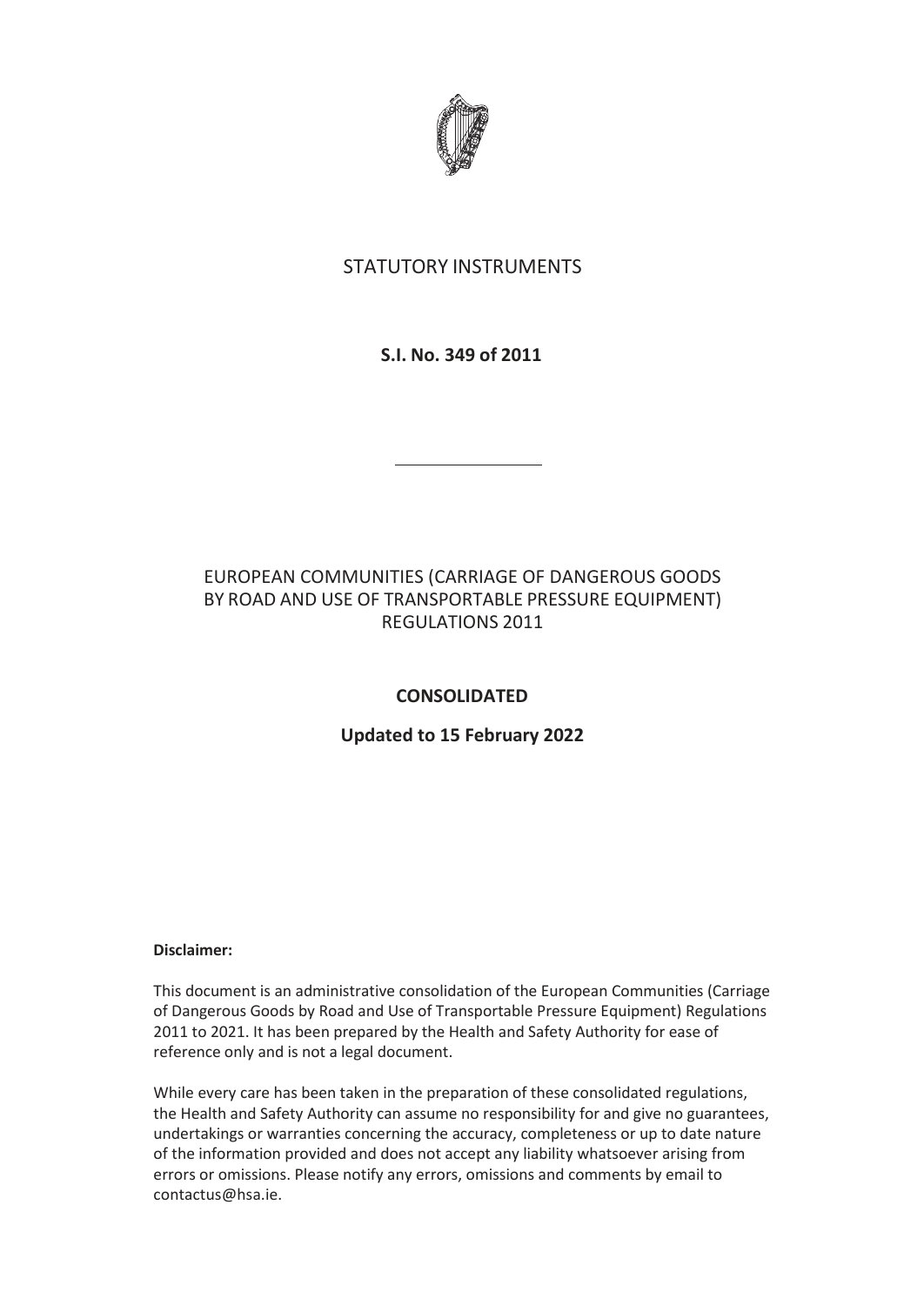STATUTORY INSTRUMENTS

**S.I. No. 349 of 2011**

---

EUROPEAN COMMUNITIES (CARRIAGE OF DANGEROUS GOODS BY ROAD AND USE OF TRANSPORTABLE PRESSURE EQUIPMENT) REGULATIONS 2011

**CONSOLIDATED**

**Updated to 15 February 2022**

**Disclaimer:**

This document is an administrative consolidation of the European Communities (Carriage of Dangerous Goods by Road and Use of Transportable Pressure Equipment) Regulations 2011 to 2021. It has been prepared by the Health and Safety Authority for ease of reference only and is not a legal document.

While every care has been taken in the preparation of these consolidated regulations, the Health and Safety Authority can assume no responsibility for and give no guarantees, undertakings or warranties concerning the accuracy, completeness or up to date nature of the information provided and does not accept any liability whatsoever arising from errors or omissions. Please notify any errors, omissions and comments by email to contactus@hsa.ie.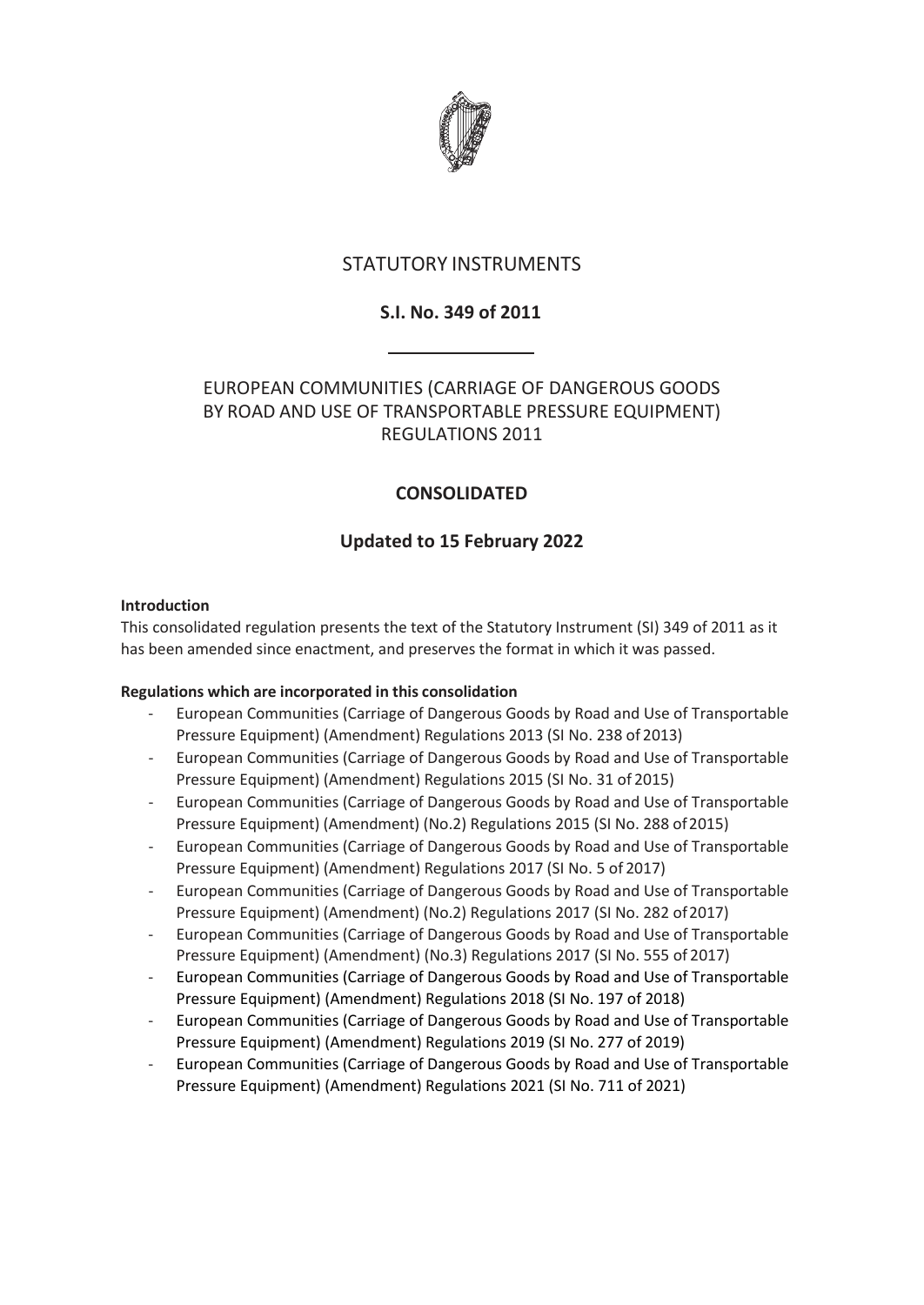# STATUTORY INSTRUMENTS

## S.I. No. 349 of 2011

---

## EUROPEAN COMMUNITIES (CARRIAGE OF DANGEROUS GOODS BY ROAD AND USE OF TRANSPORTABLE PRESSURE EQUIPMENT) REGULATIONS 2011

## CONSOLIDATED

## Updated to 15 February 2022

**Introduction**

This consolidated regulation presents the text of the Statutory Instrument (SI) 349 of 2011 as it has been amended since enactment, and preserves the format in which it was passed.

**Regulations which are incorporated in this consolidation**

- European Communities (Carriage of Dangerous Goods by Road and Use of Transportable Pressure Equipment) (Amendment) Regulations 2013 (SI No. 238 of 2013)
- European Communities (Carriage of Dangerous Goods by Road and Use of Transportable Pressure Equipment) (Amendment) Regulations 2015 (SI No. 31 of 2015)
- European Communities (Carriage of Dangerous Goods by Road and Use of Transportable Pressure Equipment) (Amendment) (No.2) Regulations 2015 (SI No. 288 of 2015)
- European Communities (Carriage of Dangerous Goods by Road and Use of Transportable Pressure Equipment) (Amendment) Regulations 2017 (SI No. 5 of 2017)
- European Communities (Carriage of Dangerous Goods by Road and Use of Transportable Pressure Equipment) (Amendment) (No.2) Regulations 2017 (SI No. 282 of 2017)
- European Communities (Carriage of Dangerous Goods by Road and Use of Transportable Pressure Equipment) (Amendment) (No.3) Regulations 2017 (SI No. 555 of 2017)
- European Communities (Carriage of Dangerous Goods by Road and Use of Transportable Pressure Equipment) (Amendment) Regulations 2018 (SI No. 197 of 2018)
- European Communities (Carriage of Dangerous Goods by Road and Use of Transportable Pressure Equipment) (Amendment) Regulations 2019 (SI No. 277 of 2019)
- European Communities (Carriage of Dangerous Goods by Road and Use of Transportable Pressure Equipment) (Amendment) Regulations 2021 (SI No. 711 of 2021)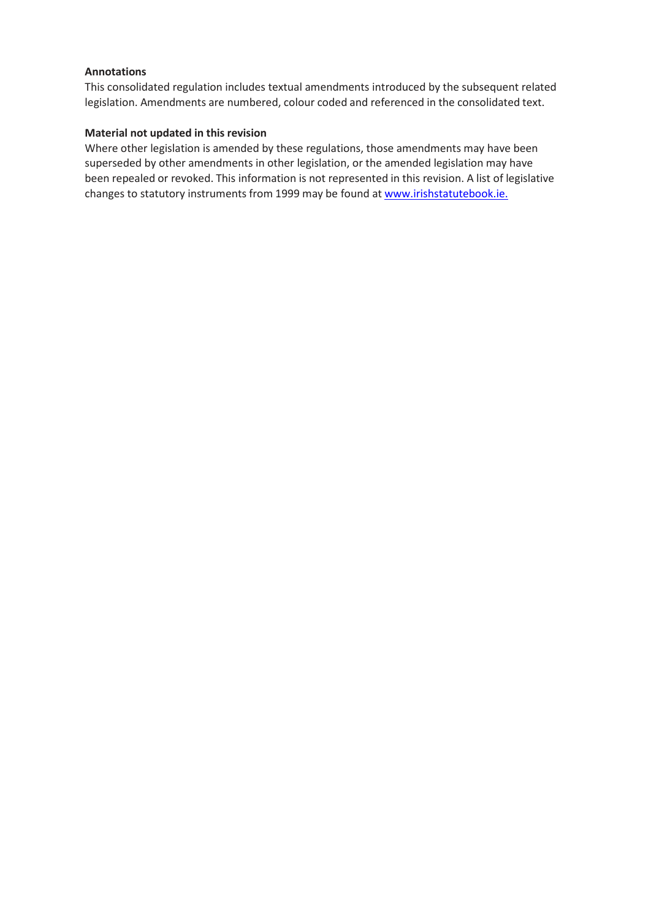**Annotations**

This consolidated regulation includes textual amendments introduced by the subsequent related legislation. Amendments are numbered, colour coded and referenced in the consolidated text.

**Material not updated in this revision**

Where other legislation is amended by these regulations, those amendments may have been superseded by other amendments in other legislation, or the amended legislation may have been repealed or revoked. This information is not represented in this revision. A list of legislative changes to statutory instruments from 1999 may be found at [www.irishstatutebook.ie.](http://www.irishstatutebook.ie)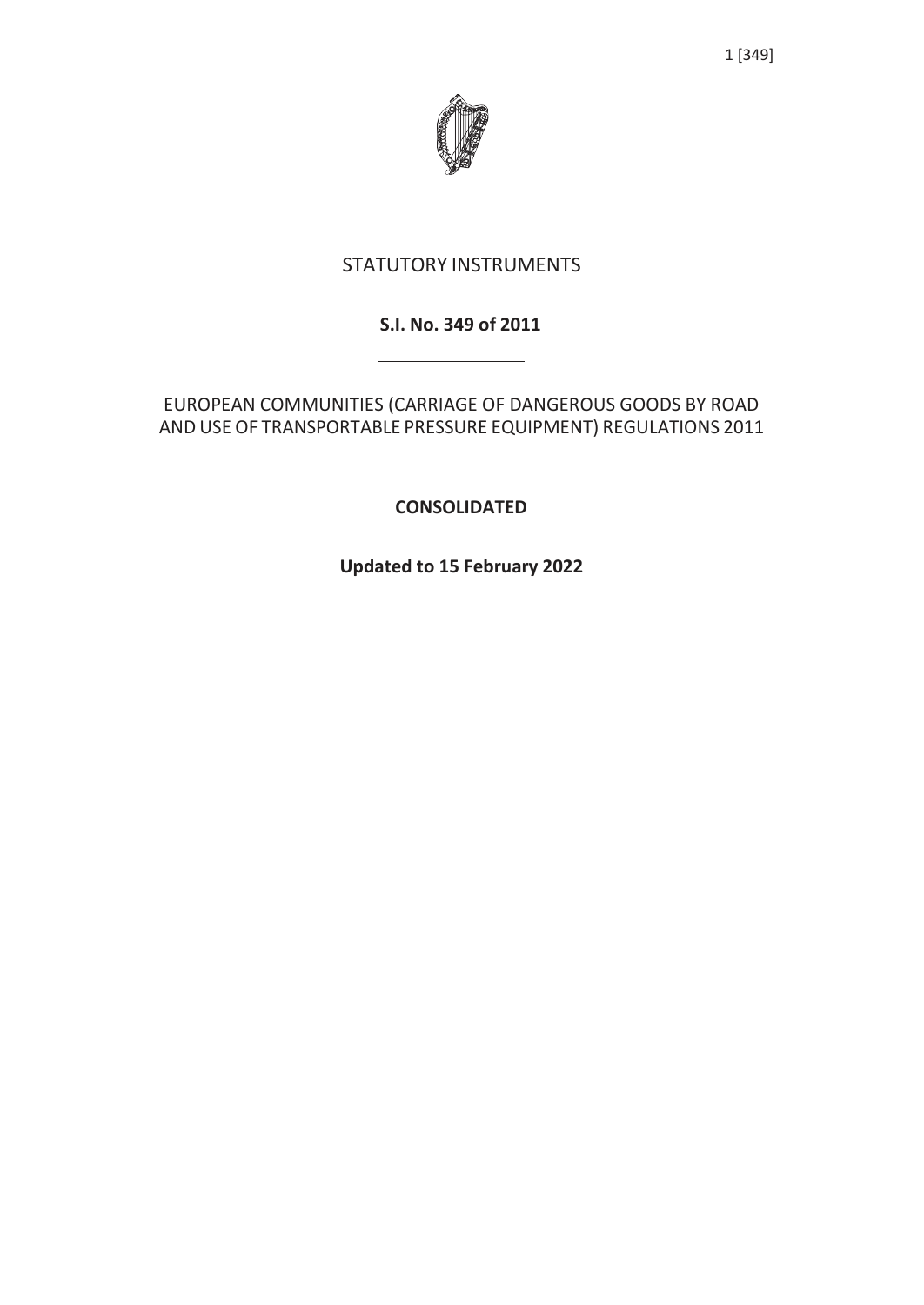STATUTORY INSTRUMENTS

**S.I. No. 349 of 2011**

EUROPEAN COMMUNITIES (CARRIAGE OF DANGEROUS GOODS BY ROAD AND USE OF TRANSPORTABLE PRESSURE EQUIPMENT) REGULATIONS 2011

**CONSOLIDATED**

**Updated to 15 February 2022**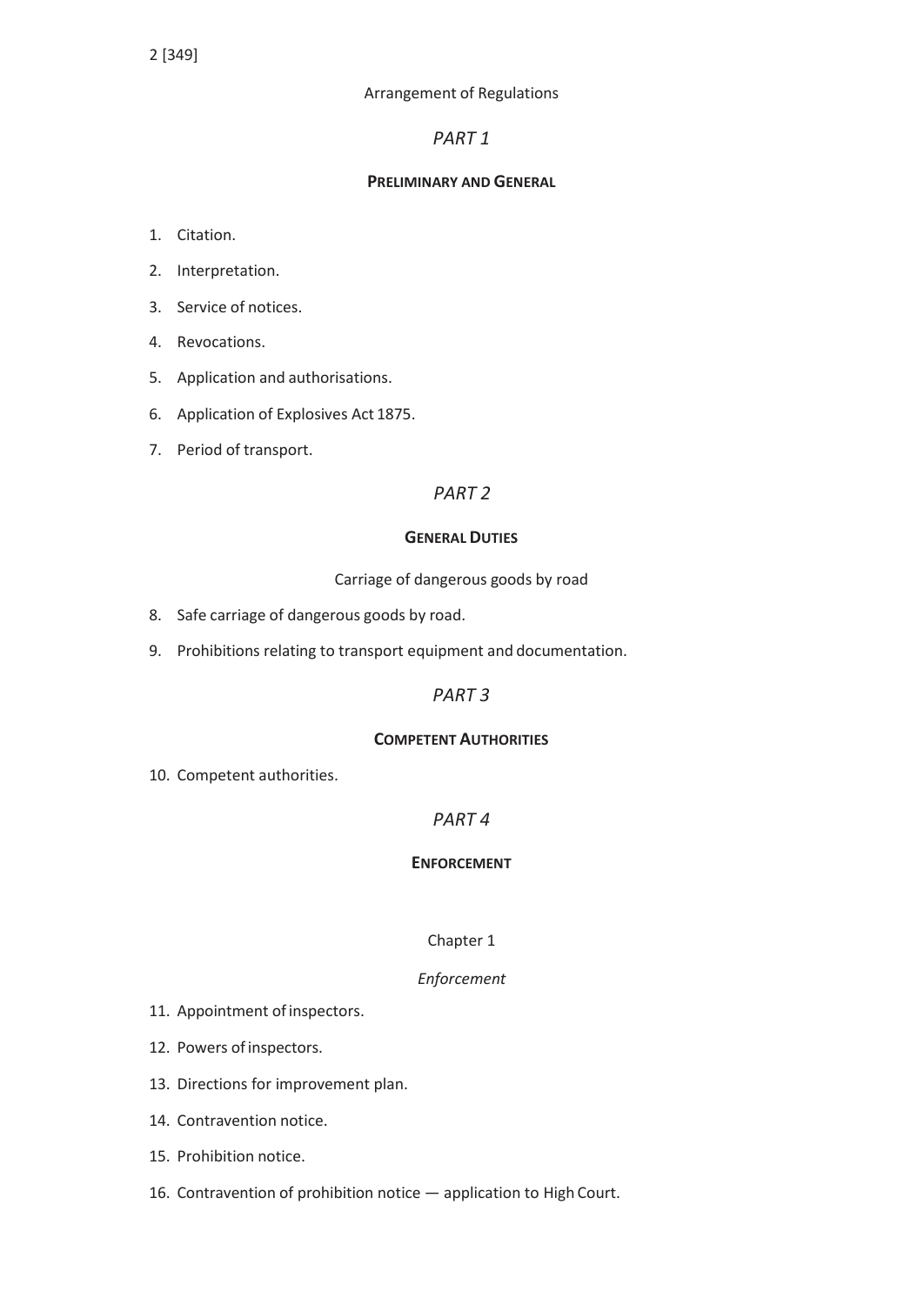Arrangement of Regulations

## *PART 1*

### PRELIMINARY AND GENERAL

1. Citation.
2. Interpretation.
3. Service of notices.
4. Revocations.
5. Application and authorisations.
6. Application of Explosives Act 1875.
7. Period of transport.

## *PART 2*

### GENERAL DUTIES

Carriage of dangerous goods by road

8. Safe carriage of dangerous goods by road.
9. Prohibitions relating to transport equipment and documentation.

## *PART 3*

### COMPETENT AUTHORITIES

10. Competent authorities.

## *PART 4*

### ENFORCEMENT

Chapter 1

*Enforcement*

11. Appointment of inspectors.
12. Powers of inspectors.
13. Directions for improvement plan.
14. Contravention notice.
15. Prohibition notice.
16. Contravention of prohibition notice — application to High Court.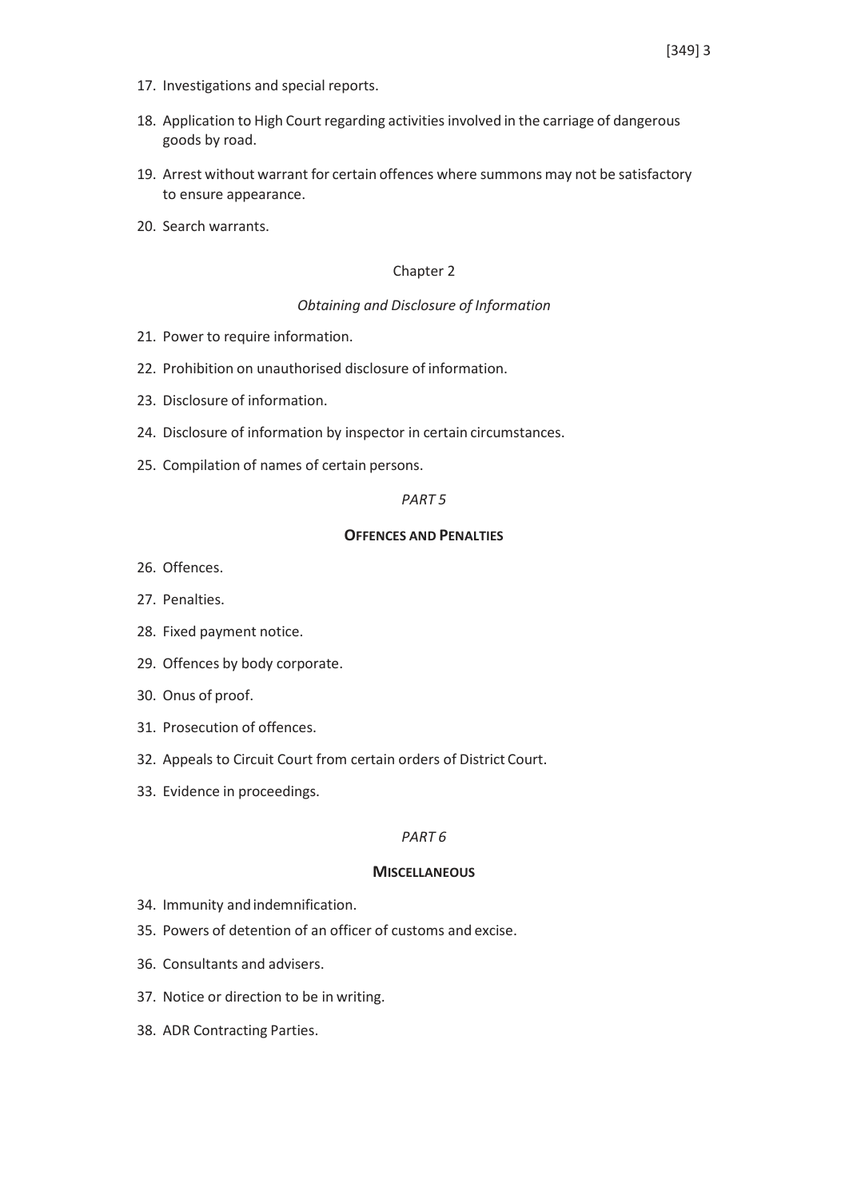17. Investigations and special reports.

18. Application to High Court regarding activities involved in the carriage of dangerous goods by road.

19. Arrest without warrant for certain offences where summons may not be satisfactory to ensure appearance.

20. Search warrants.

Chapter 2

*Obtaining and Disclosure of Information*

21. Power to require information.

22. Prohibition on unauthorised disclosure of information.

23. Disclosure of information.

24. Disclosure of information by inspector in certain circumstances.

25. Compilation of names of certain persons.

*PART 5*

**OFFENCES AND PENALTIES**

26. Offences.

27. Penalties.

28. Fixed payment notice.

29. Offences by body corporate.

30. Onus of proof.

31. Prosecution of offences.

32. Appeals to Circuit Court from certain orders of District Court.

33. Evidence in proceedings.

*PART 6*

**MISCELLANEOUS**

34. Immunity and indemnification.

35. Powers of detention of an officer of customs and excise.

36. Consultants and advisers.

37. Notice or direction to be in writing.

38. ADR Contracting Parties.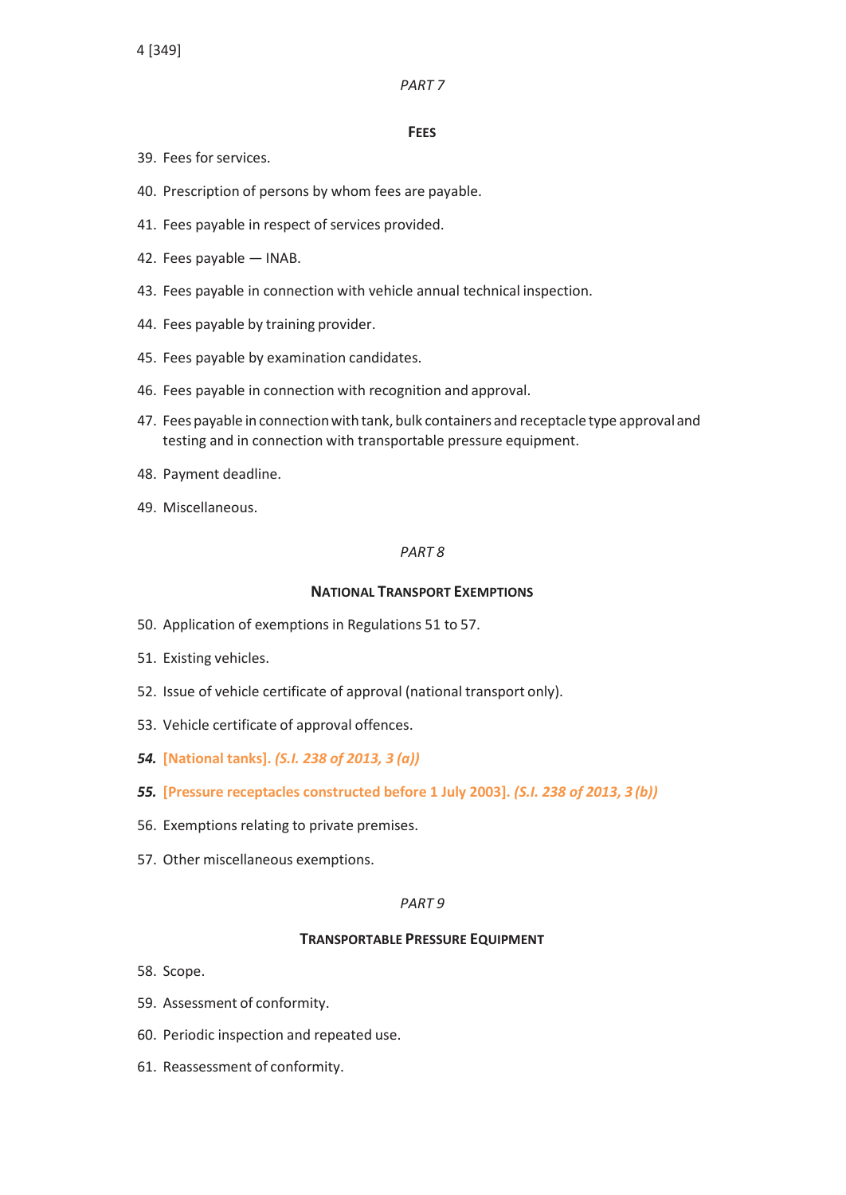*PART 7*

**FEES**

39. Fees for services.

40. Prescription of persons by whom fees are payable.

41. Fees payable in respect of services provided.

42. Fees payable — INAB.

43. Fees payable in connection with vehicle annual technical inspection.

44. Fees payable by training provider.

45. Fees payable by examination candidates.

46. Fees payable in connection with recognition and approval.

47. Fees payable in connection with tank, bulk containers and receptacle type approval and testing and in connection with transportable pressure equipment.

48. Payment deadline.

49. Miscellaneous.

*PART 8*

**NATIONAL TRANSPORT EXEMPTIONS**

50. Application of exemptions in Regulations 51 to 57.

51. Existing vehicles.

52. Issue of vehicle certificate of approval (national transport only).

53. Vehicle certificate of approval offences.

***54.*** **[National tanks].** ***(S.I. 238 of 2013, 3 (a))***

***55.*** **[Pressure receptacles constructed before 1 July 2003].** ***(S.I. 238 of 2013, 3 (b))***

56. Exemptions relating to private premises.

57. Other miscellaneous exemptions.

*PART 9*

**TRANSPORTABLE PRESSURE EQUIPMENT**

58. Scope.

59. Assessment of conformity.

60. Periodic inspection and repeated use.

61. Reassessment of conformity.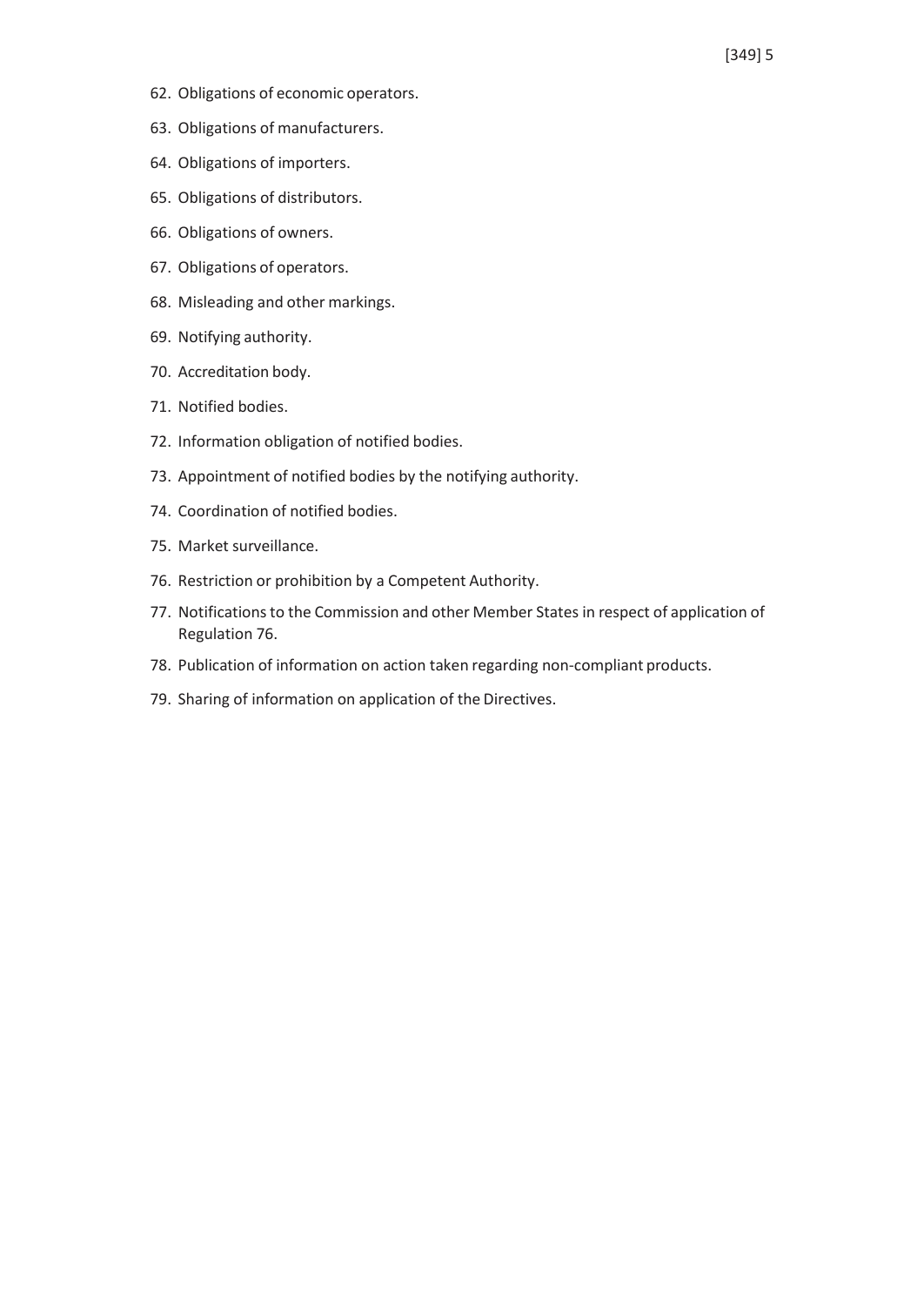62. Obligations of economic operators.
63. Obligations of manufacturers.
64. Obligations of importers.
65. Obligations of distributors.
66. Obligations of owners.
67. Obligations of operators.
68. Misleading and other markings.
69. Notifying authority.
70. Accreditation body.
71. Notified bodies.
72. Information obligation of notified bodies.
73. Appointment of notified bodies by the notifying authority.
74. Coordination of notified bodies.
75. Market surveillance.
76. Restriction or prohibition by a Competent Authority.
77. Notifications to the Commission and other Member States in respect of application of Regulation 76.
78. Publication of information on action taken regarding non-compliant products.
79. Sharing of information on application of the Directives.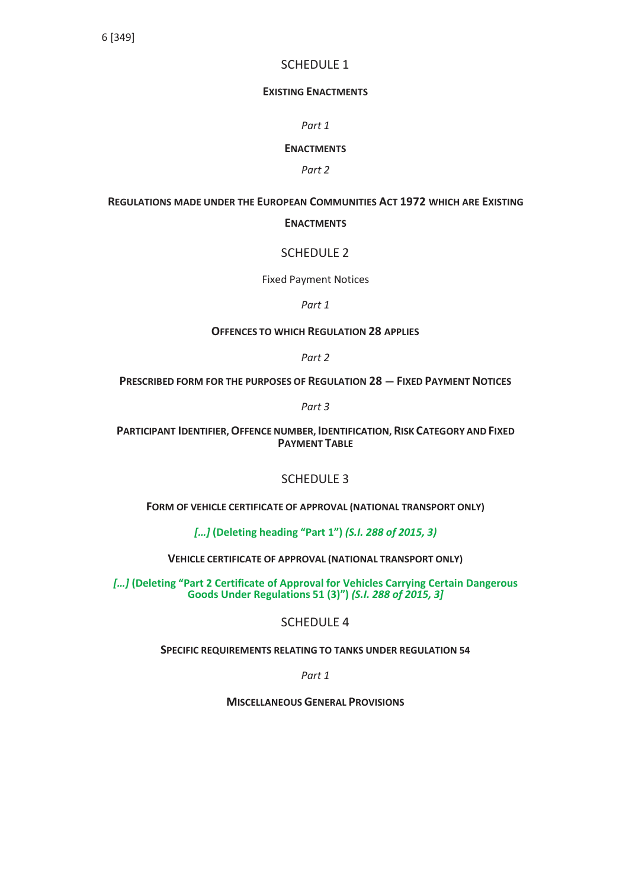## SCHEDULE 1

### EXISTING ENACTMENTS

*Part 1*

#### ENACTMENTS

*Part 2*

#### REGULATIONS MADE UNDER THE EUROPEAN COMMUNITIES ACT 1972 WHICH ARE EXISTING ENACTMENTS

## SCHEDULE 2

### Fixed Payment Notices

*Part 1*

#### OFFENCES TO WHICH REGULATION 28 APPLIES

*Part 2*

#### PRESCRIBED FORM FOR THE PURPOSES OF REGULATION 28 — FIXED PAYMENT NOTICES

*Part 3*

#### PARTICIPANT IDENTIFIER, OFFENCE NUMBER, IDENTIFICATION, RISK CATEGORY AND FIXED PAYMENT TABLE

## SCHEDULE 3

### FORM OF VEHICLE CERTIFICATE OF APPROVAL (NATIONAL TRANSPORT ONLY)

***[…]* (Deleting heading "Part 1")** ***(S.I. 288 of 2015, 3)***

#### VEHICLE CERTIFICATE OF APPROVAL (NATIONAL TRANSPORT ONLY)

***[…]* (Deleting "Part 2 Certificate of Approval for Vehicles Carrying Certain Dangerous Goods Under Regulations 51 (3)")** ***(S.I. 288 of 2015, 3]***

## SCHEDULE 4

### SPECIFIC REQUIREMENTS RELATING TO TANKS UNDER REGULATION 54

*Part 1*

#### MISCELLANEOUS GENERAL PROVISIONS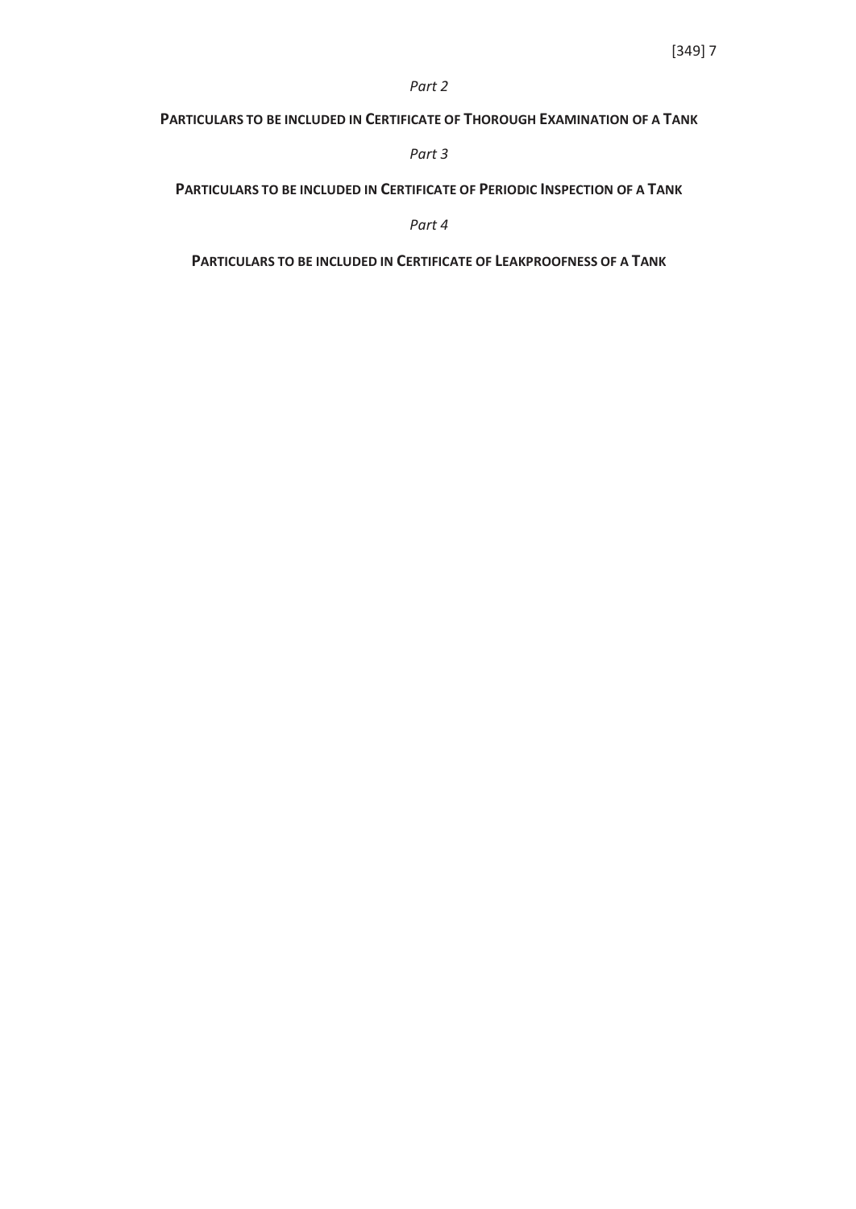*Part 2*

**PARTICULARS TO BE INCLUDED IN CERTIFICATE OF THOROUGH EXAMINATION OF A TANK**

*Part 3*

**PARTICULARS TO BE INCLUDED IN CERTIFICATE OF PERIODIC INSPECTION OF A TANK**

*Part 4*

**PARTICULARS TO BE INCLUDED IN CERTIFICATE OF LEAKPROOFNESS OF A TANK**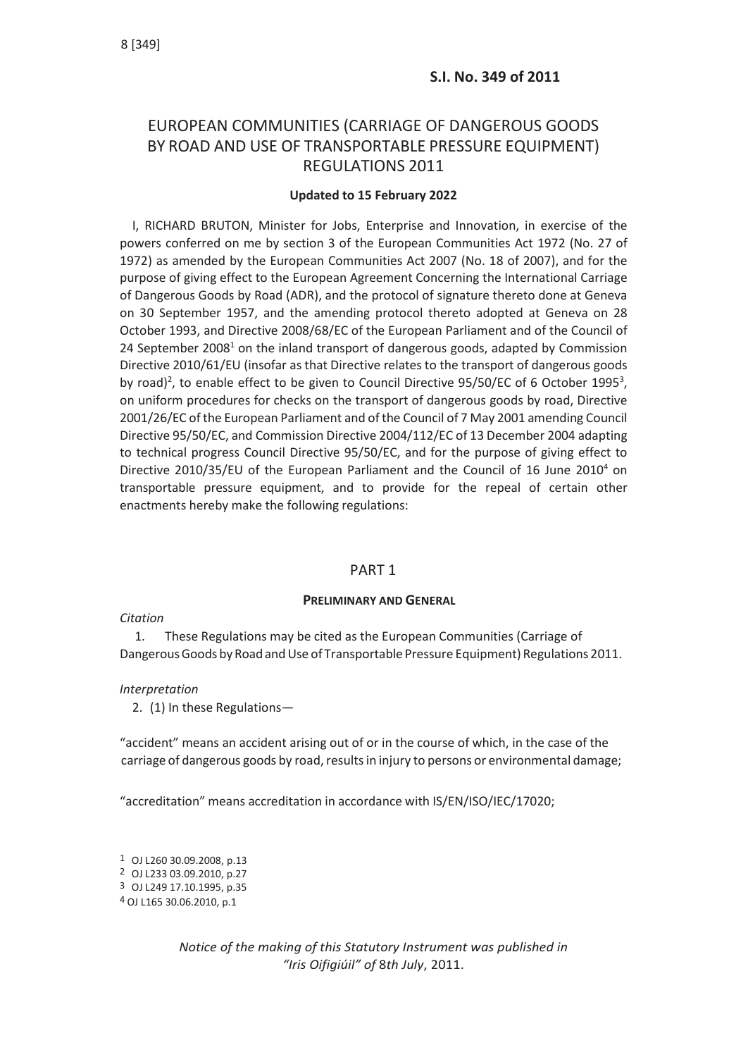**S.I. No. 349 of 2011**

# EUROPEAN COMMUNITIES (CARRIAGE OF DANGEROUS GOODS BY ROAD AND USE OF TRANSPORTABLE PRESSURE EQUIPMENT) REGULATIONS 2011

**Updated to 15 February 2022**

I, RICHARD BRUTON, Minister for Jobs, Enterprise and Innovation, in exercise of the powers conferred on me by section 3 of the European Communities Act 1972 (No. 27 of 1972) as amended by the European Communities Act 2007 (No. 18 of 2007), and for the purpose of giving effect to the European Agreement Concerning the International Carriage of Dangerous Goods by Road (ADR), and the protocol of signature thereto done at Geneva on 30 September 1957, and the amending protocol thereto adopted at Geneva on 28 October 1993, and Directive 2008/68/EC of the European Parliament and of the Council of 24 September 2008[1] on the inland transport of dangerous goods, adapted by Commission Directive 2010/61/EU (insofar as that Directive relates to the transport of dangerous goods by road)[2], to enable effect to be given to Council Directive 95/50/EC of 6 October 1995[3], on uniform procedures for checks on the transport of dangerous goods by road, Directive 2001/26/EC of the European Parliament and of the Council of 7 May 2001 amending Council Directive 95/50/EC, and Commission Directive 2004/112/EC of 13 December 2004 adapting to technical progress Council Directive 95/50/EC, and for the purpose of giving effect to Directive 2010/35/EU of the European Parliament and the Council of 16 June 2010[4] on transportable pressure equipment, and to provide for the repeal of certain other enactments hereby make the following regulations:

## PART 1

### PRELIMINARY AND GENERAL

*Citation*

1. These Regulations may be cited as the European Communities (Carriage of Dangerous Goods by Road and Use of Transportable Pressure Equipment) Regulations 2011.

*Interpretation*

2. (1) In these Regulations—

"accident" means an accident arising out of or in the course of which, in the case of the carriage of dangerous goods by road, results in injury to persons or environmental damage;

"accreditation" means accreditation in accordance with IS/EN/ISO/IEC/17020;

[1] OJ L260 30.09.2008, p.13
[2] OJ L233 03.09.2010, p.27
[3] OJ L249 17.10.1995, p.35
[4] OJ L165 30.06.2010, p.1

*Notice of the making of this Statutory Instrument was published in "Iris Oifigiúil" of 8th July, 2011.*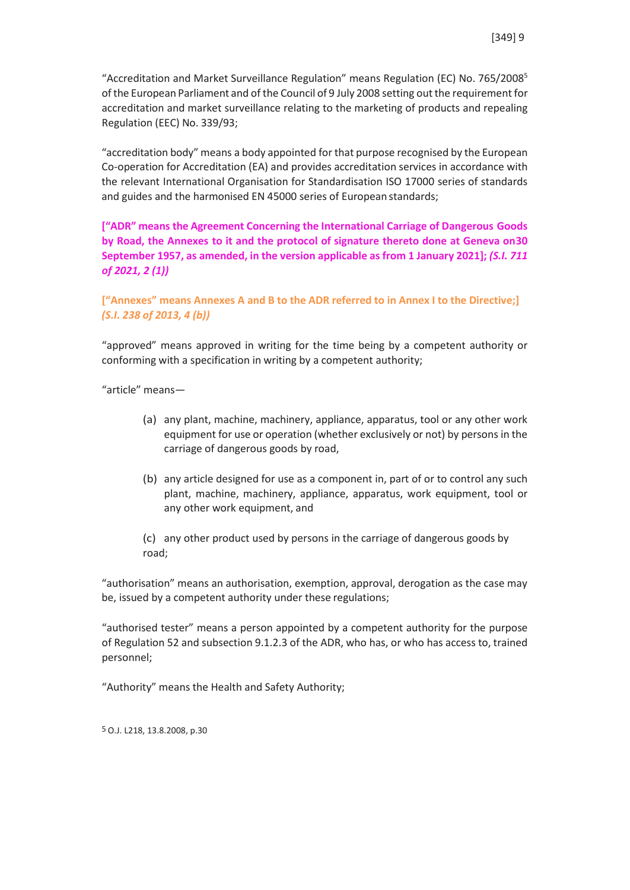"Accreditation and Market Surveillance Regulation" means Regulation (EC) No. 765/2008[5] of the European Parliament and of the Council of 9 July 2008 setting out the requirement for accreditation and market surveillance relating to the marketing of products and repealing Regulation (EEC) No. 339/93;

"accreditation body" means a body appointed for that purpose recognised by the European Co-operation for Accreditation (EA) and provides accreditation services in accordance with the relevant International Organisation for Standardisation ISO 17000 series of standards and guides and the harmonised EN 45000 series of European standards;

**["ADR" means the Agreement Concerning the International Carriage of Dangerous Goods by Road, the Annexes to it and the protocol of signature thereto done at Geneva on30 September 1957, as amended, in the version applicable as from 1 January 2021];** ***(S.I. 711 of 2021, 2 (1))***

**["Annexes" means Annexes A and B to the ADR referred to in Annex I to the Directive;]** ***(S.I. 238 of 2013, 4 (b))***

"approved" means approved in writing for the time being by a competent authority or conforming with a specification in writing by a competent authority;

"article" means—

(a) any plant, machine, machinery, appliance, apparatus, tool or any other work equipment for use or operation (whether exclusively or not) by persons in the carriage of dangerous goods by road,

(b) any article designed for use as a component in, part of or to control any such plant, machine, machinery, appliance, apparatus, work equipment, tool or any other work equipment, and

(c) any other product used by persons in the carriage of dangerous goods by road;

"authorisation" means an authorisation, exemption, approval, derogation as the case may be, issued by a competent authority under these regulations;

"authorised tester" means a person appointed by a competent authority for the purpose of Regulation 52 and subsection 9.1.2.3 of the ADR, who has, or who has access to, trained personnel;

"Authority" means the Health and Safety Authority;

[5] O.J. L218, 13.8.2008, p.30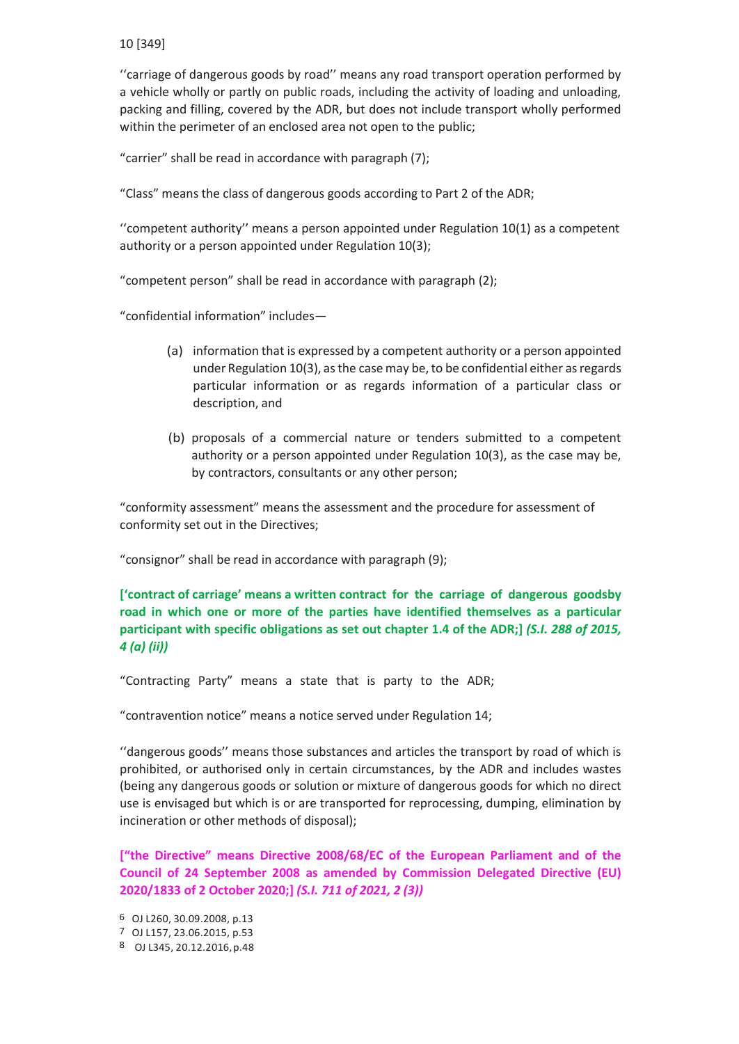''carriage of dangerous goods by road'' means any road transport operation performed by a vehicle wholly or partly on public roads, including the activity of loading and unloading, packing and filling, covered by the ADR, but does not include transport wholly performed within the perimeter of an enclosed area not open to the public;

"carrier" shall be read in accordance with paragraph (7);

"Class" means the class of dangerous goods according to Part 2 of the ADR;

''competent authority'' means a person appointed under Regulation 10(1) as a competent authority or a person appointed under Regulation 10(3);

"competent person" shall be read in accordance with paragraph (2);

"confidential information" includes—

(a) information that is expressed by a competent authority or a person appointed under Regulation 10(3), as the case may be, to be confidential either as regards particular information or as regards information of a particular class or description, and

(b) proposals of a commercial nature or tenders submitted to a competent authority or a person appointed under Regulation 10(3), as the case may be, by contractors, consultants or any other person;

"conformity assessment" means the assessment and the procedure for assessment of conformity set out in the Directives;

"consignor" shall be read in accordance with paragraph (9);

**['contract of carriage' means a written contract for the carriage of dangerous goodsby road in which one or more of the parties have identified themselves as a particular participant with specific obligations as set out chapter 1.4 of the ADR;]** ***(S.I. 288 of 2015, 4 (a) (ii))***

"Contracting Party" means a state that is party to the ADR;

"contravention notice" means a notice served under Regulation 14;

''dangerous goods'' means those substances and articles the transport by road of which is prohibited, or authorised only in certain circumstances, by the ADR and includes wastes (being any dangerous goods or solution or mixture of dangerous goods for which no direct use is envisaged but which is or are transported for reprocessing, dumping, elimination by incineration or other methods of disposal);

**["the Directive" means Directive 2008/68/EC of the European Parliament and of the Council of 24 September 2008 as amended by Commission Delegated Directive (EU) 2020/1833 of 2 October 2020;]** ***(S.I. 711 of 2021, 2 (3))***

[6] OJ L260, 30.09.2008, p.13

[7] OJ L157, 23.06.2015, p.53

[8] OJ L345, 20.12.2016, p.48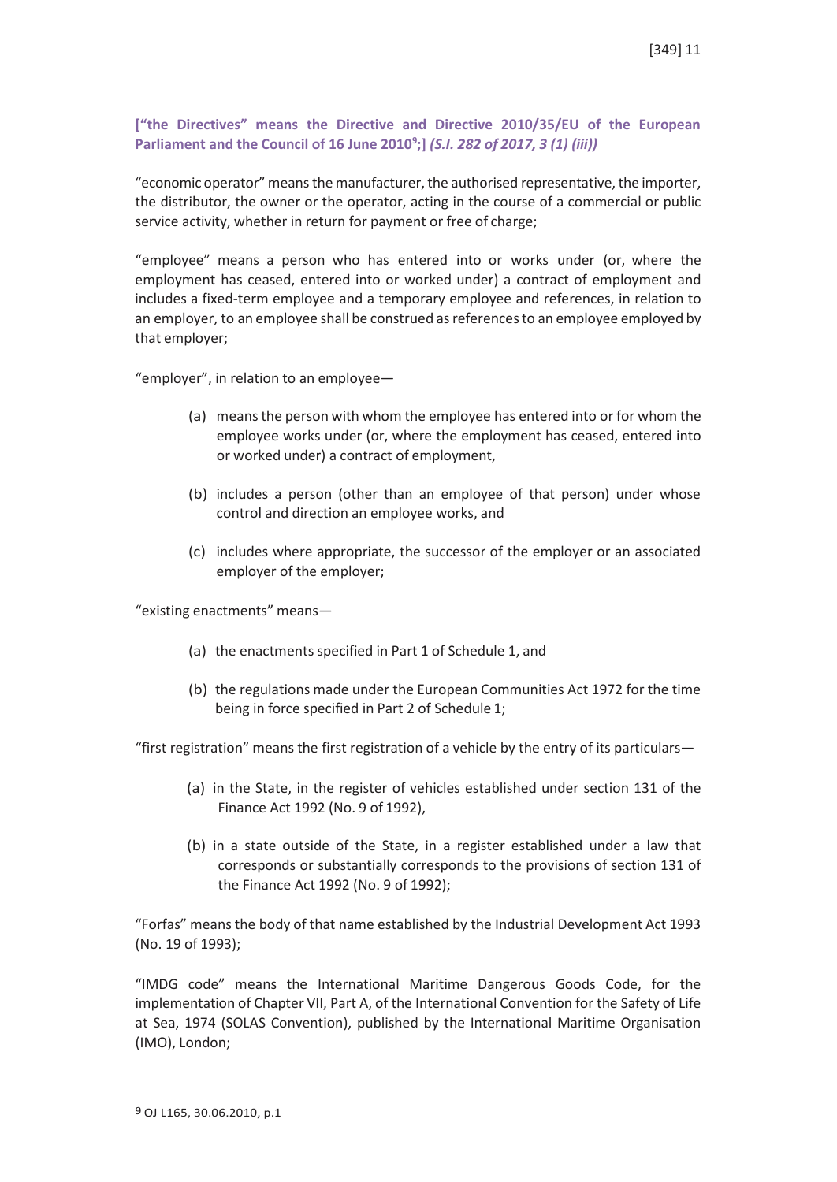**["the Directives" means the Directive and Directive 2010/35/EU of the European Parliament and the Council of 16 June 2010[9];]** ***(S.I. 282 of 2017, 3 (1) (iii))***

"economic operator" means the manufacturer, the authorised representative, the importer, the distributor, the owner or the operator, acting in the course of a commercial or public service activity, whether in return for payment or free of charge;

"employee" means a person who has entered into or works under (or, where the employment has ceased, entered into or worked under) a contract of employment and includes a fixed-term employee and a temporary employee and references, in relation to an employer, to an employee shall be construed as references to an employee employed by that employer;

"employer", in relation to an employee—

(a) means the person with whom the employee has entered into or for whom the employee works under (or, where the employment has ceased, entered into or worked under) a contract of employment,

(b) includes a person (other than an employee of that person) under whose control and direction an employee works, and

(c) includes where appropriate, the successor of the employer or an associated employer of the employer;

"existing enactments" means—

(a) the enactments specified in Part 1 of Schedule 1, and

(b) the regulations made under the European Communities Act 1972 for the time being in force specified in Part 2 of Schedule 1;

"first registration" means the first registration of a vehicle by the entry of its particulars—

(a) in the State, in the register of vehicles established under section 131 of the Finance Act 1992 (No. 9 of 1992),

(b) in a state outside of the State, in a register established under a law that corresponds or substantially corresponds to the provisions of section 131 of the Finance Act 1992 (No. 9 of 1992);

"Forfas" means the body of that name established by the Industrial Development Act 1993 (No. 19 of 1993);

"IMDG code" means the International Maritime Dangerous Goods Code, for the implementation of Chapter VII, Part A, of the International Convention for the Safety of Life at Sea, 1974 (SOLAS Convention), published by the International Maritime Organisation (IMO), London;

[9] OJ L165, 30.06.2010, p.1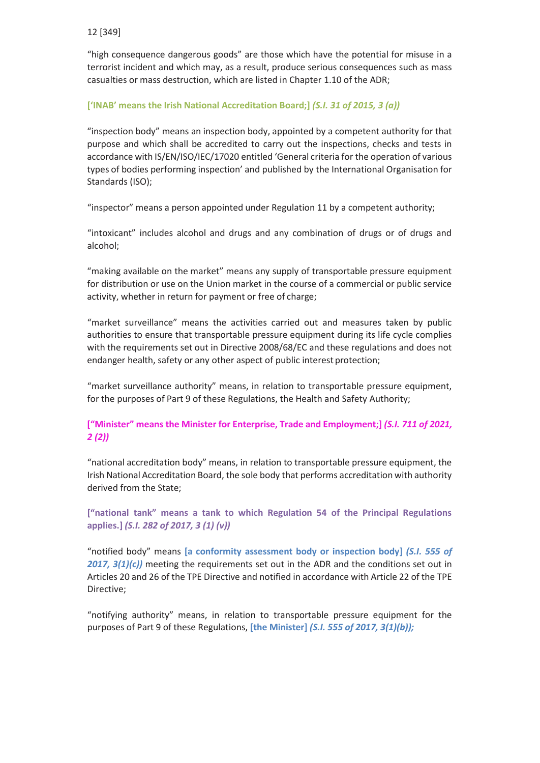"high consequence dangerous goods" are those which have the potential for misuse in a terrorist incident and which may, as a result, produce serious consequences such as mass casualties or mass destruction, which are listed in Chapter 1.10 of the ADR;

**['INAB' means the Irish National Accreditation Board;]** ***(S.I. 31 of 2015, 3 (a))***

"inspection body" means an inspection body, appointed by a competent authority for that purpose and which shall be accredited to carry out the inspections, checks and tests in accordance with IS/EN/ISO/IEC/17020 entitled 'General criteria for the operation of various types of bodies performing inspection' and published by the International Organisation for Standards (ISO);

"inspector" means a person appointed under Regulation 11 by a competent authority;

"intoxicant" includes alcohol and drugs and any combination of drugs or of drugs and alcohol;

"making available on the market" means any supply of transportable pressure equipment for distribution or use on the Union market in the course of a commercial or public service activity, whether in return for payment or free of charge;

"market surveillance" means the activities carried out and measures taken by public authorities to ensure that transportable pressure equipment during its life cycle complies with the requirements set out in Directive 2008/68/EC and these regulations and does not endanger health, safety or any other aspect of public interest protection;

"market surveillance authority" means, in relation to transportable pressure equipment, for the purposes of Part 9 of these Regulations, the Health and Safety Authority;

**["Minister" means the Minister for Enterprise, Trade and Employment;]** ***(S.I. 711 of 2021, 2 (2))***

"national accreditation body" means, in relation to transportable pressure equipment, the Irish National Accreditation Board, the sole body that performs accreditation with authority derived from the State;

**["national tank" means a tank to which Regulation 54 of the Principal Regulations applies.]** ***(S.I. 282 of 2017, 3 (1) (v))***

"notified body" means **[a conformity assessment body or inspection body]** ***(S.I. 555 of 2017, 3(1)(c))*** meeting the requirements set out in the ADR and the conditions set out in Articles 20 and 26 of the TPE Directive and notified in accordance with Article 22 of the TPE Directive;

"notifying authority" means, in relation to transportable pressure equipment for the purposes of Part 9 of these Regulations, **[the Minister]** ***(S.I. 555 of 2017, 3(1)(b));***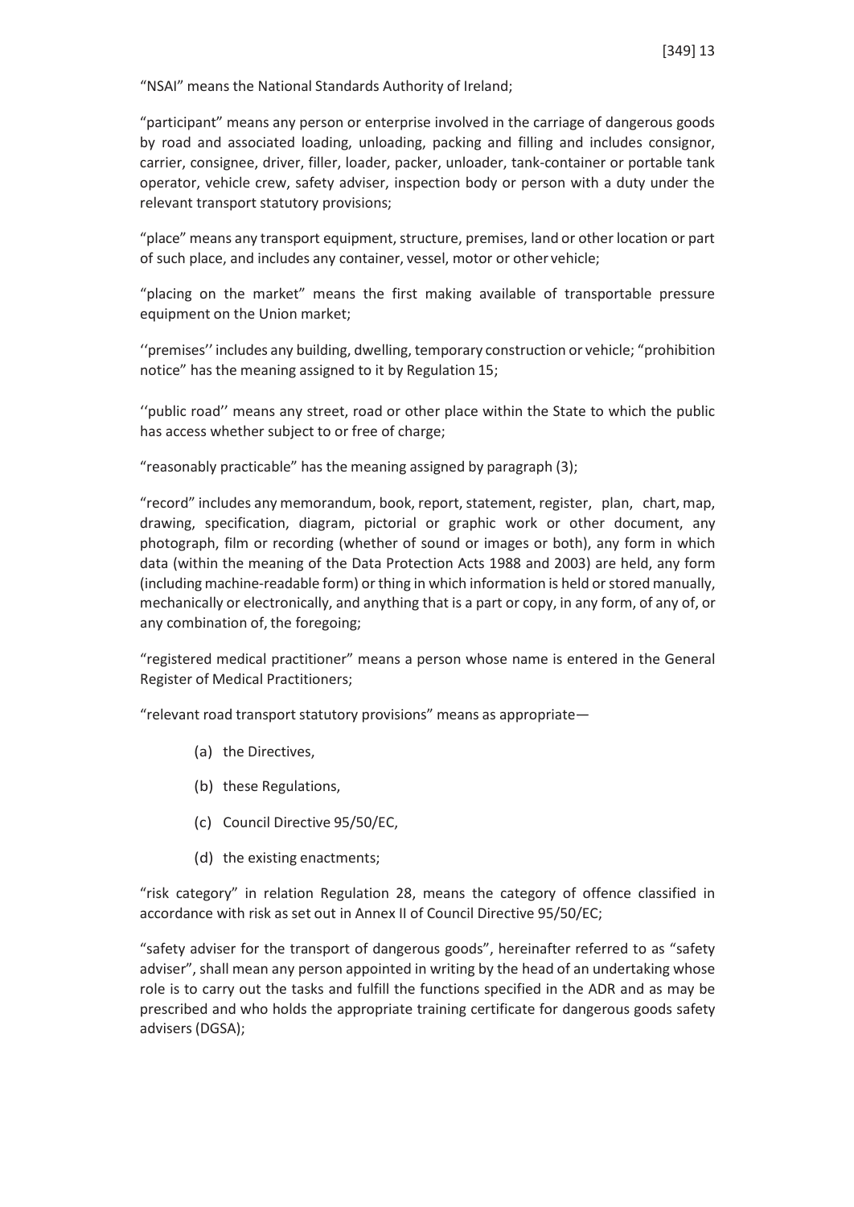"NSAI" means the National Standards Authority of Ireland;

"participant" means any person or enterprise involved in the carriage of dangerous goods by road and associated loading, unloading, packing and filling and includes consignor, carrier, consignee, driver, filler, loader, packer, unloader, tank-container or portable tank operator, vehicle crew, safety adviser, inspection body or person with a duty under the relevant transport statutory provisions;

"place" means any transport equipment, structure, premises, land or other location or part of such place, and includes any container, vessel, motor or other vehicle;

"placing on the market" means the first making available of transportable pressure equipment on the Union market;

''premises'' includes any building, dwelling, temporary construction or vehicle; "prohibition notice" has the meaning assigned to it by Regulation 15;

''public road'' means any street, road or other place within the State to which the public has access whether subject to or free of charge;

"reasonably practicable" has the meaning assigned by paragraph (3);

"record" includes any memorandum, book, report, statement, register, plan, chart, map, drawing, specification, diagram, pictorial or graphic work or other document, any photograph, film or recording (whether of sound or images or both), any form in which data (within the meaning of the Data Protection Acts 1988 and 2003) are held, any form (including machine-readable form) or thing in which information is held or stored manually, mechanically or electronically, and anything that is a part or copy, in any form, of any of, or any combination of, the foregoing;

"registered medical practitioner" means a person whose name is entered in the General Register of Medical Practitioners;

"relevant road transport statutory provisions" means as appropriate—

(a) the Directives,

(b) these Regulations,

(c) Council Directive 95/50/EC,

(d) the existing enactments;

"risk category" in relation Regulation 28, means the category of offence classified in accordance with risk as set out in Annex II of Council Directive 95/50/EC;

"safety adviser for the transport of dangerous goods", hereinafter referred to as "safety adviser", shall mean any person appointed in writing by the head of an undertaking whose role is to carry out the tasks and fulfill the functions specified in the ADR and as may be prescribed and who holds the appropriate training certificate for dangerous goods safety advisers (DGSA);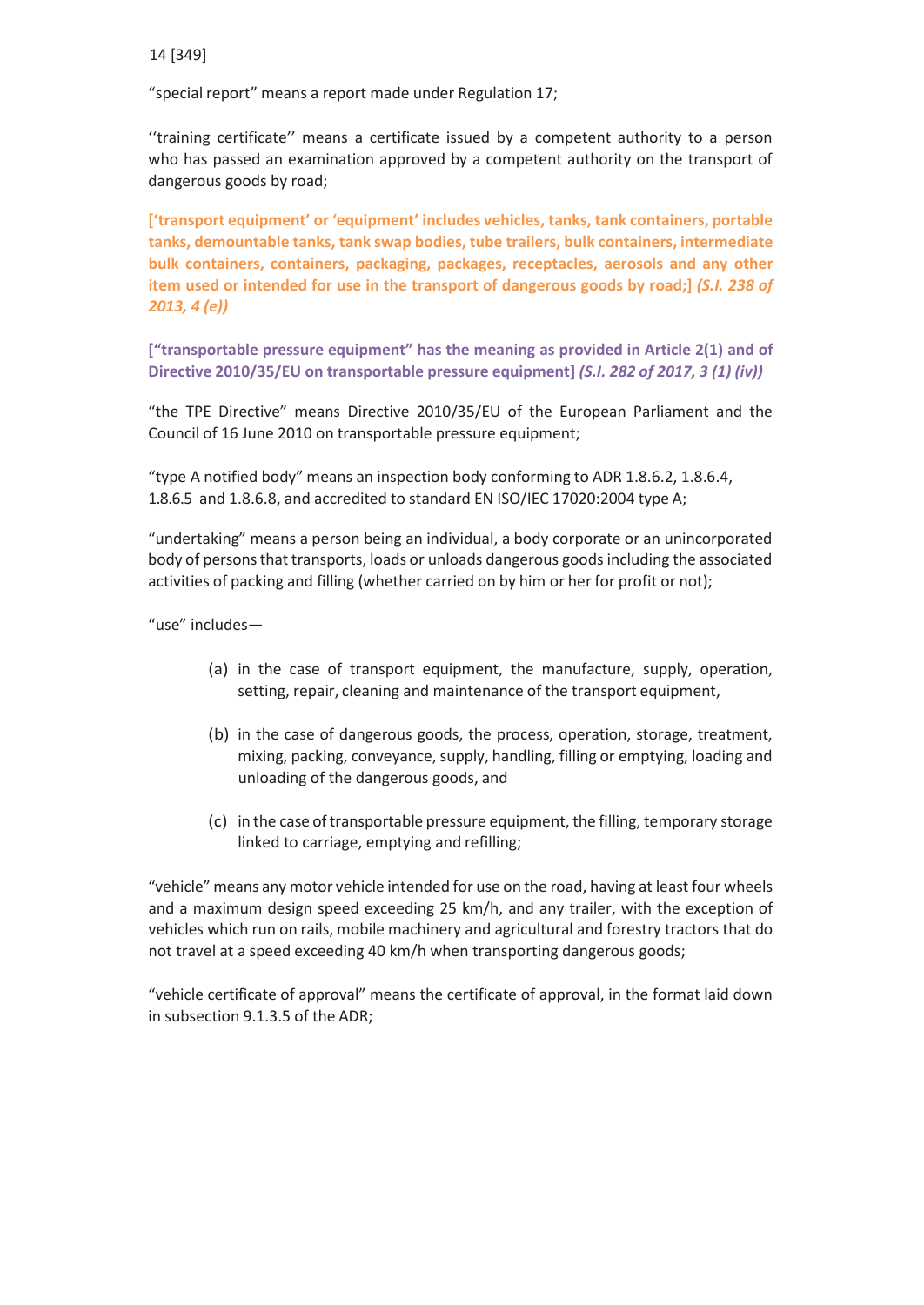"special report" means a report made under Regulation 17;

''training certificate'' means a certificate issued by a competent authority to a person who has passed an examination approved by a competent authority on the transport of dangerous goods by road;

**['transport equipment' or 'equipment' includes vehicles, tanks, tank containers, portable tanks, demountable tanks, tank swap bodies, tube trailers, bulk containers, intermediate bulk containers, containers, packaging, packages, receptacles, aerosols and any other item used or intended for use in the transport of dangerous goods by road;]** ***(S.I. 238 of 2013, 4 (e))***

**["transportable pressure equipment" has the meaning as provided in Article 2(1) and of Directive 2010/35/EU on transportable pressure equipment]** ***(S.I. 282 of 2017, 3 (1) (iv))***

"the TPE Directive" means Directive 2010/35/EU of the European Parliament and the Council of 16 June 2010 on transportable pressure equipment;

"type A notified body" means an inspection body conforming to ADR 1.8.6.2, 1.8.6.4, 1.8.6.5 and 1.8.6.8, and accredited to standard EN ISO/IEC 17020:2004 type A;

"undertaking" means a person being an individual, a body corporate or an unincorporated body of persons that transports, loads or unloads dangerous goods including the associated activities of packing and filling (whether carried on by him or her for profit or not);

"use" includes—

(a) in the case of transport equipment, the manufacture, supply, operation, setting, repair, cleaning and maintenance of the transport equipment,

(b) in the case of dangerous goods, the process, operation, storage, treatment, mixing, packing, conveyance, supply, handling, filling or emptying, loading and unloading of the dangerous goods, and

(c) in the case of transportable pressure equipment, the filling, temporary storage linked to carriage, emptying and refilling;

"vehicle" means any motor vehicle intended for use on the road, having at least four wheels and a maximum design speed exceeding 25 km/h, and any trailer, with the exception of vehicles which run on rails, mobile machinery and agricultural and forestry tractors that do not travel at a speed exceeding 40 km/h when transporting dangerous goods;

"vehicle certificate of approval" means the certificate of approval, in the format laid down in subsection 9.1.3.5 of the ADR;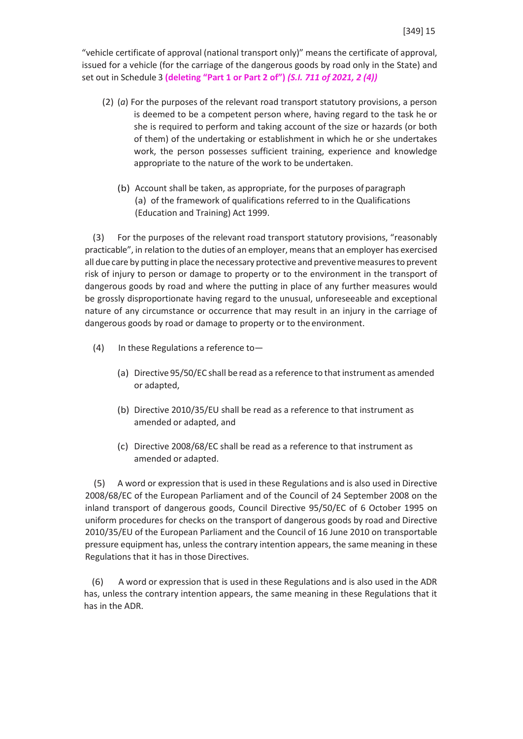"vehicle certificate of approval (national transport only)" means the certificate of approval, issued for a vehicle (for the carriage of the dangerous goods by road only in the State) and set out in Schedule 3 **(deleting "Part 1 or Part 2 of")** ***(S.I. 711 of 2021, 2 (4))***

(2) (*a*) For the purposes of the relevant road transport statutory provisions, a person is deemed to be a competent person where, having regard to the task he or she is required to perform and taking account of the size or hazards (or both of them) of the undertaking or establishment in which he or she undertakes work, the person possesses sufficient training, experience and knowledge appropriate to the nature of the work to be undertaken.

(b) Account shall be taken, as appropriate, for the purposes of paragraph (a) of the framework of qualifications referred to in the Qualifications (Education and Training) Act 1999.

(3) For the purposes of the relevant road transport statutory provisions, "reasonably practicable", in relation to the duties of an employer, means that an employer has exercised all due care by putting in place the necessary protective and preventive measures to prevent risk of injury to person or damage to property or to the environment in the transport of dangerous goods by road and where the putting in place of any further measures would be grossly disproportionate having regard to the unusual, unforeseeable and exceptional nature of any circumstance or occurrence that may result in an injury in the carriage of dangerous goods by road or damage to property or to the environment.

(4) In these Regulations a reference to—

(a) Directive 95/50/EC shall be read as a reference to that instrument as amended or adapted,

(b) Directive 2010/35/EU shall be read as a reference to that instrument as amended or adapted, and

(c) Directive 2008/68/EC shall be read as a reference to that instrument as amended or adapted.

(5) A word or expression that is used in these Regulations and is also used in Directive 2008/68/EC of the European Parliament and of the Council of 24 September 2008 on the inland transport of dangerous goods, Council Directive 95/50/EC of 6 October 1995 on uniform procedures for checks on the transport of dangerous goods by road and Directive 2010/35/EU of the European Parliament and the Council of 16 June 2010 on transportable pressure equipment has, unless the contrary intention appears, the same meaning in these Regulations that it has in those Directives.

(6) A word or expression that is used in these Regulations and is also used in the ADR has, unless the contrary intention appears, the same meaning in these Regulations that it has in the ADR.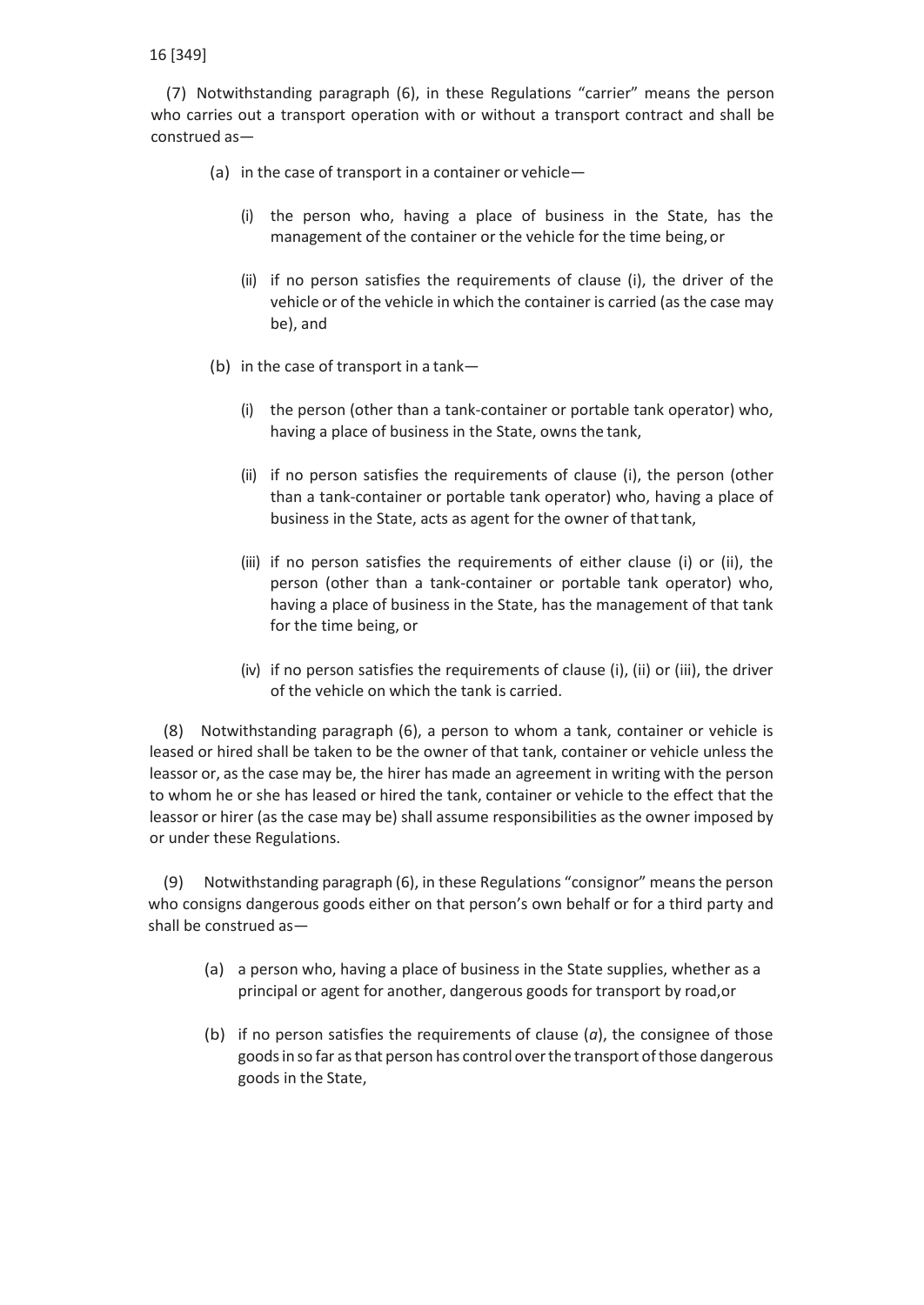(7) Notwithstanding paragraph (6), in these Regulations "carrier" means the person who carries out a transport operation with or without a transport contract and shall be construed as—

(a) in the case of transport in a container or vehicle—

(i) the person who, having a place of business in the State, has the management of the container or the vehicle for the time being, or

(ii) if no person satisfies the requirements of clause (i), the driver of the vehicle or of the vehicle in which the container is carried (as the case may be), and

(b) in the case of transport in a tank—

(i) the person (other than a tank-container or portable tank operator) who, having a place of business in the State, owns the tank,

(ii) if no person satisfies the requirements of clause (i), the person (other than a tank-container or portable tank operator) who, having a place of business in the State, acts as agent for the owner of that tank,

(iii) if no person satisfies the requirements of either clause (i) or (ii), the person (other than a tank-container or portable tank operator) who, having a place of business in the State, has the management of that tank for the time being, or

(iv) if no person satisfies the requirements of clause (i), (ii) or (iii), the driver of the vehicle on which the tank is carried.

(8) Notwithstanding paragraph (6), a person to whom a tank, container or vehicle is leased or hired shall be taken to be the owner of that tank, container or vehicle unless the leassor or, as the case may be, the hirer has made an agreement in writing with the person to whom he or she has leased or hired the tank, container or vehicle to the effect that the leassor or hirer (as the case may be) shall assume responsibilities as the owner imposed by or under these Regulations.

(9) Notwithstanding paragraph (6), in these Regulations "consignor" means the person who consigns dangerous goods either on that person's own behalf or for a third party and shall be construed as—

(a) a person who, having a place of business in the State supplies, whether as a principal or agent for another, dangerous goods for transport by road, or

(b) if no person satisfies the requirements of clause (*a*), the consignee of those goods in so far as that person has control over the transport of those dangerous goods in the State,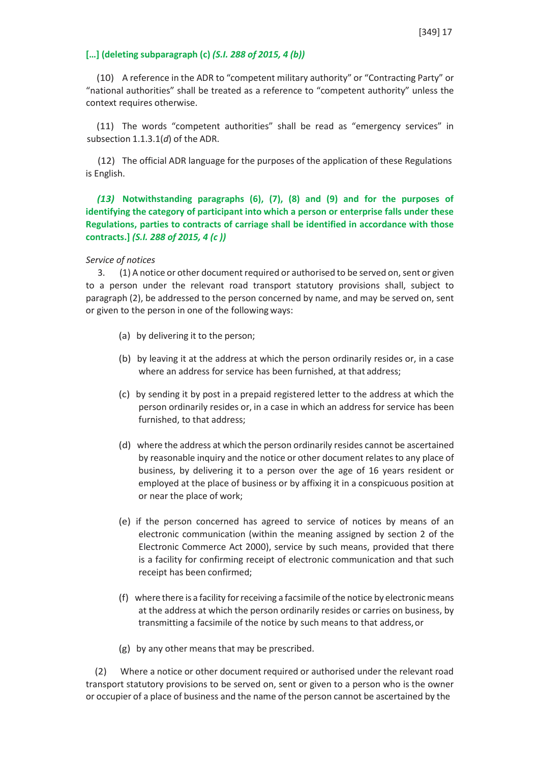**[...] (deleting subparagraph (c) *(S.I. 288 of 2015, 4 (b))***

(10) A reference in the ADR to "competent military authority" or "Contracting Party" or "national authorities" shall be treated as a reference to "competent authority" unless the context requires otherwise.

(11) The words "competent authorities" shall be read as "emergency services" in subsection 1.1.3.1(*d*) of the ADR.

(12) The official ADR language for the purposes of the application of these Regulations is English.

***(13)* Notwithstanding paragraphs (6), (7), (8) and (9) and for the purposes of identifying the category of participant into which a person or enterprise falls under these Regulations, parties to contracts of carriage shall be identified in accordance with those contracts.] *(S.I. 288 of 2015, 4 (c ))***

*Service of notices*

3. (1) A notice or other document required or authorised to be served on, sent or given to a person under the relevant road transport statutory provisions shall, subject to paragraph (2), be addressed to the person concerned by name, and may be served on, sent or given to the person in one of the following ways:

(a) by delivering it to the person;

(b) by leaving it at the address at which the person ordinarily resides or, in a case where an address for service has been furnished, at that address;

(c) by sending it by post in a prepaid registered letter to the address at which the person ordinarily resides or, in a case in which an address for service has been furnished, to that address;

(d) where the address at which the person ordinarily resides cannot be ascertained by reasonable inquiry and the notice or other document relates to any place of business, by delivering it to a person over the age of 16 years resident or employed at the place of business or by affixing it in a conspicuous position at or near the place of work;

(e) if the person concerned has agreed to service of notices by means of an electronic communication (within the meaning assigned by section 2 of the Electronic Commerce Act 2000), service by such means, provided that there is a facility for confirming receipt of electronic communication and that such receipt has been confirmed;

(f) where there is a facility for receiving a facsimile of the notice by electronic means at the address at which the person ordinarily resides or carries on business, by transmitting a facsimile of the notice by such means to that address, or

(g) by any other means that may be prescribed.

(2) Where a notice or other document required or authorised under the relevant road transport statutory provisions to be served on, sent or given to a person who is the owner or occupier of a place of business and the name of the person cannot be ascertained by the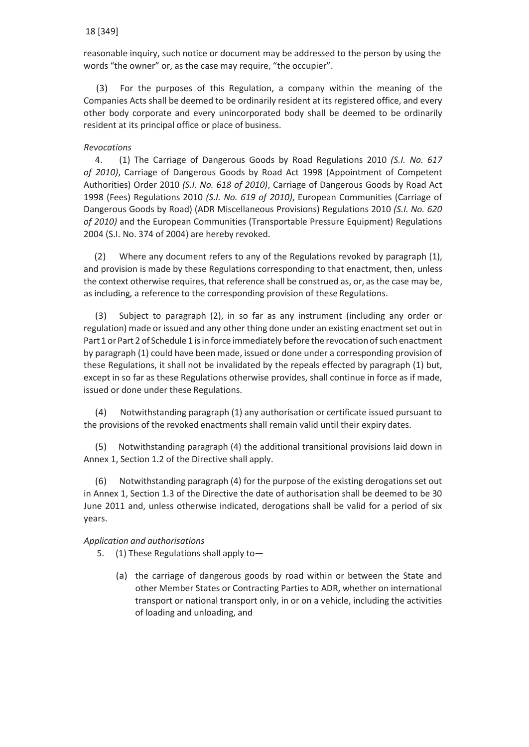reasonable inquiry, such notice or document may be addressed to the person by using the words "the owner" or, as the case may require, "the occupier".

(3) For the purposes of this Regulation, a company within the meaning of the Companies Acts shall be deemed to be ordinarily resident at its registered office, and every other body corporate and every unincorporated body shall be deemed to be ordinarily resident at its principal office or place of business.

*Revocations*

4. (1) The Carriage of Dangerous Goods by Road Regulations 2010 *(S.I. No. 617 of 2010)*, Carriage of Dangerous Goods by Road Act 1998 (Appointment of Competent Authorities) Order 2010 *(S.I. No. 618 of 2010)*, Carriage of Dangerous Goods by Road Act 1998 (Fees) Regulations 2010 *(S.I. No. 619 of 2010)*, European Communities (Carriage of Dangerous Goods by Road) (ADR Miscellaneous Provisions) Regulations 2010 *(S.I. No. 620 of 2010)* and the European Communities (Transportable Pressure Equipment) Regulations 2004 (S.I. No. 374 of 2004) are hereby revoked.

(2) Where any document refers to any of the Regulations revoked by paragraph (1), and provision is made by these Regulations corresponding to that enactment, then, unless the context otherwise requires, that reference shall be construed as, or, as the case may be, as including, a reference to the corresponding provision of these Regulations.

(3) Subject to paragraph (2), in so far as any instrument (including any order or regulation) made or issued and any other thing done under an existing enactment set out in Part 1 or Part 2 of Schedule 1 is in force immediately before the revocation of such enactment by paragraph (1) could have been made, issued or done under a corresponding provision of these Regulations, it shall not be invalidated by the repeals effected by paragraph (1) but, except in so far as these Regulations otherwise provides, shall continue in force as if made, issued or done under these Regulations.

(4) Notwithstanding paragraph (1) any authorisation or certificate issued pursuant to the provisions of the revoked enactments shall remain valid until their expiry dates.

(5) Notwithstanding paragraph (4) the additional transitional provisions laid down in Annex 1, Section 1.2 of the Directive shall apply.

(6) Notwithstanding paragraph (4) for the purpose of the existing derogations set out in Annex 1, Section 1.3 of the Directive the date of authorisation shall be deemed to be 30 June 2011 and, unless otherwise indicated, derogations shall be valid for a period of six years.

*Application and authorisations*

5. (1) These Regulations shall apply to—

(a) the carriage of dangerous goods by road within or between the State and other Member States or Contracting Parties to ADR, whether on international transport or national transport only, in or on a vehicle, including the activities of loading and unloading, and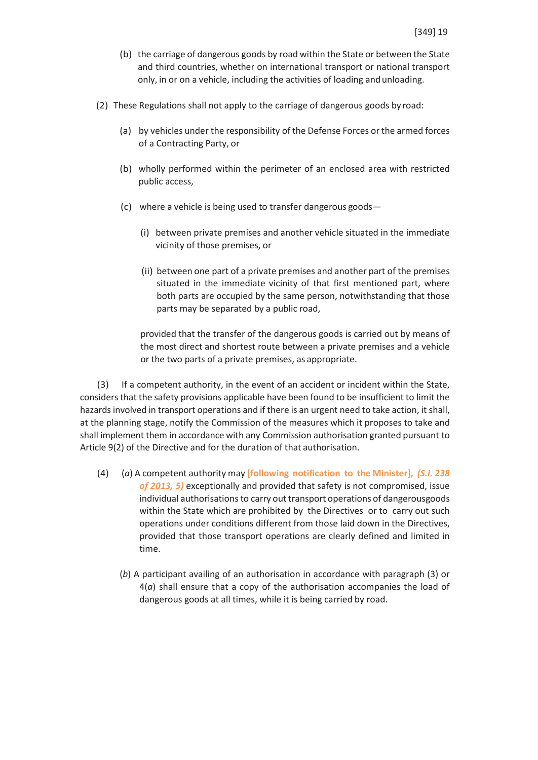(b) the carriage of dangerous goods by road within the State or between the State and third countries, whether on international transport or national transport only, in or on a vehicle, including the activities of loading and unloading.

(2) These Regulations shall not apply to the carriage of dangerous goods by road:

(a) by vehicles under the responsibility of the Defense Forces or the armed forces of a Contracting Party, or

(b) wholly performed within the perimeter of an enclosed area with restricted public access,

(c) where a vehicle is being used to transfer dangerous goods—

(i) between private premises and another vehicle situated in the immediate vicinity of those premises, or

(ii) between one part of a private premises and another part of the premises situated in the immediate vicinity of that first mentioned part, where both parts are occupied by the same person, notwithstanding that those parts may be separated by a public road,

provided that the transfer of the dangerous goods is carried out by means of the most direct and shortest route between a private premises and a vehicle or the two parts of a private premises, as appropriate.

(3) If a competent authority, in the event of an accident or incident within the State, considers that the safety provisions applicable have been found to be insufficient to limit the hazards involved in transport operations and if there is an urgent need to take action, it shall, at the planning stage, notify the Commission of the measures which it proposes to take and shall implement them in accordance with any Commission authorisation granted pursuant to Article 9(2) of the Directive and for the duration of that authorisation.

(4) (*a*) A competent authority may **[following notification to the Minister],** ***(S.I. 238 of 2013, 5)*** exceptionally and provided that safety is not compromised, issue individual authorisations to carry out transport operations of dangerousgoods within the State which are prohibited by the Directives or to carry out such operations under conditions different from those laid down in the Directives, provided that those transport operations are clearly defined and limited in time.

(*b*) A participant availing of an authorisation in accordance with paragraph (3) or 4(*a*) shall ensure that a copy of the authorisation accompanies the load of dangerous goods at all times, while it is being carried by road.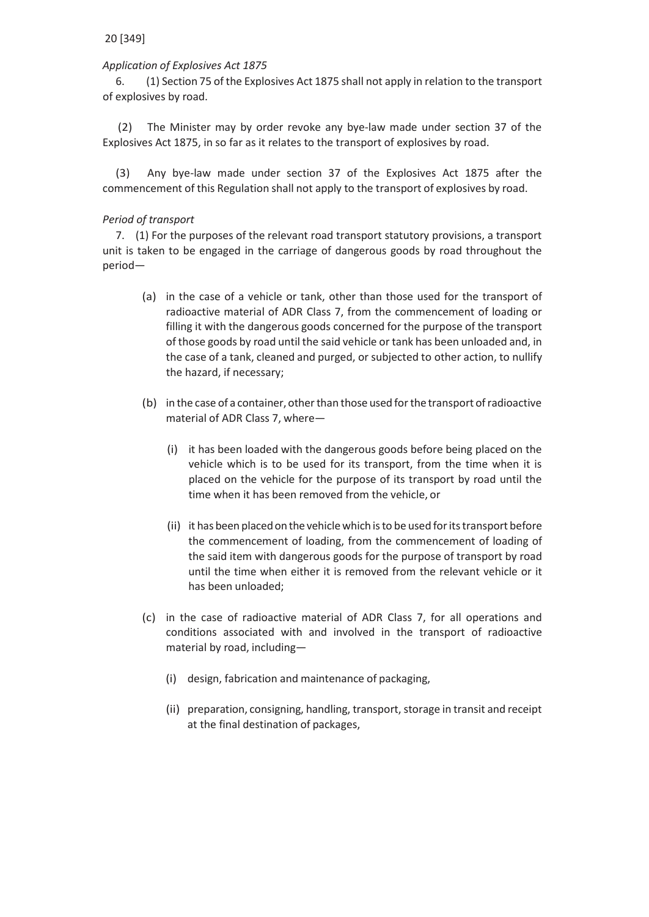*Application of Explosives Act 1875*

6. (1) Section 75 of the Explosives Act 1875 shall not apply in relation to the transport of explosives by road.

(2) The Minister may by order revoke any bye-law made under section 37 of the Explosives Act 1875, in so far as it relates to the transport of explosives by road.

(3) Any bye-law made under section 37 of the Explosives Act 1875 after the commencement of this Regulation shall not apply to the transport of explosives by road.

*Period of transport*

7. (1) For the purposes of the relevant road transport statutory provisions, a transport unit is taken to be engaged in the carriage of dangerous goods by road throughout the period—

(a) in the case of a vehicle or tank, other than those used for the transport of radioactive material of ADR Class 7, from the commencement of loading or filling it with the dangerous goods concerned for the purpose of the transport of those goods by road until the said vehicle or tank has been unloaded and, in the case of a tank, cleaned and purged, or subjected to other action, to nullify the hazard, if necessary;

(b) in the case of a container, other than those used for the transport of radioactive material of ADR Class 7, where—

(i) it has been loaded with the dangerous goods before being placed on the vehicle which is to be used for its transport, from the time when it is placed on the vehicle for the purpose of its transport by road until the time when it has been removed from the vehicle, or

(ii) it has been placed on the vehicle which is to be used for its transport before the commencement of loading, from the commencement of loading of the said item with dangerous goods for the purpose of transport by road until the time when either it is removed from the relevant vehicle or it has been unloaded;

(c) in the case of radioactive material of ADR Class 7, for all operations and conditions associated with and involved in the transport of radioactive material by road, including—

(i) design, fabrication and maintenance of packaging,

(ii) preparation, consigning, handling, transport, storage in transit and receipt at the final destination of packages,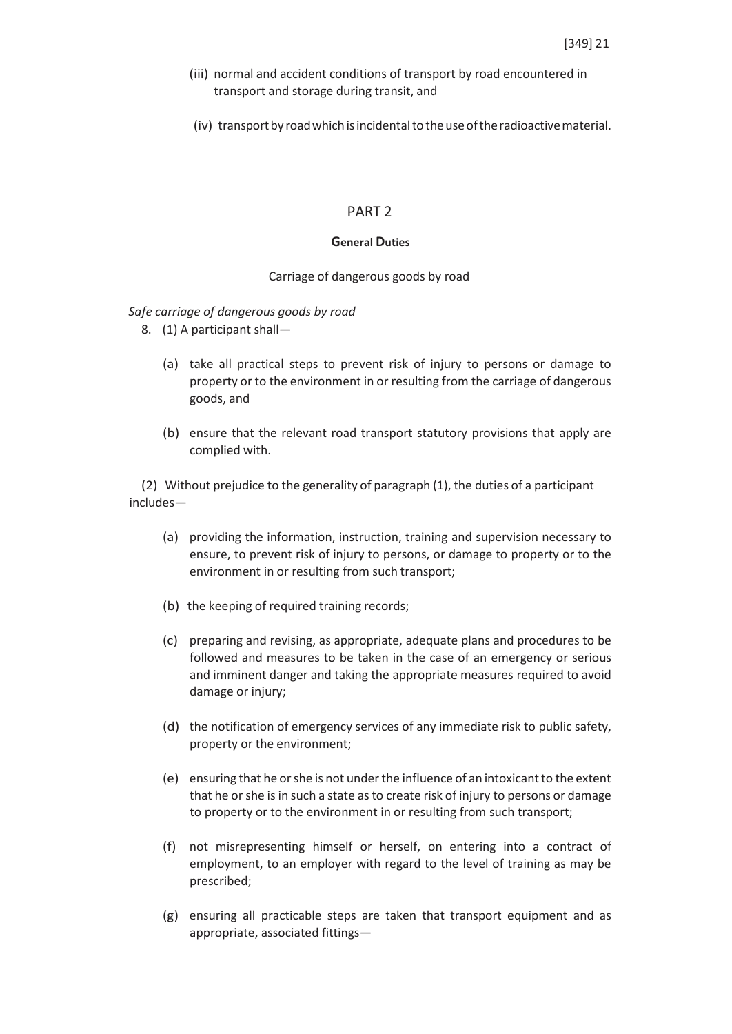(iii) normal and accident conditions of transport by road encountered in transport and storage during transit, and

(iv) transport by road which is incidental to the use of the radioactive material.

## PART 2

### General Duties

Carriage of dangerous goods by road

*Safe carriage of dangerous goods by road*

8. (1) A participant shall—

(a) take all practical steps to prevent risk of injury to persons or damage to property or to the environment in or resulting from the carriage of dangerous goods, and

(b) ensure that the relevant road transport statutory provisions that apply are complied with.

(2) Without prejudice to the generality of paragraph (1), the duties of a participant includes—

(a) providing the information, instruction, training and supervision necessary to ensure, to prevent risk of injury to persons, or damage to property or to the environment in or resulting from such transport;

(b) the keeping of required training records;

(c) preparing and revising, as appropriate, adequate plans and procedures to be followed and measures to be taken in the case of an emergency or serious and imminent danger and taking the appropriate measures required to avoid damage or injury;

(d) the notification of emergency services of any immediate risk to public safety, property or the environment;

(e) ensuring that he or she is not under the influence of an intoxicant to the extent that he or she is in such a state as to create risk of injury to persons or damage to property or to the environment in or resulting from such transport;

(f) not misrepresenting himself or herself, on entering into a contract of employment, to an employer with regard to the level of training as may be prescribed;

(g) ensuring all practicable steps are taken that transport equipment and as appropriate, associated fittings—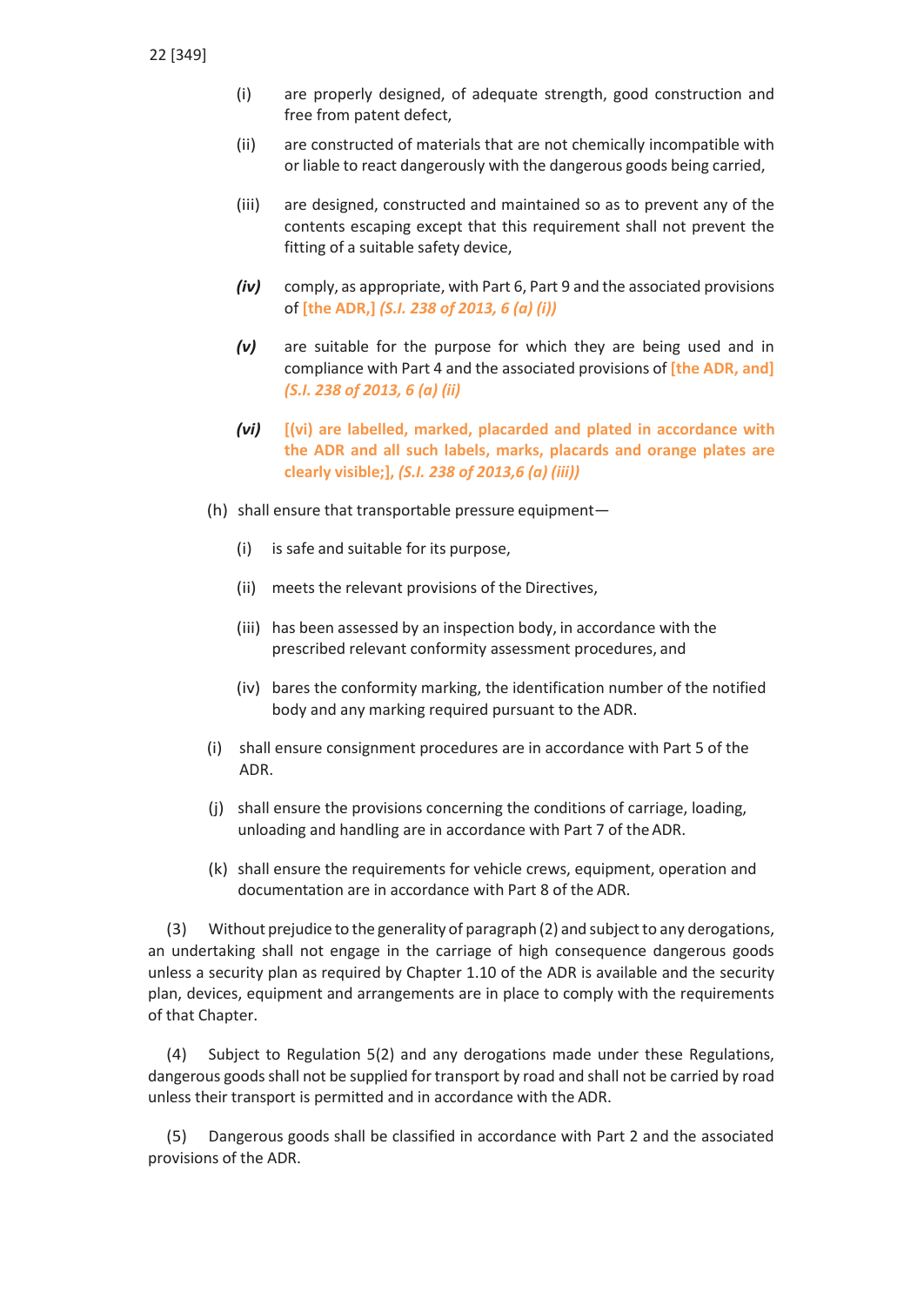(i) are properly designed, of adequate strength, good construction and free from patent defect,

(ii) are constructed of materials that are not chemically incompatible with or liable to react dangerously with the dangerous goods being carried,

(iii) are designed, constructed and maintained so as to prevent any of the contents escaping except that this requirement shall not prevent the fitting of a suitable safety device,

***(iv)*** comply, as appropriate, with Part 6, Part 9 and the associated provisions of **[the ADR,]** ***(S.I. 238 of 2013, 6 (a) (i))***

***(v)*** are suitable for the purpose for which they are being used and in compliance with Part 4 and the associated provisions of **[the ADR, and]** ***(S.I. 238 of 2013, 6 (a) (ii)***

***(vi)*** **[(vi) are labelled, marked, placarded and plated in accordance with the ADR and all such labels, marks, placards and orange plates are clearly visible;],** ***(S.I. 238 of 2013,6 (a) (iii))***

(h) shall ensure that transportable pressure equipment—

(i) is safe and suitable for its purpose,

(ii) meets the relevant provisions of the Directives,

(iii) has been assessed by an inspection body, in accordance with the prescribed relevant conformity assessment procedures, and

(iv) bares the conformity marking, the identification number of the notified body and any marking required pursuant to the ADR.

(i) shall ensure consignment procedures are in accordance with Part 5 of the ADR.

(j) shall ensure the provisions concerning the conditions of carriage, loading, unloading and handling are in accordance with Part 7 of the ADR.

(k) shall ensure the requirements for vehicle crews, equipment, operation and documentation are in accordance with Part 8 of the ADR.

(3) Without prejudice to the generality of paragraph (2) and subject to any derogations, an undertaking shall not engage in the carriage of high consequence dangerous goods unless a security plan as required by Chapter 1.10 of the ADR is available and the security plan, devices, equipment and arrangements are in place to comply with the requirements of that Chapter.

(4) Subject to Regulation 5(2) and any derogations made under these Regulations, dangerous goods shall not be supplied for transport by road and shall not be carried by road unless their transport is permitted and in accordance with the ADR.

(5) Dangerous goods shall be classified in accordance with Part 2 and the associated provisions of the ADR.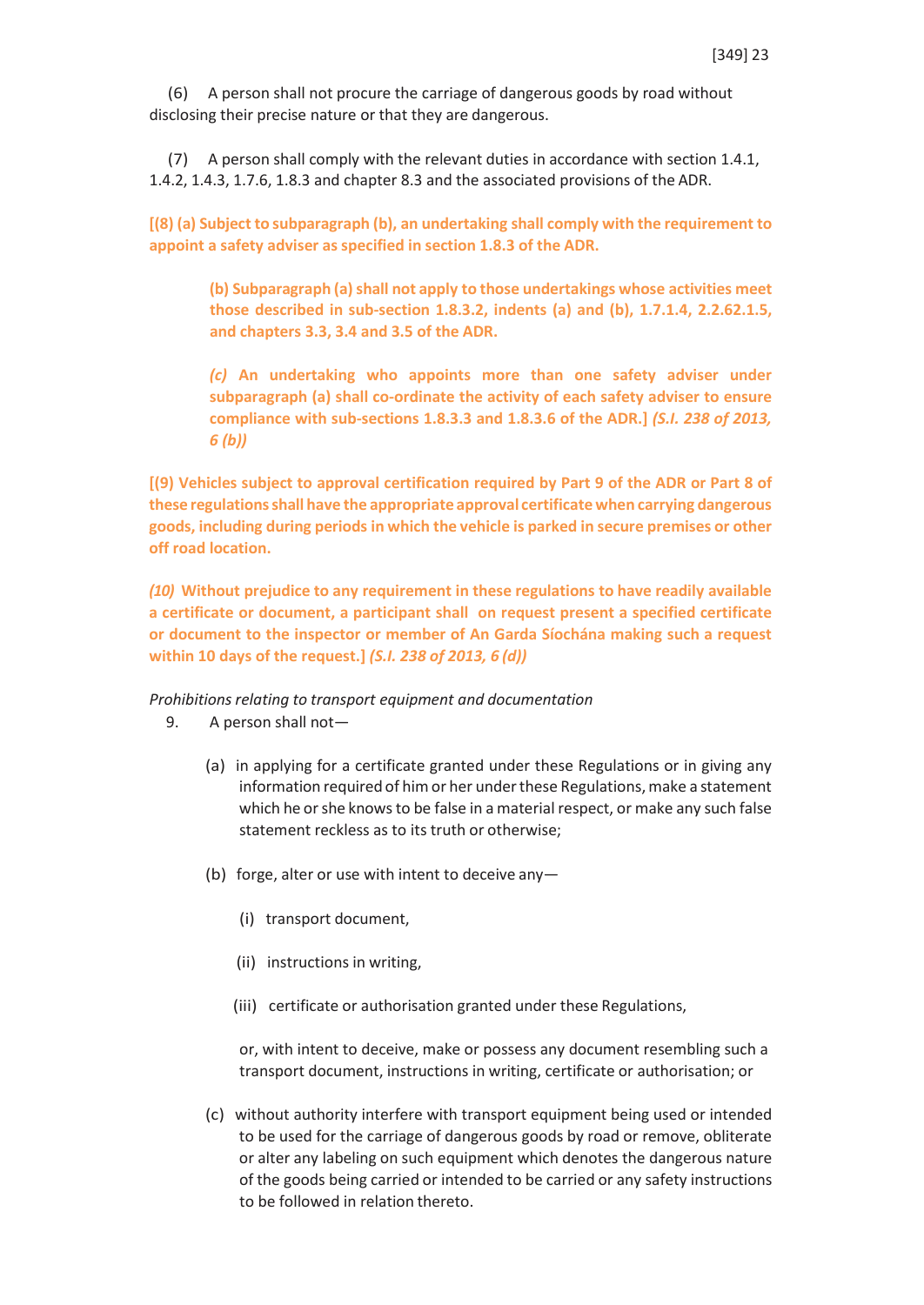(6) A person shall not procure the carriage of dangerous goods by road without disclosing their precise nature or that they are dangerous.

(7) A person shall comply with the relevant duties in accordance with section 1.4.1, 1.4.2, 1.4.3, 1.7.6, 1.8.3 and chapter 8.3 and the associated provisions of the ADR.

**[(8) (a) Subject to subparagraph (b), an undertaking shall comply with the requirement to appoint a safety adviser as specified in section 1.8.3 of the ADR.**

> **(b) Subparagraph (a) shall not apply to those undertakings whose activities meet those described in sub-section 1.8.3.2, indents (a) and (b), 1.7.1.4, 2.2.62.1.5, and chapters 3.3, 3.4 and 3.5 of the ADR.**
>
> ***(c)*** **An undertaking who appoints more than one safety adviser under subparagraph (a) shall co-ordinate the activity of each safety adviser to ensure compliance with sub-sections 1.8.3.3 and 1.8.3.6 of the ADR.]** ***(S.I. 238 of 2013, 6 (b))***

**[(9) Vehicles subject to approval certification required by Part 9 of the ADR or Part 8 of these regulations shall have the appropriate approval certificate when carrying dangerous goods, including during periods in which the vehicle is parked in secure premises or other off road location.**

***(10)*** **Without prejudice to any requirement in these regulations to have readily available a certificate or document, a participant shall on request present a specified certificate or document to the inspector or member of An Garda Síochána making such a request within 10 days of the request.]** ***(S.I. 238 of 2013, 6 (d))***

*Prohibitions relating to transport equipment and documentation*

9. A person shall not—

   (a) in applying for a certificate granted under these Regulations or in giving any information required of him or her under these Regulations, make a statement which he or she knows to be false in a material respect, or make any such false statement reckless as to its truth or otherwise;

   (b) forge, alter or use with intent to deceive any—

      (i) transport document,

      (ii) instructions in writing,

      (iii) certificate or authorisation granted under these Regulations,

      or, with intent to deceive, make or possess any document resembling such a transport document, instructions in writing, certificate or authorisation; or

   (c) without authority interfere with transport equipment being used or intended to be used for the carriage of dangerous goods by road or remove, obliterate or alter any labeling on such equipment which denotes the dangerous nature of the goods being carried or intended to be carried or any safety instructions to be followed in relation thereto.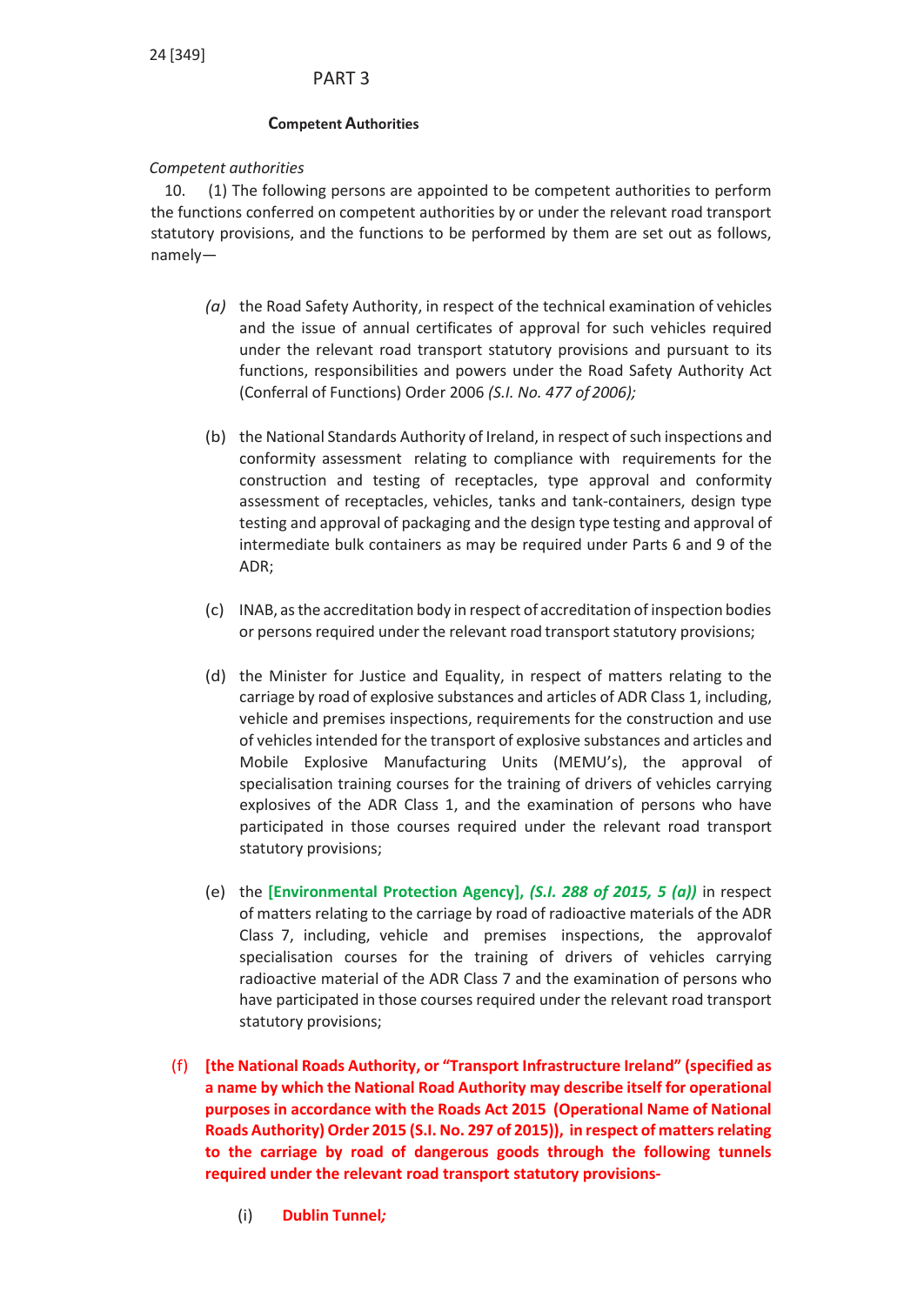## PART 3

### Competent Authorities

*Competent authorities*

10. (1) The following persons are appointed to be competent authorities to perform the functions conferred on competent authorities by or under the relevant road transport statutory provisions, and the functions to be performed by them are set out as follows, namely—

*(a)* the Road Safety Authority, in respect of the technical examination of vehicles and the issue of annual certificates of approval for such vehicles required under the relevant road transport statutory provisions and pursuant to its functions, responsibilities and powers under the Road Safety Authority Act (Conferral of Functions) Order 2006 *(S.I. No. 477 of 2006);*

(b) the National Standards Authority of Ireland, in respect of such inspections and conformity assessment relating to compliance with requirements for the construction and testing of receptacles, type approval and conformity assessment of receptacles, vehicles, tanks and tank-containers, design type testing and approval of packaging and the design type testing and approval of intermediate bulk containers as may be required under Parts 6 and 9 of the ADR;

(c) INAB, as the accreditation body in respect of accreditation of inspection bodies or persons required under the relevant road transport statutory provisions;

(d) the Minister for Justice and Equality, in respect of matters relating to the carriage by road of explosive substances and articles of ADR Class 1, including, vehicle and premises inspections, requirements for the construction and use of vehicles intended for the transport of explosive substances and articles and Mobile Explosive Manufacturing Units (MEMU's), the approval of specialisation training courses for the training of drivers of vehicles carrying explosives of the ADR Class 1, and the examination of persons who have participated in those courses required under the relevant road transport statutory provisions;

(e) the **[Environmental Protection Agency],** ***(S.I. 288 of 2015, 5 (a))*** in respect of matters relating to the carriage by road of radioactive materials of the ADR Class 7, including, vehicle and premises inspections, the approvalof specialisation courses for the training of drivers of vehicles carrying radioactive material of the ADR Class 7 and the examination of persons who have participated in those courses required under the relevant road transport statutory provisions;

**(f) [the National Roads Authority, or "Transport Infrastructure Ireland" (specified as a name by which the National Road Authority may describe itself for operational purposes in accordance with the Roads Act 2015 (Operational Name of National Roads Authority) Order 2015 (S.I. No. 297 of 2015)), in respect of matters relating to the carriage by road of dangerous goods through the following tunnels required under the relevant road transport statutory provisions-**

(i) **Dublin Tunnel*;***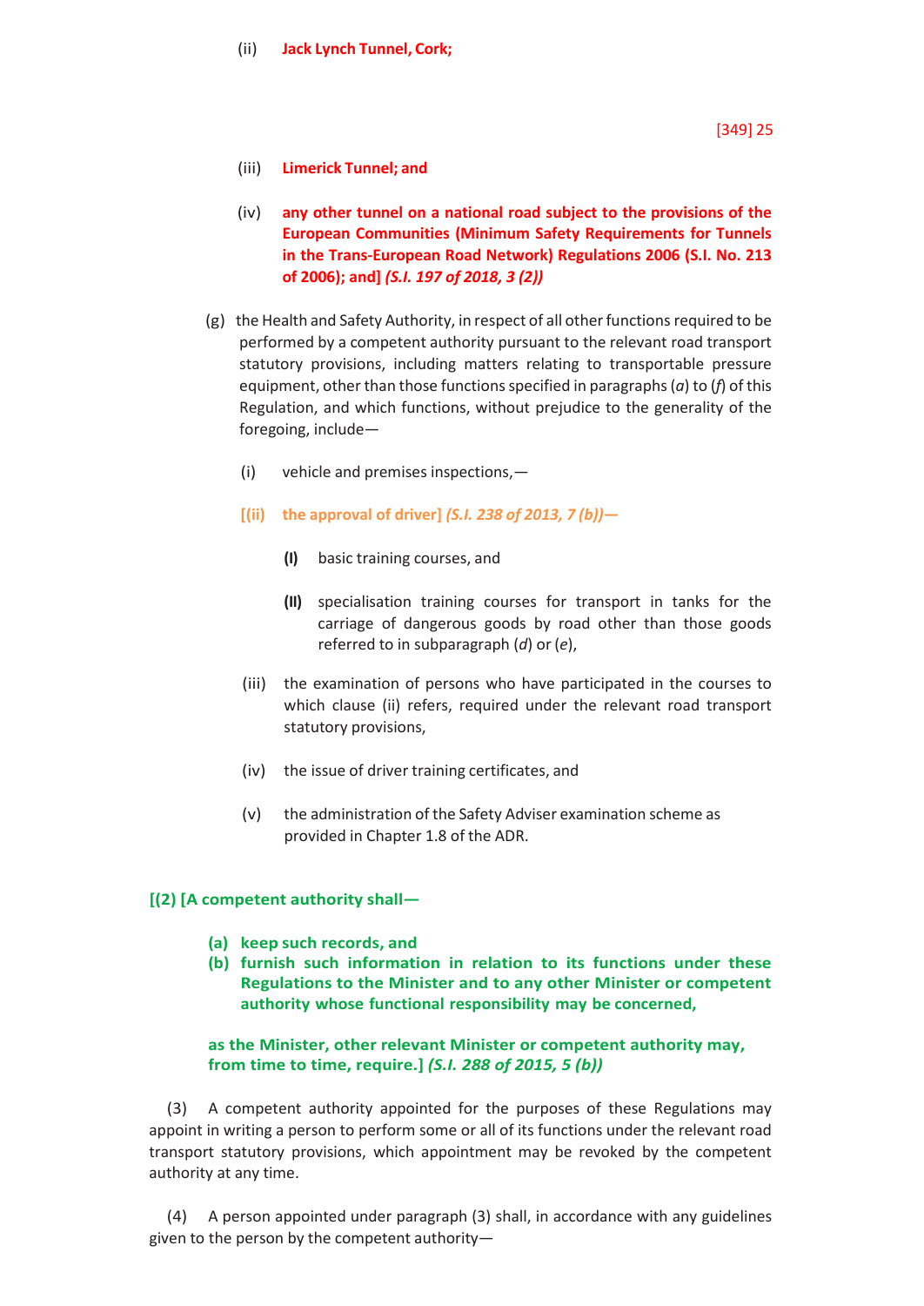(ii) **Jack Lynch Tunnel, Cork;**

[349] 25

(iii) **Limerick Tunnel; and**

(iv) **any other tunnel on a national road subject to the provisions of the European Communities (Minimum Safety Requirements for Tunnels in the Trans-European Road Network) Regulations 2006 (S.I. No. 213 of 2006); and]** ***(S.I. 197 of 2018, 3 (2))***

(g) the Health and Safety Authority, in respect of all other functions required to be performed by a competent authority pursuant to the relevant road transport statutory provisions, including matters relating to transportable pressure equipment, other than those functions specified in paragraphs (*a*) to (*f*) of this Regulation, and which functions, without prejudice to the generality of the foregoing, include—

(i) vehicle and premises inspections,—

**[(ii) the approval of driver]** ***(S.I. 238 of 2013, 7 (b))—***

**(I)** basic training courses, and

**(II)** specialisation training courses for transport in tanks for the carriage of dangerous goods by road other than those goods referred to in subparagraph (*d*) or (*e*),

(iii) the examination of persons who have participated in the courses to which clause (ii) refers, required under the relevant road transport statutory provisions,

(iv) the issue of driver training certificates, and

(v) the administration of the Safety Adviser examination scheme as provided in Chapter 1.8 of the ADR.

**[(2) [A competent authority shall—**

**(a) keep such records, and**
**(b) furnish such information in relation to its functions under these Regulations to the Minister and to any other Minister or competent authority whose functional responsibility may be concerned,**

**as the Minister, other relevant Minister or competent authority may, from time to time, require.]** ***(S.I. 288 of 2015, 5 (b))***

(3) A competent authority appointed for the purposes of these Regulations may appoint in writing a person to perform some or all of its functions under the relevant road transport statutory provisions, which appointment may be revoked by the competent authority at any time.

(4) A person appointed under paragraph (3) shall, in accordance with any guidelines given to the person by the competent authority—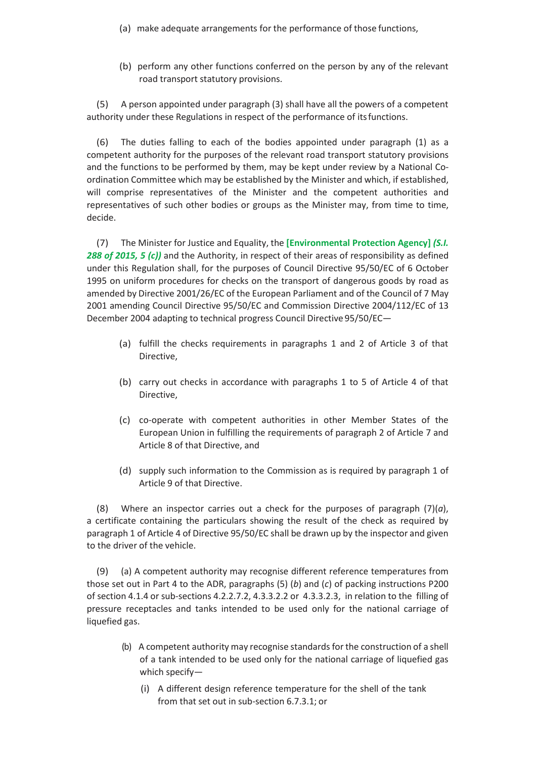(a) make adequate arrangements for the performance of those functions,

(b) perform any other functions conferred on the person by any of the relevant road transport statutory provisions.

(5) A person appointed under paragraph (3) shall have all the powers of a competent authority under these Regulations in respect of the performance of its functions.

(6) The duties falling to each of the bodies appointed under paragraph (1) as a competent authority for the purposes of the relevant road transport statutory provisions and the functions to be performed by them, may be kept under review by a National Co-ordination Committee which may be established by the Minister and which, if established, will comprise representatives of the Minister and the competent authorities and representatives of such other bodies or groups as the Minister may, from time to time, decide.

(7) The Minister for Justice and Equality, the **[Environmental Protection Agency]** ***(S.I. 288 of 2015, 5 (c))*** and the Authority, in respect of their areas of responsibility as defined under this Regulation shall, for the purposes of Council Directive 95/50/EC of 6 October 1995 on uniform procedures for checks on the transport of dangerous goods by road as amended by Directive 2001/26/EC of the European Parliament and of the Council of 7 May 2001 amending Council Directive 95/50/EC and Commission Directive 2004/112/EC of 13 December 2004 adapting to technical progress Council Directive 95/50/EC—

(a) fulfill the checks requirements in paragraphs 1 and 2 of Article 3 of that Directive,

(b) carry out checks in accordance with paragraphs 1 to 5 of Article 4 of that Directive,

(c) co-operate with competent authorities in other Member States of the European Union in fulfilling the requirements of paragraph 2 of Article 7 and Article 8 of that Directive, and

(d) supply such information to the Commission as is required by paragraph 1 of Article 9 of that Directive.

(8) Where an inspector carries out a check for the purposes of paragraph (7)(*a*), a certificate containing the particulars showing the result of the check as required by paragraph 1 of Article 4 of Directive 95/50/EC shall be drawn up by the inspector and given to the driver of the vehicle.

(9) (a) A competent authority may recognise different reference temperatures from those set out in Part 4 to the ADR, paragraphs (5) (*b*) and (*c*) of packing instructions P200 of section 4.1.4 or sub-sections 4.2.2.7.2, 4.3.3.2.2 or 4.3.3.2.3, in relation to the filling of pressure receptacles and tanks intended to be used only for the national carriage of liquefied gas.

(b) A competent authority may recognise standards for the construction of a shell of a tank intended to be used only for the national carriage of liquefied gas which specify—

(i) A different design reference temperature for the shell of the tank from that set out in sub-section 6.7.3.1; or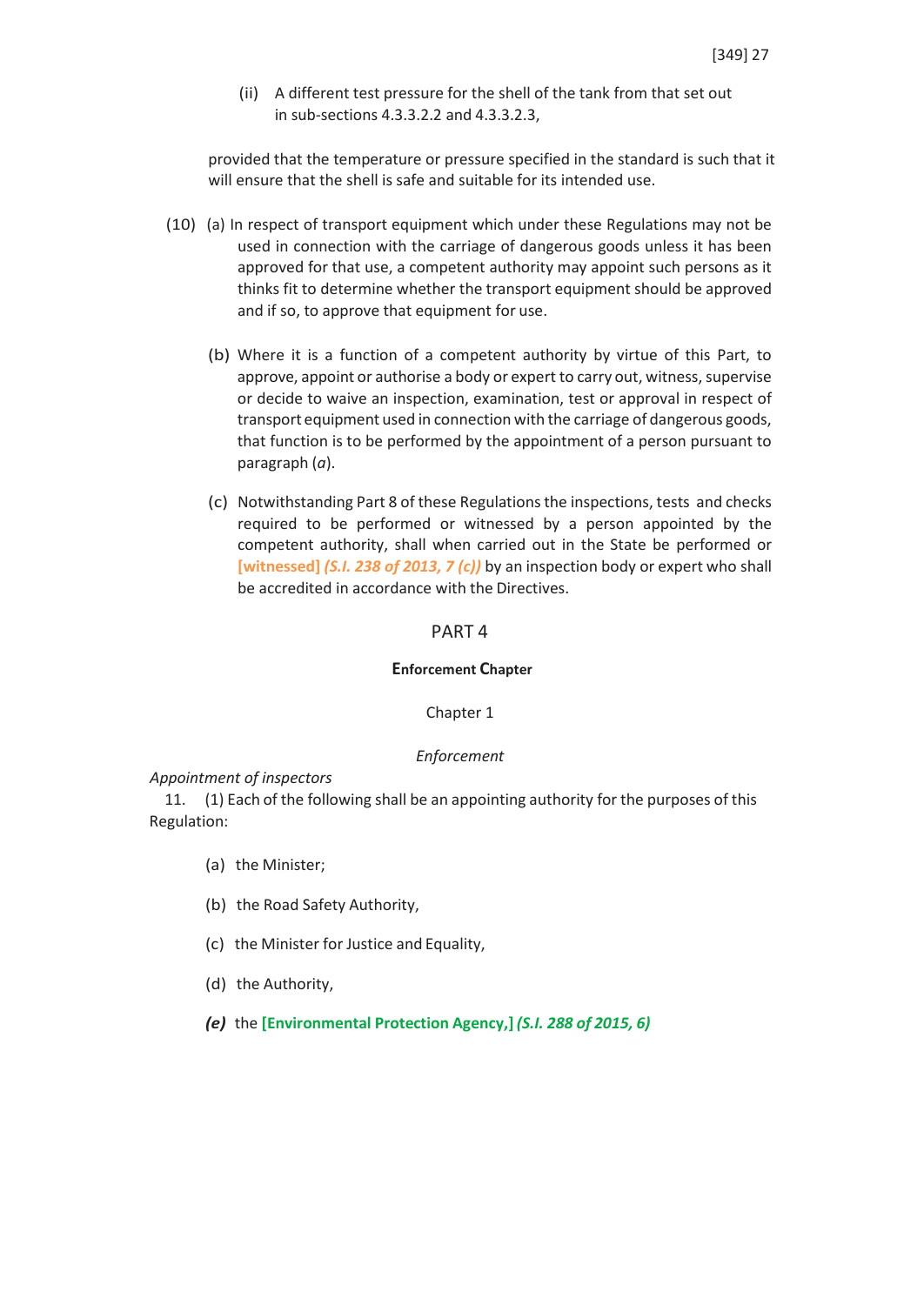(ii) A different test pressure for the shell of the tank from that set out in sub-sections 4.3.3.2.2 and 4.3.3.2.3,

provided that the temperature or pressure specified in the standard is such that it will ensure that the shell is safe and suitable for its intended use.

(10) (a) In respect of transport equipment which under these Regulations may not be used in connection with the carriage of dangerous goods unless it has been approved for that use, a competent authority may appoint such persons as it thinks fit to determine whether the transport equipment should be approved and if so, to approve that equipment for use.

(b) Where it is a function of a competent authority by virtue of this Part, to approve, appoint or authorise a body or expert to carry out, witness, supervise or decide to waive an inspection, examination, test or approval in respect of transport equipment used in connection with the carriage of dangerous goods, that function is to be performed by the appointment of a person pursuant to paragraph (*a*).

(c) Notwithstanding Part 8 of these Regulations the inspections, tests and checks required to be performed or witnessed by a person appointed by the competent authority, shall when carried out in the State be performed or **[witnessed]** ***(S.I. 238 of 2013, 7 (c))*** by an inspection body or expert who shall be accredited in accordance with the Directives.

## PART 4

### Enforcement Chapter

Chapter 1

*Enforcement*

*Appointment of inspectors*

11. (1) Each of the following shall be an appointing authority for the purposes of this Regulation:

(a) the Minister;

(b) the Road Safety Authority,

(c) the Minister for Justice and Equality,

(d) the Authority,

***(e)*** the **[Environmental Protection Agency,]** ***(S.I. 288 of 2015, 6)***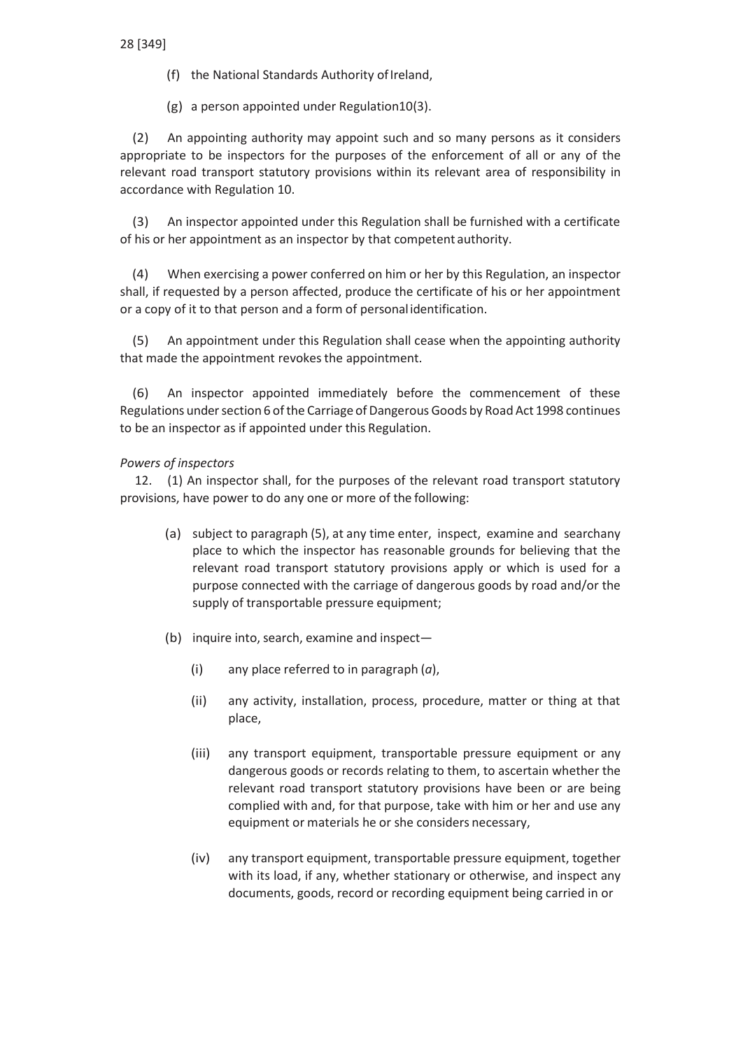(f) the National Standards Authority of Ireland,

(g) a person appointed under Regulation10(3).

(2) An appointing authority may appoint such and so many persons as it considers appropriate to be inspectors for the purposes of the enforcement of all or any of the relevant road transport statutory provisions within its relevant area of responsibility in accordance with Regulation 10.

(3) An inspector appointed under this Regulation shall be furnished with a certificate of his or her appointment as an inspector by that competent authority.

(4) When exercising a power conferred on him or her by this Regulation, an inspector shall, if requested by a person affected, produce the certificate of his or her appointment or a copy of it to that person and a form of personal identification.

(5) An appointment under this Regulation shall cease when the appointing authority that made the appointment revokes the appointment.

(6) An inspector appointed immediately before the commencement of these Regulations under section 6 of the Carriage of Dangerous Goods by Road Act 1998 continues to be an inspector as if appointed under this Regulation.

*Powers of inspectors*

12. (1) An inspector shall, for the purposes of the relevant road transport statutory provisions, have power to do any one or more of the following:

(a) subject to paragraph (5), at any time enter, inspect, examine and searchany place to which the inspector has reasonable grounds for believing that the relevant road transport statutory provisions apply or which is used for a purpose connected with the carriage of dangerous goods by road and/or the supply of transportable pressure equipment;

(b) inquire into, search, examine and inspect—

(i) any place referred to in paragraph (*a*),

(ii) any activity, installation, process, procedure, matter or thing at that place,

(iii) any transport equipment, transportable pressure equipment or any dangerous goods or records relating to them, to ascertain whether the relevant road transport statutory provisions have been or are being complied with and, for that purpose, take with him or her and use any equipment or materials he or she considers necessary,

(iv) any transport equipment, transportable pressure equipment, together with its load, if any, whether stationary or otherwise, and inspect any documents, goods, record or recording equipment being carried in or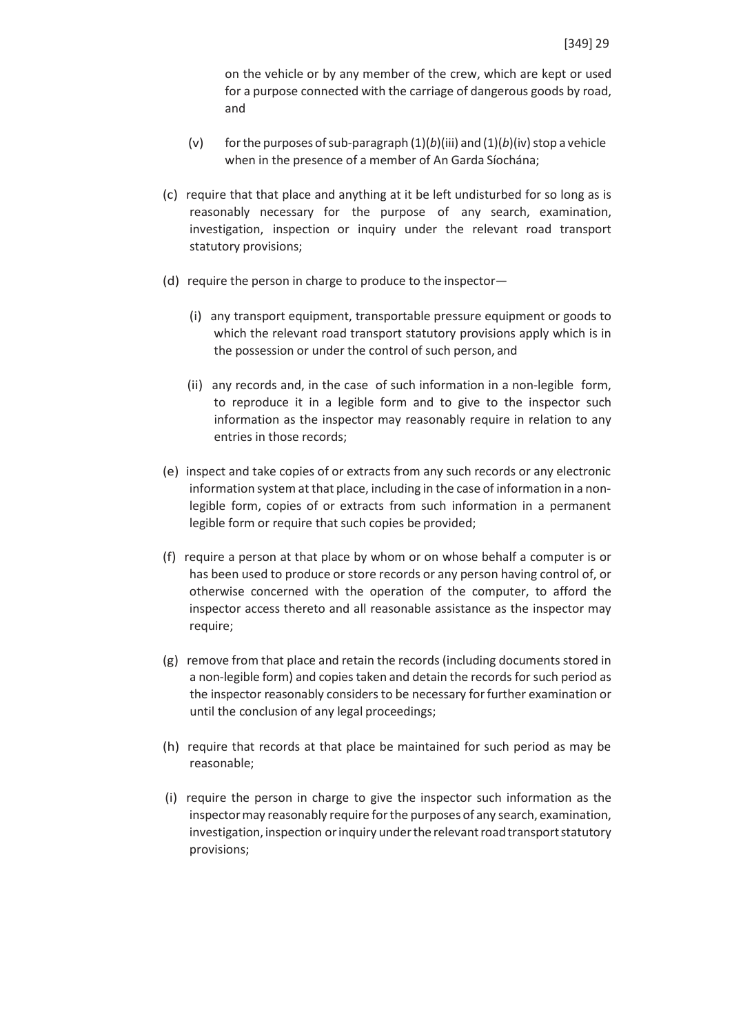on the vehicle or by any member of the crew, which are kept or used for a purpose connected with the carriage of dangerous goods by road, and

(v) for the purposes of sub-paragraph (1)(*b*)(iii) and (1)(*b*)(iv) stop a vehicle when in the presence of a member of An Garda Síochána;

(c) require that that place and anything at it be left undisturbed for so long as is reasonably necessary for the purpose of any search, examination, investigation, inspection or inquiry under the relevant road transport statutory provisions;

(d) require the person in charge to produce to the inspector—

(i) any transport equipment, transportable pressure equipment or goods to which the relevant road transport statutory provisions apply which is in the possession or under the control of such person, and

(ii) any records and, in the case of such information in a non-legible form, to reproduce it in a legible form and to give to the inspector such information as the inspector may reasonably require in relation to any entries in those records;

(e) inspect and take copies of or extracts from any such records or any electronic information system at that place, including in the case of information in a non-legible form, copies of or extracts from such information in a permanent legible form or require that such copies be provided;

(f) require a person at that place by whom or on whose behalf a computer is or has been used to produce or store records or any person having control of, or otherwise concerned with the operation of the computer, to afford the inspector access thereto and all reasonable assistance as the inspector may require;

(g) remove from that place and retain the records (including documents stored in a non-legible form) and copies taken and detain the records for such period as the inspector reasonably considers to be necessary for further examination or until the conclusion of any legal proceedings;

(h) require that records at that place be maintained for such period as may be reasonable;

(i) require the person in charge to give the inspector such information as the inspector may reasonably require for the purposes of any search, examination, investigation, inspection or inquiry under the relevant road transport statutory provisions;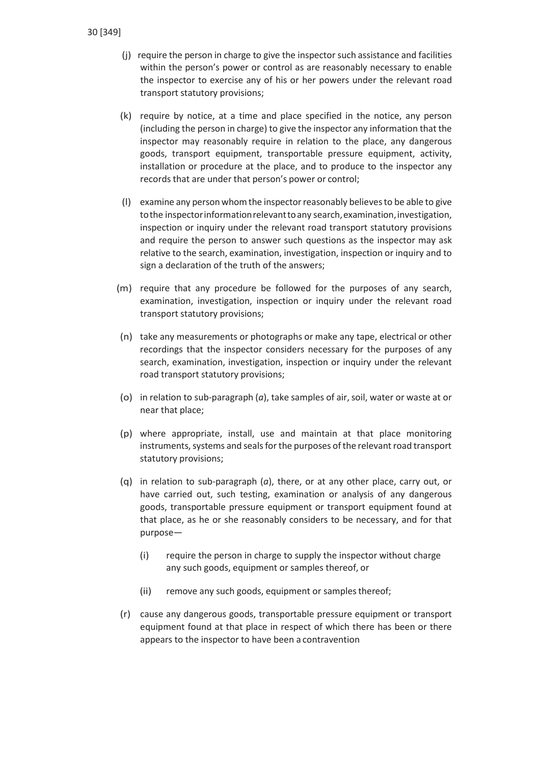(j) require the person in charge to give the inspector such assistance and facilities within the person's power or control as are reasonably necessary to enable the inspector to exercise any of his or her powers under the relevant road transport statutory provisions;

(k) require by notice, at a time and place specified in the notice, any person (including the person in charge) to give the inspector any information that the inspector may reasonably require in relation to the place, any dangerous goods, transport equipment, transportable pressure equipment, activity, installation or procedure at the place, and to produce to the inspector any records that are under that person's power or control;

(l) examine any person whom the inspector reasonably believes to be able to give to the inspector information relevant to any search, examination, investigation, inspection or inquiry under the relevant road transport statutory provisions and require the person to answer such questions as the inspector may ask relative to the search, examination, investigation, inspection or inquiry and to sign a declaration of the truth of the answers;

(m) require that any procedure be followed for the purposes of any search, examination, investigation, inspection or inquiry under the relevant road transport statutory provisions;

(n) take any measurements or photographs or make any tape, electrical or other recordings that the inspector considers necessary for the purposes of any search, examination, investigation, inspection or inquiry under the relevant road transport statutory provisions;

(o) in relation to sub-paragraph (*a*), take samples of air, soil, water or waste at or near that place;

(p) where appropriate, install, use and maintain at that place monitoring instruments, systems and seals for the purposes of the relevant road transport statutory provisions;

(q) in relation to sub-paragraph (*a*), there, or at any other place, carry out, or have carried out, such testing, examination or analysis of any dangerous goods, transportable pressure equipment or transport equipment found at that place, as he or she reasonably considers to be necessary, and for that purpose—

  (i) require the person in charge to supply the inspector without charge any such goods, equipment or samples thereof, or

  (ii) remove any such goods, equipment or samples thereof;

(r) cause any dangerous goods, transportable pressure equipment or transport equipment found at that place in respect of which there has been or there appears to the inspector to have been a contravention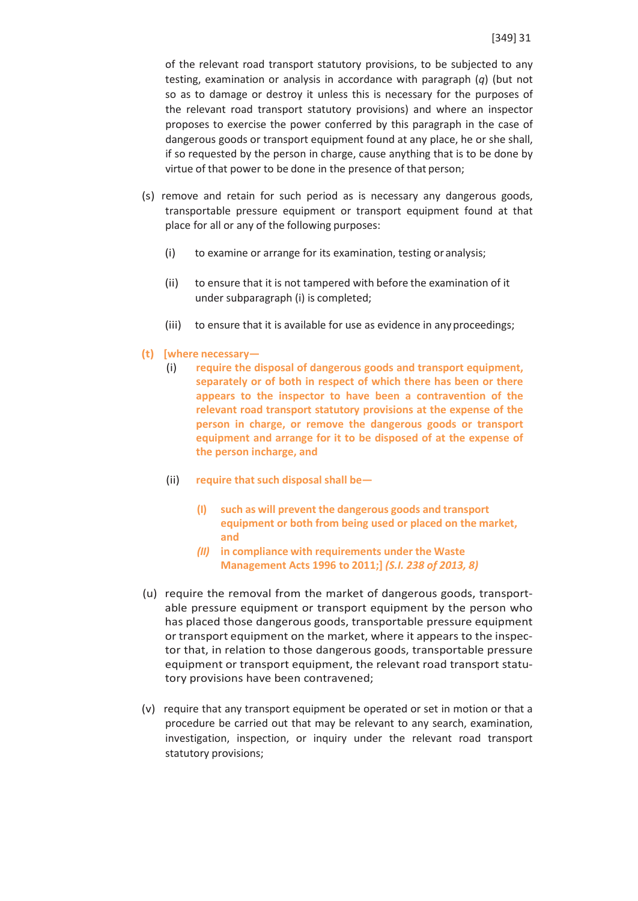of the relevant road transport statutory provisions, to be subjected to any testing, examination or analysis in accordance with paragraph (*q*) (but not so as to damage or destroy it unless this is necessary for the purposes of the relevant road transport statutory provisions) and where an inspector proposes to exercise the power conferred by this paragraph in the case of dangerous goods or transport equipment found at any place, he or she shall, if so requested by the person in charge, cause anything that is to be done by virtue of that power to be done in the presence of that person;

(s) remove and retain for such period as is necessary any dangerous goods, transportable pressure equipment or transport equipment found at that place for all or any of the following purposes:

(i) to examine or arrange for its examination, testing or analysis;

(ii) to ensure that it is not tampered with before the examination of it under subparagraph (i) is completed;

(iii) to ensure that it is available for use as evidence in any proceedings;

**(t) [where necessary—**

**(i) require the disposal of dangerous goods and transport equipment, separately or of both in respect of which there has been or there appears to the inspector to have been a contravention of the relevant road transport statutory provisions at the expense of the person in charge, or remove the dangerous goods or transport equipment and arrange for it to be disposed of at the expense of the person incharge, and**

**(ii) require that such disposal shall be—**

**(I) such as will prevent the dangerous goods and transport equipment or both from being used or placed on the market, and**

***(II)*** **in compliance with requirements under the Waste Management Acts 1996 to 2011;]** ***(S.I. 238 of 2013, 8)***

(u) require the removal from the market of dangerous goods, transportable pressure equipment or transport equipment by the person who has placed those dangerous goods, transportable pressure equipment or transport equipment on the market, where it appears to the inspector that, in relation to those dangerous goods, transportable pressure equipment or transport equipment, the relevant road transport statutory provisions have been contravened;

(v) require that any transport equipment be operated or set in motion or that a procedure be carried out that may be relevant to any search, examination, investigation, inspection, or inquiry under the relevant road transport statutory provisions;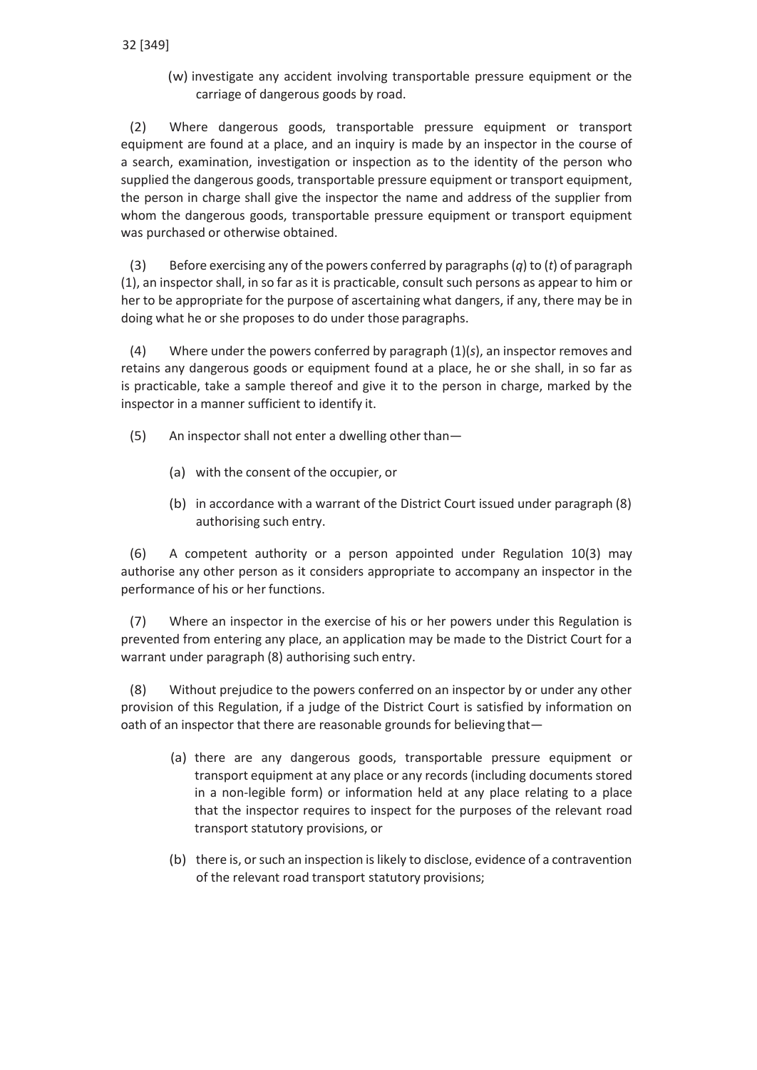(w) investigate any accident involving transportable pressure equipment or the carriage of dangerous goods by road.

(2) Where dangerous goods, transportable pressure equipment or transport equipment are found at a place, and an inquiry is made by an inspector in the course of a search, examination, investigation or inspection as to the identity of the person who supplied the dangerous goods, transportable pressure equipment or transport equipment, the person in charge shall give the inspector the name and address of the supplier from whom the dangerous goods, transportable pressure equipment or transport equipment was purchased or otherwise obtained.

(3) Before exercising any of the powers conferred by paragraphs (*q*) to (*t*) of paragraph (1), an inspector shall, in so far as it is practicable, consult such persons as appear to him or her to be appropriate for the purpose of ascertaining what dangers, if any, there may be in doing what he or she proposes to do under those paragraphs.

(4) Where under the powers conferred by paragraph (1)(*s*), an inspector removes and retains any dangerous goods or equipment found at a place, he or she shall, in so far as is practicable, take a sample thereof and give it to the person in charge, marked by the inspector in a manner sufficient to identify it.

(5) An inspector shall not enter a dwelling other than—

(a) with the consent of the occupier, or

(b) in accordance with a warrant of the District Court issued under paragraph (8) authorising such entry.

(6) A competent authority or a person appointed under Regulation 10(3) may authorise any other person as it considers appropriate to accompany an inspector in the performance of his or her functions.

(7) Where an inspector in the exercise of his or her powers under this Regulation is prevented from entering any place, an application may be made to the District Court for a warrant under paragraph (8) authorising such entry.

(8) Without prejudice to the powers conferred on an inspector by or under any other provision of this Regulation, if a judge of the District Court is satisfied by information on oath of an inspector that there are reasonable grounds for believing that—

(a) there are any dangerous goods, transportable pressure equipment or transport equipment at any place or any records (including documents stored in a non-legible form) or information held at any place relating to a place that the inspector requires to inspect for the purposes of the relevant road transport statutory provisions, or

(b) there is, or such an inspection is likely to disclose, evidence of a contravention of the relevant road transport statutory provisions;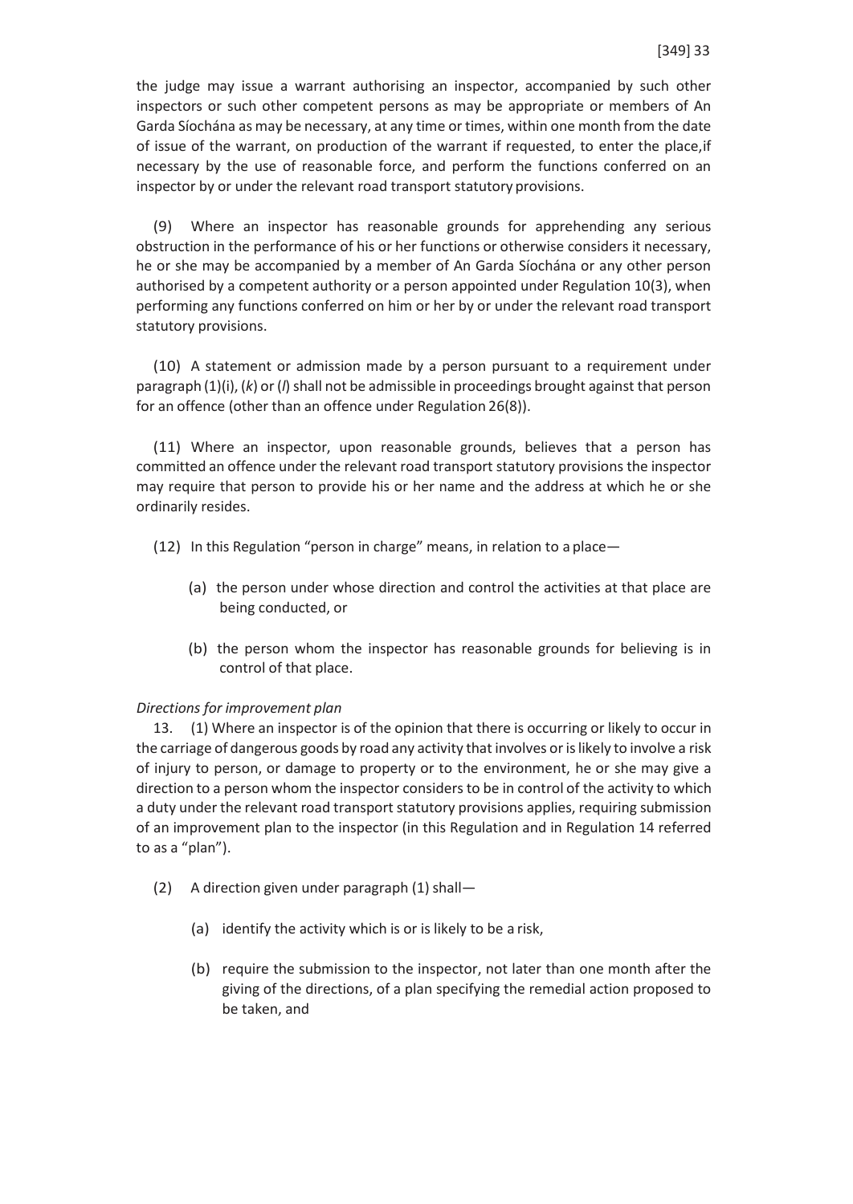the judge may issue a warrant authorising an inspector, accompanied by such other inspectors or such other competent persons as may be appropriate or members of An Garda Síochána as may be necessary, at any time or times, within one month from the date of issue of the warrant, on production of the warrant if requested, to enter the place,if necessary by the use of reasonable force, and perform the functions conferred on an inspector by or under the relevant road transport statutory provisions.

(9) Where an inspector has reasonable grounds for apprehending any serious obstruction in the performance of his or her functions or otherwise considers it necessary, he or she may be accompanied by a member of An Garda Síochána or any other person authorised by a competent authority or a person appointed under Regulation 10(3), when performing any functions conferred on him or her by or under the relevant road transport statutory provisions.

(10) A statement or admission made by a person pursuant to a requirement under paragraph (1)(i), (*k*) or (*l*) shall not be admissible in proceedings brought against that person for an offence (other than an offence under Regulation 26(8)).

(11) Where an inspector, upon reasonable grounds, believes that a person has committed an offence under the relevant road transport statutory provisions the inspector may require that person to provide his or her name and the address at which he or she ordinarily resides.

(12) In this Regulation "person in charge" means, in relation to a place—

(a) the person under whose direction and control the activities at that place are being conducted, or

(b) the person whom the inspector has reasonable grounds for believing is in control of that place.

*Directions for improvement plan*

13. (1) Where an inspector is of the opinion that there is occurring or likely to occur in the carriage of dangerous goods by road any activity that involves or is likely to involve a risk of injury to person, or damage to property or to the environment, he or she may give a direction to a person whom the inspector considers to be in control of the activity to which a duty under the relevant road transport statutory provisions applies, requiring submission of an improvement plan to the inspector (in this Regulation and in Regulation 14 referred to as a "plan").

(2) A direction given under paragraph (1) shall—

(a) identify the activity which is or is likely to be a risk,

(b) require the submission to the inspector, not later than one month after the giving of the directions, of a plan specifying the remedial action proposed to be taken, and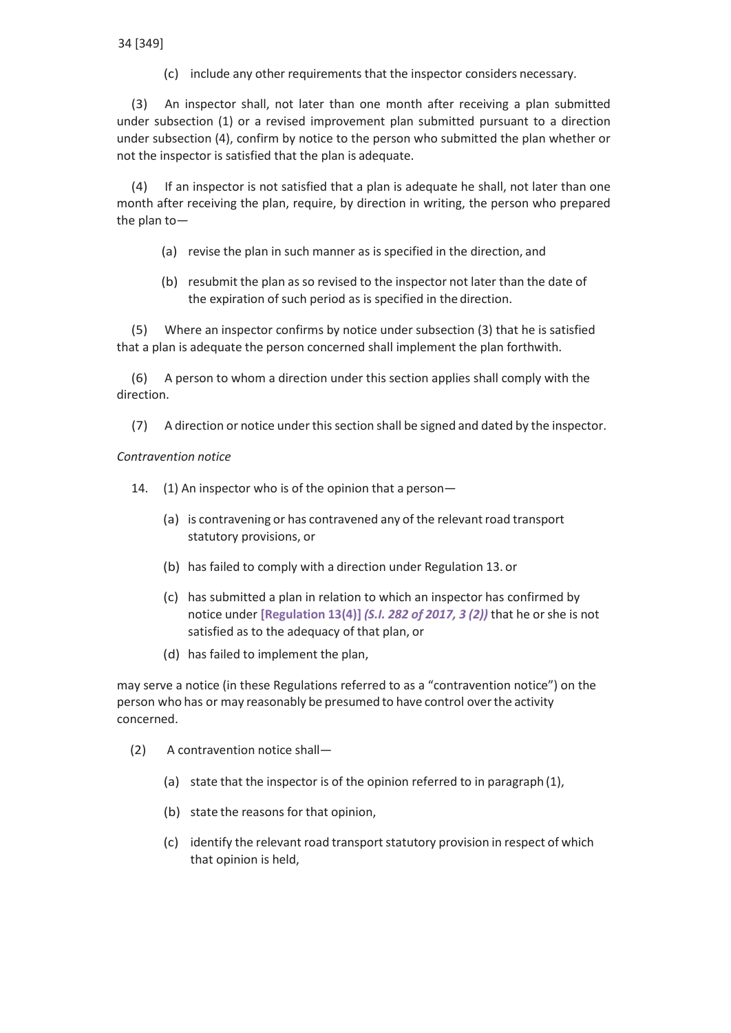(c) include any other requirements that the inspector considers necessary.

(3) An inspector shall, not later than one month after receiving a plan submitted under subsection (1) or a revised improvement plan submitted pursuant to a direction under subsection (4), confirm by notice to the person who submitted the plan whether or not the inspector is satisfied that the plan is adequate.

(4) If an inspector is not satisfied that a plan is adequate he shall, not later than one month after receiving the plan, require, by direction in writing, the person who prepared the plan to—

(a) revise the plan in such manner as is specified in the direction, and

(b) resubmit the plan as so revised to the inspector not later than the date of the expiration of such period as is specified in the direction.

(5) Where an inspector confirms by notice under subsection (3) that he is satisfied that a plan is adequate the person concerned shall implement the plan forthwith.

(6) A person to whom a direction under this section applies shall comply with the direction.

(7) A direction or notice under this section shall be signed and dated by the inspector.

*Contravention notice*

14. (1) An inspector who is of the opinion that a person—

(a) is contravening or has contravened any of the relevant road transport statutory provisions, or

(b) has failed to comply with a direction under Regulation 13. or

(c) has submitted a plan in relation to which an inspector has confirmed by notice under **[Regulation 13(4)]** ***(S.I. 282 of 2017, 3 (2))*** that he or she is not satisfied as to the adequacy of that plan, or

(d) has failed to implement the plan,

may serve a notice (in these Regulations referred to as a "contravention notice") on the person who has or may reasonably be presumed to have control over the activity concerned.

(2) A contravention notice shall—

(a) state that the inspector is of the opinion referred to in paragraph (1),

(b) state the reasons for that opinion,

(c) identify the relevant road transport statutory provision in respect of which that opinion is held,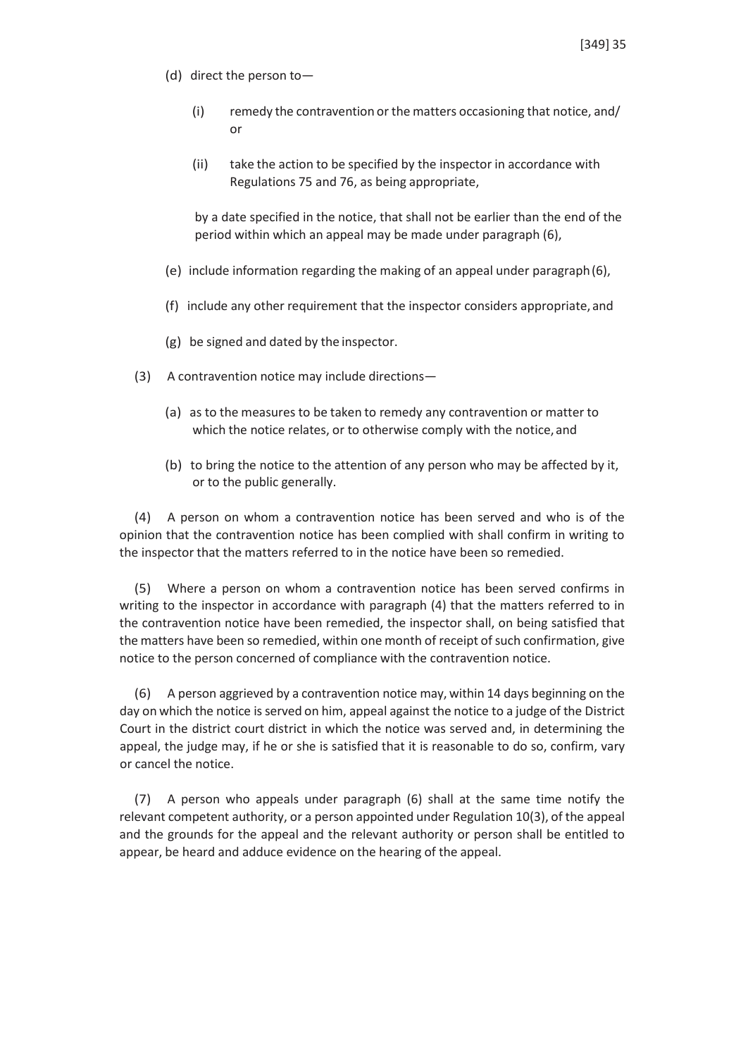(d) direct the person to—

(i) remedy the contravention or the matters occasioning that notice, and/ or

(ii) take the action to be specified by the inspector in accordance with Regulations 75 and 76, as being appropriate,

by a date specified in the notice, that shall not be earlier than the end of the period within which an appeal may be made under paragraph (6),

(e) include information regarding the making of an appeal under paragraph (6),

(f) include any other requirement that the inspector considers appropriate, and

(g) be signed and dated by the inspector.

(3) A contravention notice may include directions—

(a) as to the measures to be taken to remedy any contravention or matter to which the notice relates, or to otherwise comply with the notice, and

(b) to bring the notice to the attention of any person who may be affected by it, or to the public generally.

(4) A person on whom a contravention notice has been served and who is of the opinion that the contravention notice has been complied with shall confirm in writing to the inspector that the matters referred to in the notice have been so remedied.

(5) Where a person on whom a contravention notice has been served confirms in writing to the inspector in accordance with paragraph (4) that the matters referred to in the contravention notice have been remedied, the inspector shall, on being satisfied that the matters have been so remedied, within one month of receipt of such confirmation, give notice to the person concerned of compliance with the contravention notice.

(6) A person aggrieved by a contravention notice may, within 14 days beginning on the day on which the notice is served on him, appeal against the notice to a judge of the District Court in the district court district in which the notice was served and, in determining the appeal, the judge may, if he or she is satisfied that it is reasonable to do so, confirm, vary or cancel the notice.

(7) A person who appeals under paragraph (6) shall at the same time notify the relevant competent authority, or a person appointed under Regulation 10(3), of the appeal and the grounds for the appeal and the relevant authority or person shall be entitled to appear, be heard and adduce evidence on the hearing of the appeal.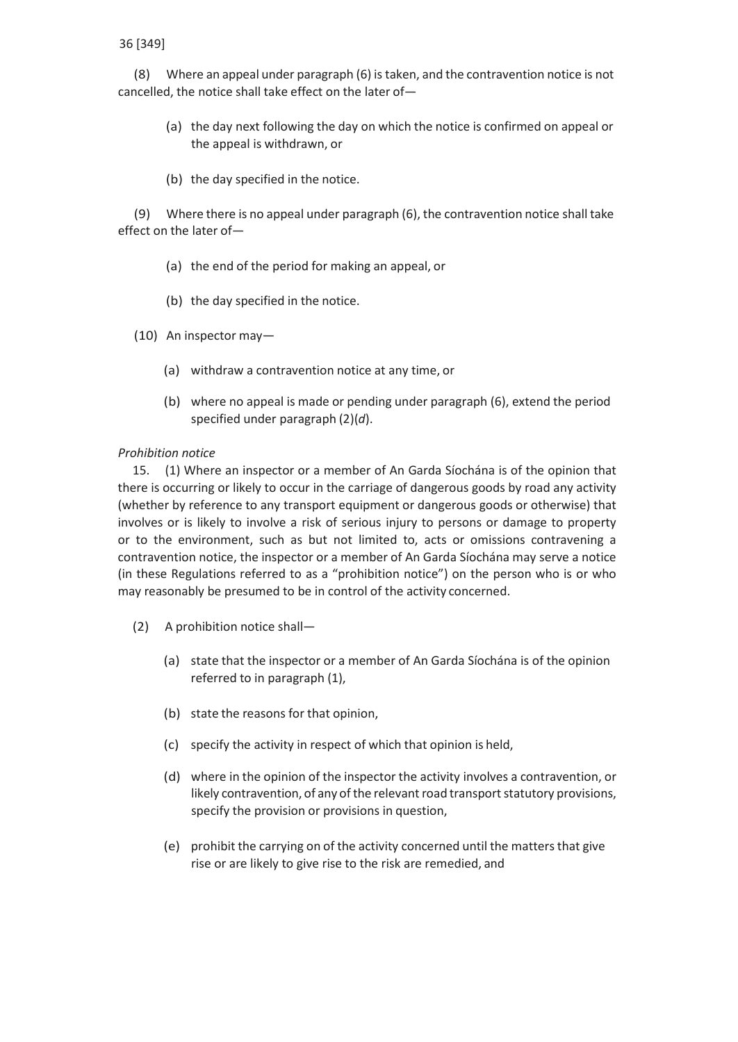(8) Where an appeal under paragraph (6) is taken, and the contravention notice is not cancelled, the notice shall take effect on the later of—

(a) the day next following the day on which the notice is confirmed on appeal or the appeal is withdrawn, or

(b) the day specified in the notice.

(9) Where there is no appeal under paragraph (6), the contravention notice shall take effect on the later of—

(a) the end of the period for making an appeal, or

(b) the day specified in the notice.

(10) An inspector may—

(a) withdraw a contravention notice at any time, or

(b) where no appeal is made or pending under paragraph (6), extend the period specified under paragraph (2)(*d*).

*Prohibition notice*

15. (1) Where an inspector or a member of An Garda Síochána is of the opinion that there is occurring or likely to occur in the carriage of dangerous goods by road any activity (whether by reference to any transport equipment or dangerous goods or otherwise) that involves or is likely to involve a risk of serious injury to persons or damage to property or to the environment, such as but not limited to, acts or omissions contravening a contravention notice, the inspector or a member of An Garda Síochána may serve a notice (in these Regulations referred to as a "prohibition notice") on the person who is or who may reasonably be presumed to be in control of the activity concerned.

(2) A prohibition notice shall—

(a) state that the inspector or a member of An Garda Síochána is of the opinion referred to in paragraph (1),

(b) state the reasons for that opinion,

(c) specify the activity in respect of which that opinion is held,

(d) where in the opinion of the inspector the activity involves a contravention, or likely contravention, of any of the relevant road transport statutory provisions, specify the provision or provisions in question,

(e) prohibit the carrying on of the activity concerned until the matters that give rise or are likely to give rise to the risk are remedied, and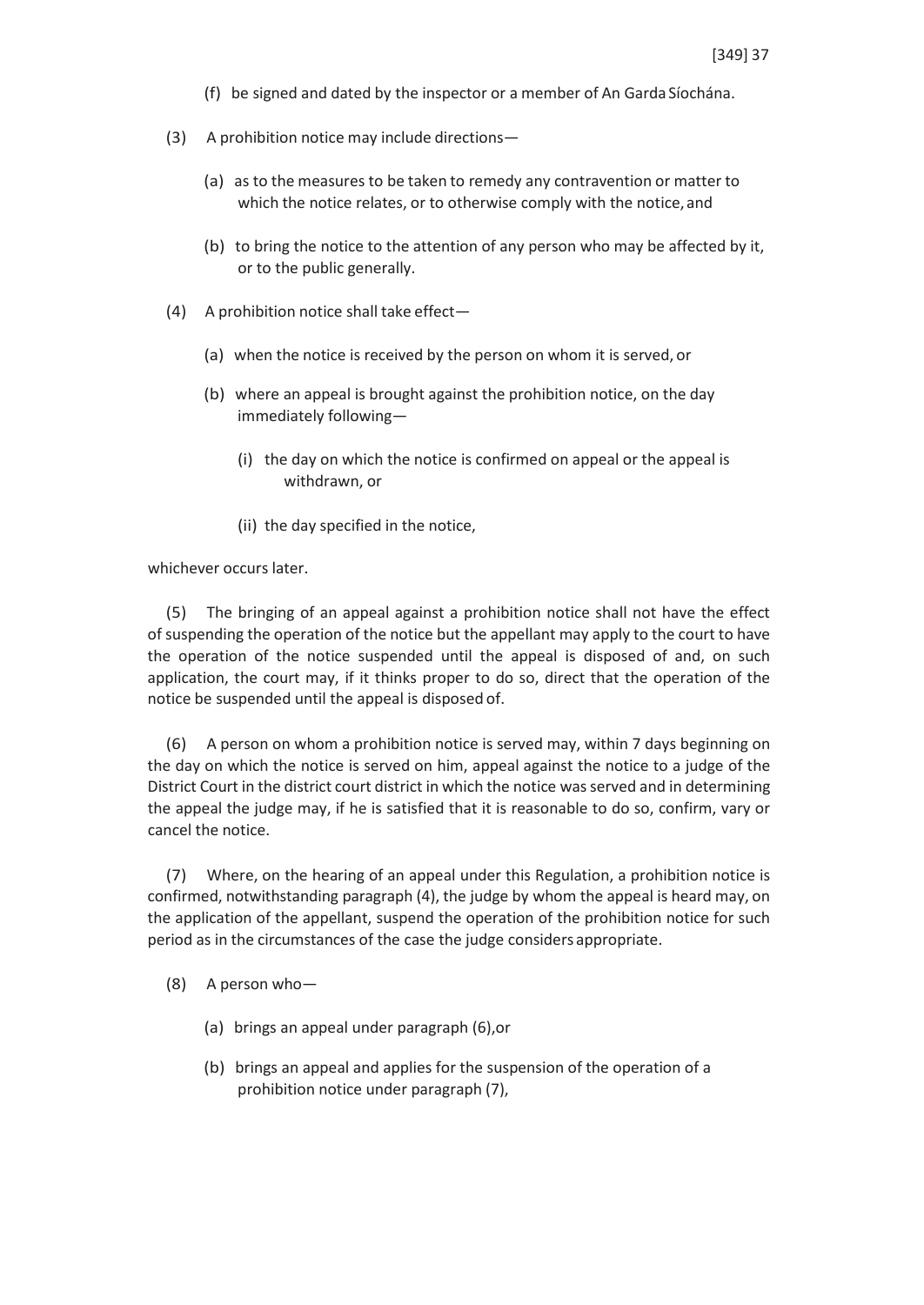(f) be signed and dated by the inspector or a member of An Garda Síochána.

(3) A prohibition notice may include directions—

(a) as to the measures to be taken to remedy any contravention or matter to which the notice relates, or to otherwise comply with the notice, and

(b) to bring the notice to the attention of any person who may be affected by it, or to the public generally.

(4) A prohibition notice shall take effect—

(a) when the notice is received by the person on whom it is served, or

(b) where an appeal is brought against the prohibition notice, on the day immediately following—

(i) the day on which the notice is confirmed on appeal or the appeal is withdrawn, or

(ii) the day specified in the notice,

whichever occurs later.

(5) The bringing of an appeal against a prohibition notice shall not have the effect of suspending the operation of the notice but the appellant may apply to the court to have the operation of the notice suspended until the appeal is disposed of and, on such application, the court may, if it thinks proper to do so, direct that the operation of the notice be suspended until the appeal is disposed of.

(6) A person on whom a prohibition notice is served may, within 7 days beginning on the day on which the notice is served on him, appeal against the notice to a judge of the District Court in the district court district in which the notice was served and in determining the appeal the judge may, if he is satisfied that it is reasonable to do so, confirm, vary or cancel the notice.

(7) Where, on the hearing of an appeal under this Regulation, a prohibition notice is confirmed, notwithstanding paragraph (4), the judge by whom the appeal is heard may, on the application of the appellant, suspend the operation of the prohibition notice for such period as in the circumstances of the case the judge considers appropriate.

(8) A person who—

(a) brings an appeal under paragraph (6),or

(b) brings an appeal and applies for the suspension of the operation of a prohibition notice under paragraph (7),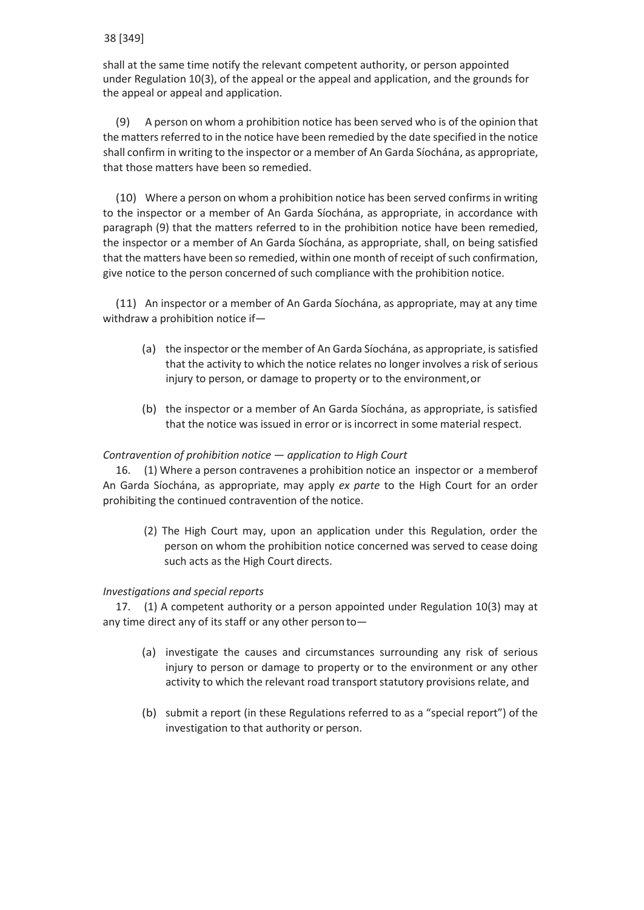shall at the same time notify the relevant competent authority, or person appointed under Regulation 10(3), of the appeal or the appeal and application, and the grounds for the appeal or appeal and application.

(9) A person on whom a prohibition notice has been served who is of the opinion that the matters referred to in the notice have been remedied by the date specified in the notice shall confirm in writing to the inspector or a member of An Garda Síochána, as appropriate, that those matters have been so remedied.

(10) Where a person on whom a prohibition notice has been served confirms in writing to the inspector or a member of An Garda Síochána, as appropriate, in accordance with paragraph (9) that the matters referred to in the prohibition notice have been remedied, the inspector or a member of An Garda Síochána, as appropriate, shall, on being satisfied that the matters have been so remedied, within one month of receipt of such confirmation, give notice to the person concerned of such compliance with the prohibition notice.

(11) An inspector or a member of An Garda Síochána, as appropriate, may at any time withdraw a prohibition notice if—

- (a) the inspector or the member of An Garda Síochána, as appropriate, is satisfied that the activity to which the notice relates no longer involves a risk of serious injury to person, or damage to property or to the environment, or
- (b) the inspector or a member of An Garda Síochána, as appropriate, is satisfied that the notice was issued in error or is incorrect in some material respect.

*Contravention of prohibition notice — application to High Court*

16. (1) Where a person contravenes a prohibition notice an inspector or a memberof An Garda Síochána, as appropriate, may apply *ex parte* to the High Court for an order prohibiting the continued contravention of the notice.

(2) The High Court may, upon an application under this Regulation, order the person on whom the prohibition notice concerned was served to cease doing such acts as the High Court directs.

*Investigations and special reports*

17. (1) A competent authority or a person appointed under Regulation 10(3) may at any time direct any of its staff or any other person to—

- (a) investigate the causes and circumstances surrounding any risk of serious injury to person or damage to property or to the environment or any other activity to which the relevant road transport statutory provisions relate, and
- (b) submit a report (in these Regulations referred to as a "special report") of the investigation to that authority or person.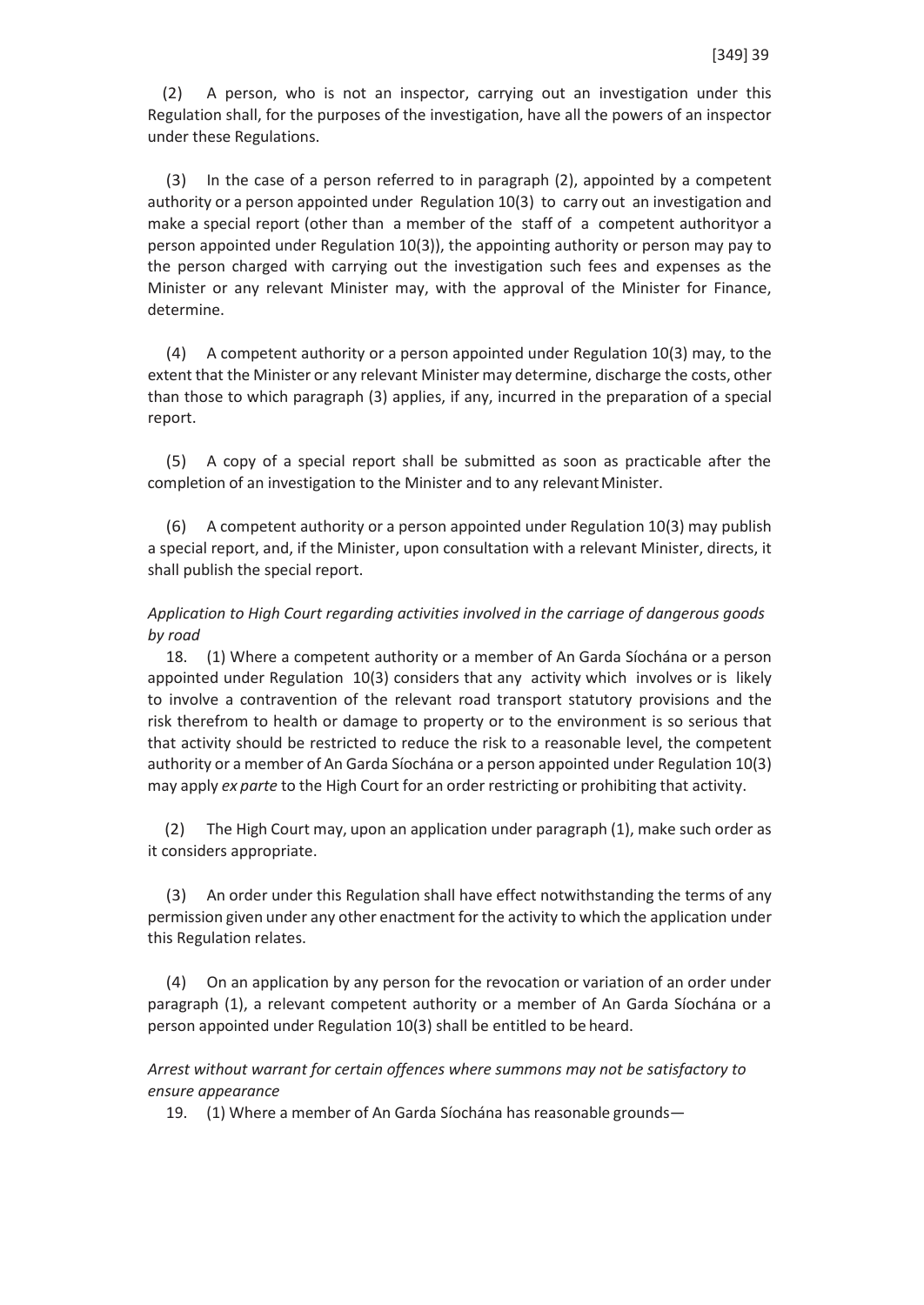(2) A person, who is not an inspector, carrying out an investigation under this Regulation shall, for the purposes of the investigation, have all the powers of an inspector under these Regulations.

(3) In the case of a person referred to in paragraph (2), appointed by a competent authority or a person appointed under Regulation 10(3) to carry out an investigation and make a special report (other than a member of the staff of a competent authorityor a person appointed under Regulation 10(3)), the appointing authority or person may pay to the person charged with carrying out the investigation such fees and expenses as the Minister or any relevant Minister may, with the approval of the Minister for Finance, determine.

(4) A competent authority or a person appointed under Regulation 10(3) may, to the extent that the Minister or any relevant Minister may determine, discharge the costs, other than those to which paragraph (3) applies, if any, incurred in the preparation of a special report.

(5) A copy of a special report shall be submitted as soon as practicable after the completion of an investigation to the Minister and to any relevant Minister.

(6) A competent authority or a person appointed under Regulation 10(3) may publish a special report, and, if the Minister, upon consultation with a relevant Minister, directs, it shall publish the special report.

*Application to High Court regarding activities involved in the carriage of dangerous goods by road*

18. (1) Where a competent authority or a member of An Garda Síochána or a person appointed under Regulation 10(3) considers that any activity which involves or is likely to involve a contravention of the relevant road transport statutory provisions and the risk therefrom to health or damage to property or to the environment is so serious that that activity should be restricted to reduce the risk to a reasonable level, the competent authority or a member of An Garda Síochána or a person appointed under Regulation 10(3) may apply *ex parte* to the High Court for an order restricting or prohibiting that activity.

(2) The High Court may, upon an application under paragraph (1), make such order as it considers appropriate.

(3) An order under this Regulation shall have effect notwithstanding the terms of any permission given under any other enactment for the activity to which the application under this Regulation relates.

(4) On an application by any person for the revocation or variation of an order under paragraph (1), a relevant competent authority or a member of An Garda Síochána or a person appointed under Regulation 10(3) shall be entitled to be heard.

*Arrest without warrant for certain offences where summons may not be satisfactory to ensure appearance*

19. (1) Where a member of An Garda Síochána has reasonable grounds—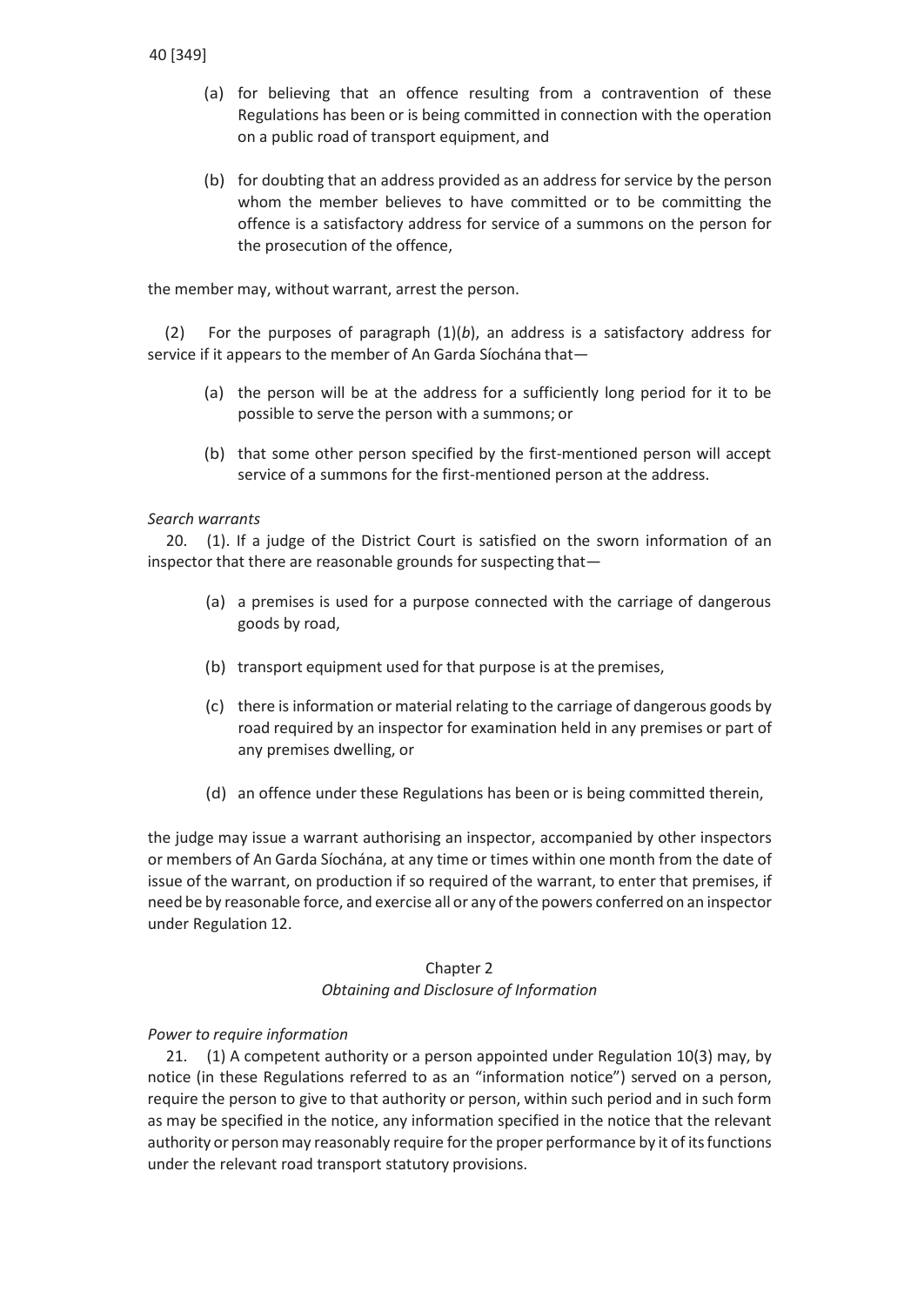(a) for believing that an offence resulting from a contravention of these Regulations has been or is being committed in connection with the operation on a public road of transport equipment, and

(b) for doubting that an address provided as an address for service by the person whom the member believes to have committed or to be committing the offence is a satisfactory address for service of a summons on the person for the prosecution of the offence,

the member may, without warrant, arrest the person.

(2) For the purposes of paragraph (1)(*b*), an address is a satisfactory address for service if it appears to the member of An Garda Síochána that—

(a) the person will be at the address for a sufficiently long period for it to be possible to serve the person with a summons; or

(b) that some other person specified by the first-mentioned person will accept service of a summons for the first-mentioned person at the address.

*Search warrants*

20. (1). If a judge of the District Court is satisfied on the sworn information of an inspector that there are reasonable grounds for suspecting that—

(a) a premises is used for a purpose connected with the carriage of dangerous goods by road,

(b) transport equipment used for that purpose is at the premises,

(c) there is information or material relating to the carriage of dangerous goods by road required by an inspector for examination held in any premises or part of any premises dwelling, or

(d) an offence under these Regulations has been or is being committed therein,

the judge may issue a warrant authorising an inspector, accompanied by other inspectors or members of An Garda Síochána, at any time or times within one month from the date of issue of the warrant, on production if so required of the warrant, to enter that premises, if need be by reasonable force, and exercise all or any of the powers conferred on an inspector under Regulation 12.

## Chapter 2
## *Obtaining and Disclosure of Information*

*Power to require information*

21. (1) A competent authority or a person appointed under Regulation 10(3) may, by notice (in these Regulations referred to as an "information notice") served on a person, require the person to give to that authority or person, within such period and in such form as may be specified in the notice, any information specified in the notice that the relevant authority or person may reasonably require for the proper performance by it of its functions under the relevant road transport statutory provisions.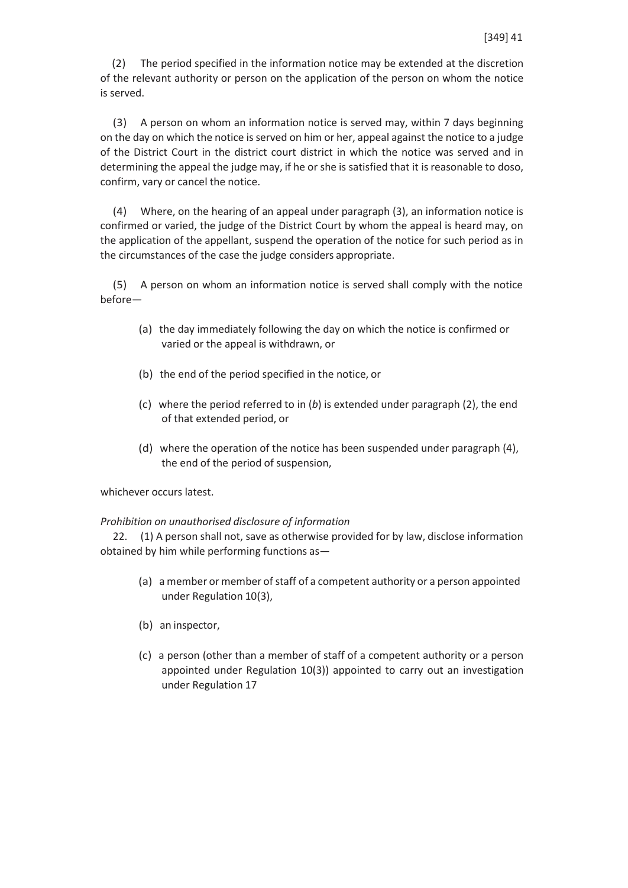(2) The period specified in the information notice may be extended at the discretion of the relevant authority or person on the application of the person on whom the notice is served.

(3) A person on whom an information notice is served may, within 7 days beginning on the day on which the notice is served on him or her, appeal against the notice to a judge of the District Court in the district court district in which the notice was served and in determining the appeal the judge may, if he or she is satisfied that it is reasonable to doso, confirm, vary or cancel the notice.

(4) Where, on the hearing of an appeal under paragraph (3), an information notice is confirmed or varied, the judge of the District Court by whom the appeal is heard may, on the application of the appellant, suspend the operation of the notice for such period as in the circumstances of the case the judge considers appropriate.

(5) A person on whom an information notice is served shall comply with the notice before—

(a) the day immediately following the day on which the notice is confirmed or varied or the appeal is withdrawn, or

(b) the end of the period specified in the notice, or

(c) where the period referred to in (*b*) is extended under paragraph (2), the end of that extended period, or

(d) where the operation of the notice has been suspended under paragraph (4), the end of the period of suspension,

whichever occurs latest.

*Prohibition on unauthorised disclosure of information*

22. (1) A person shall not, save as otherwise provided for by law, disclose information obtained by him while performing functions as—

(a) a member or member of staff of a competent authority or a person appointed under Regulation 10(3),

(b) an inspector,

(c) a person (other than a member of staff of a competent authority or a person appointed under Regulation 10(3)) appointed to carry out an investigation under Regulation 17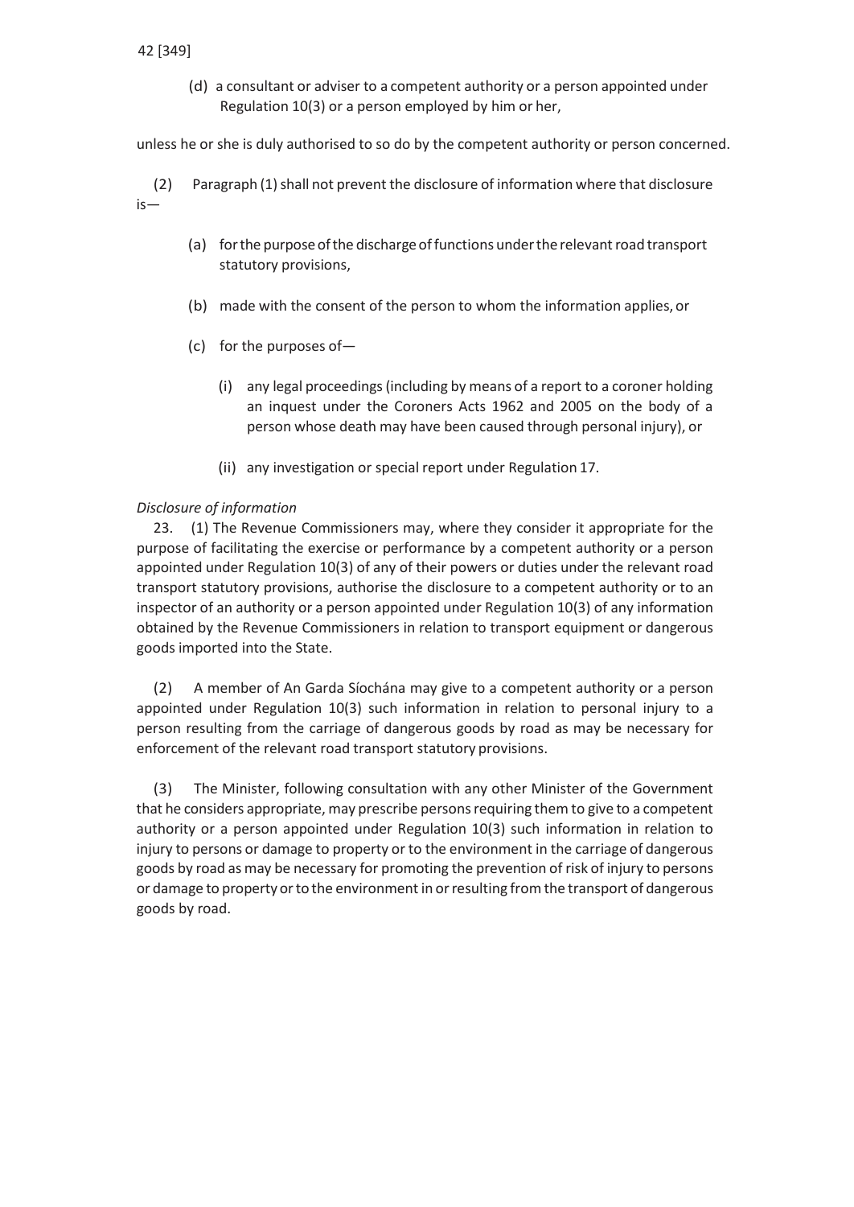(d) a consultant or adviser to a competent authority or a person appointed under Regulation 10(3) or a person employed by him or her,

unless he or she is duly authorised to so do by the competent authority or person concerned.

(2) Paragraph (1) shall not prevent the disclosure of information where that disclosure is—

(a) for the purpose of the discharge of functions under the relevant road transport statutory provisions,

(b) made with the consent of the person to whom the information applies, or

(c) for the purposes of—

(i) any legal proceedings (including by means of a report to a coroner holding an inquest under the Coroners Acts 1962 and 2005 on the body of a person whose death may have been caused through personal injury), or

(ii) any investigation or special report under Regulation 17.

*Disclosure of information*

23. (1) The Revenue Commissioners may, where they consider it appropriate for the purpose of facilitating the exercise or performance by a competent authority or a person appointed under Regulation 10(3) of any of their powers or duties under the relevant road transport statutory provisions, authorise the disclosure to a competent authority or to an inspector of an authority or a person appointed under Regulation 10(3) of any information obtained by the Revenue Commissioners in relation to transport equipment or dangerous goods imported into the State.

(2) A member of An Garda Síochána may give to a competent authority or a person appointed under Regulation 10(3) such information in relation to personal injury to a person resulting from the carriage of dangerous goods by road as may be necessary for enforcement of the relevant road transport statutory provisions.

(3) The Minister, following consultation with any other Minister of the Government that he considers appropriate, may prescribe persons requiring them to give to a competent authority or a person appointed under Regulation 10(3) such information in relation to injury to persons or damage to property or to the environment in the carriage of dangerous goods by road as may be necessary for promoting the prevention of risk of injury to persons or damage to property or to the environment in or resulting from the transport of dangerous goods by road.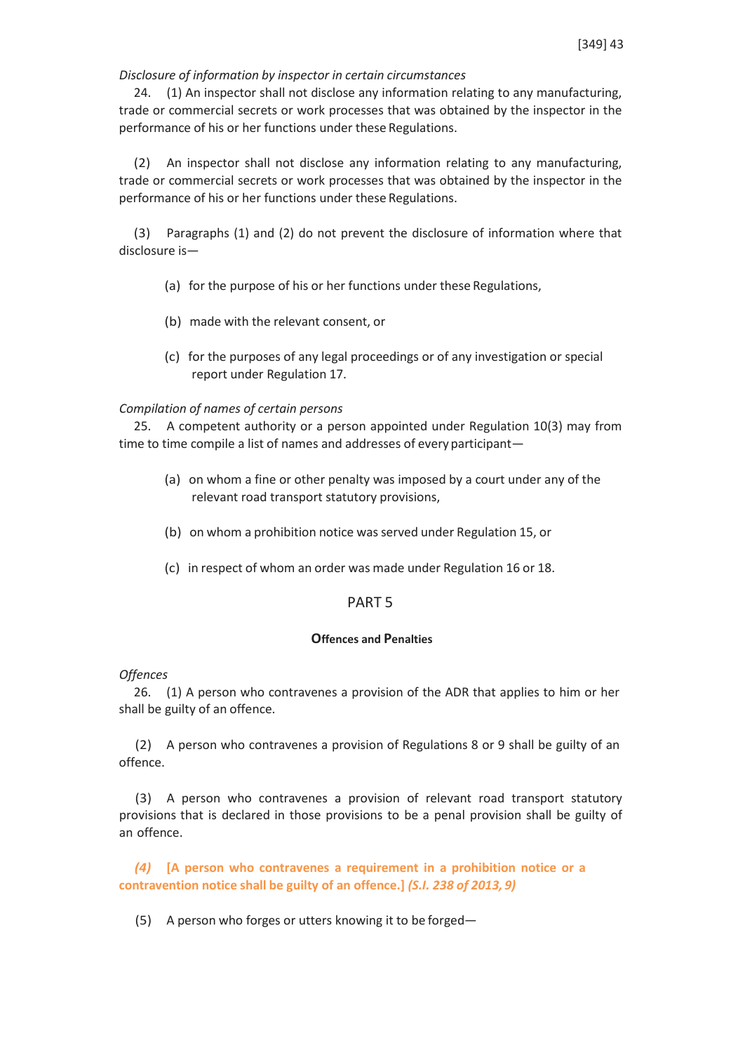*Disclosure of information by inspector in certain circumstances*

24. (1) An inspector shall not disclose any information relating to any manufacturing, trade or commercial secrets or work processes that was obtained by the inspector in the performance of his or her functions under these Regulations.

(2) An inspector shall not disclose any information relating to any manufacturing, trade or commercial secrets or work processes that was obtained by the inspector in the performance of his or her functions under these Regulations.

(3) Paragraphs (1) and (2) do not prevent the disclosure of information where that disclosure is—

(a) for the purpose of his or her functions under these Regulations,

(b) made with the relevant consent, or

(c) for the purposes of any legal proceedings or of any investigation or special report under Regulation 17.

*Compilation of names of certain persons*

25. A competent authority or a person appointed under Regulation 10(3) may from time to time compile a list of names and addresses of every participant—

(a) on whom a fine or other penalty was imposed by a court under any of the relevant road transport statutory provisions,

(b) on whom a prohibition notice was served under Regulation 15, or

(c) in respect of whom an order was made under Regulation 16 or 18.

## PART 5

### Offences and Penalties

*Offences*

26. (1) A person who contravenes a provision of the ADR that applies to him or her shall be guilty of an offence.

(2) A person who contravenes a provision of Regulations 8 or 9 shall be guilty of an offence.

(3) A person who contravenes a provision of relevant road transport statutory provisions that is declared in those provisions to be a penal provision shall be guilty of an offence.

***(4)*** **[A person who contravenes a requirement in a prohibition notice or a contravention notice shall be guilty of an offence.]** ***(S.I. 238 of 2013, 9)***

(5) A person who forges or utters knowing it to be forged—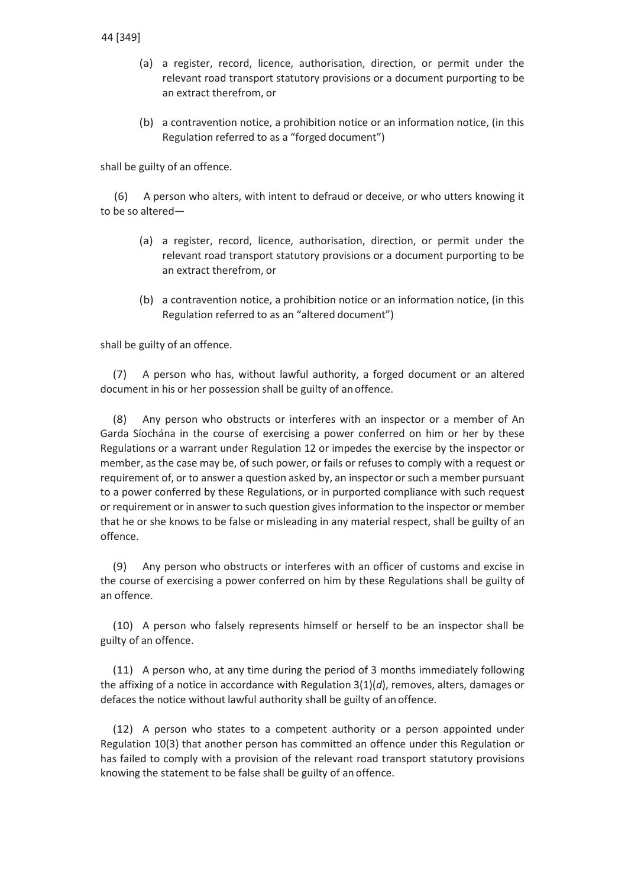(a) a register, record, licence, authorisation, direction, or permit under the relevant road transport statutory provisions or a document purporting to be an extract therefrom, or

(b) a contravention notice, a prohibition notice or an information notice, (in this Regulation referred to as a "forged document")

shall be guilty of an offence.

(6) A person who alters, with intent to defraud or deceive, or who utters knowing it to be so altered—

(a) a register, record, licence, authorisation, direction, or permit under the relevant road transport statutory provisions or a document purporting to be an extract therefrom, or

(b) a contravention notice, a prohibition notice or an information notice, (in this Regulation referred to as an "altered document")

shall be guilty of an offence.

(7) A person who has, without lawful authority, a forged document or an altered document in his or her possession shall be guilty of an offence.

(8) Any person who obstructs or interferes with an inspector or a member of An Garda Síochána in the course of exercising a power conferred on him or her by these Regulations or a warrant under Regulation 12 or impedes the exercise by the inspector or member, as the case may be, of such power, or fails or refuses to comply with a request or requirement of, or to answer a question asked by, an inspector or such a member pursuant to a power conferred by these Regulations, or in purported compliance with such request or requirement or in answer to such question gives information to the inspector or member that he or she knows to be false or misleading in any material respect, shall be guilty of an offence.

(9) Any person who obstructs or interferes with an officer of customs and excise in the course of exercising a power conferred on him by these Regulations shall be guilty of an offence.

(10) A person who falsely represents himself or herself to be an inspector shall be guilty of an offence.

(11) A person who, at any time during the period of 3 months immediately following the affixing of a notice in accordance with Regulation 3(1)(*d*), removes, alters, damages or defaces the notice without lawful authority shall be guilty of an offence.

(12) A person who states to a competent authority or a person appointed under Regulation 10(3) that another person has committed an offence under this Regulation or has failed to comply with a provision of the relevant road transport statutory provisions knowing the statement to be false shall be guilty of an offence.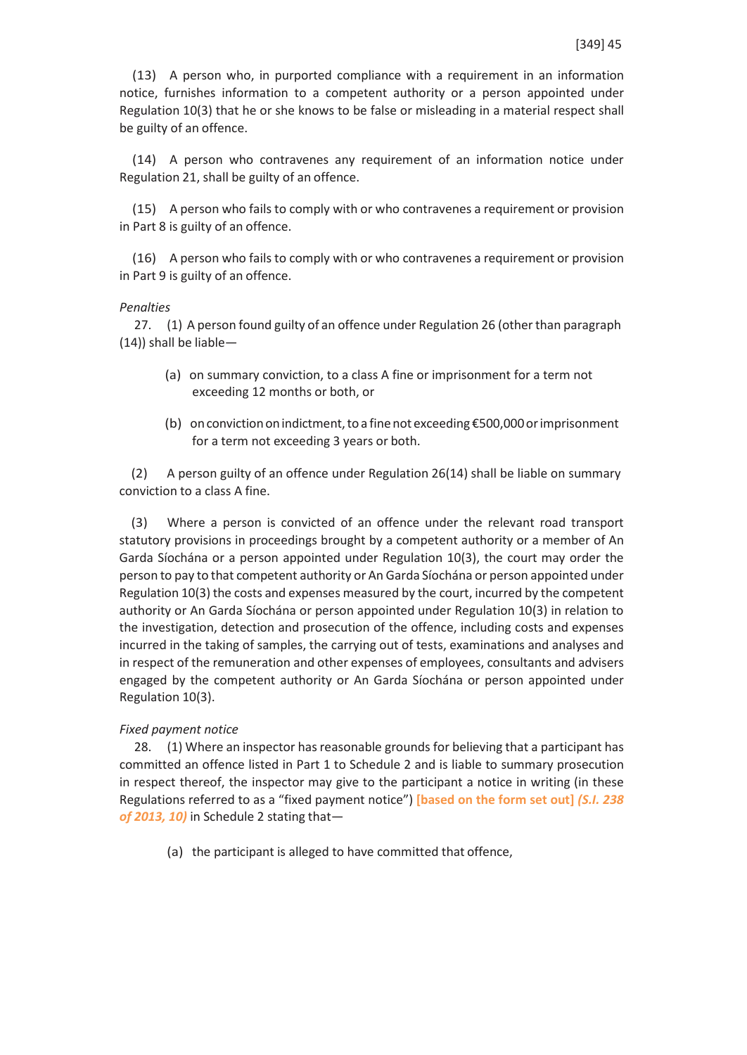(13) A person who, in purported compliance with a requirement in an information notice, furnishes information to a competent authority or a person appointed under Regulation 10(3) that he or she knows to be false or misleading in a material respect shall be guilty of an offence.

(14) A person who contravenes any requirement of an information notice under Regulation 21, shall be guilty of an offence.

(15) A person who fails to comply with or who contravenes a requirement or provision in Part 8 is guilty of an offence.

(16) A person who fails to comply with or who contravenes a requirement or provision in Part 9 is guilty of an offence.

*Penalties*

27. (1) A person found guilty of an offence under Regulation 26 (other than paragraph (14)) shall be liable—

(a) on summary conviction, to a class A fine or imprisonment for a term not exceeding 12 months or both, or

(b) on conviction on indictment, to a fine not exceeding €500,000 or imprisonment for a term not exceeding 3 years or both.

(2) A person guilty of an offence under Regulation 26(14) shall be liable on summary conviction to a class A fine.

(3) Where a person is convicted of an offence under the relevant road transport statutory provisions in proceedings brought by a competent authority or a member of An Garda Síochána or a person appointed under Regulation 10(3), the court may order the person to pay to that competent authority or An Garda Síochána or person appointed under Regulation 10(3) the costs and expenses measured by the court, incurred by the competent authority or An Garda Síochána or person appointed under Regulation 10(3) in relation to the investigation, detection and prosecution of the offence, including costs and expenses incurred in the taking of samples, the carrying out of tests, examinations and analyses and in respect of the remuneration and other expenses of employees, consultants and advisers engaged by the competent authority or An Garda Síochána or person appointed under Regulation 10(3).

*Fixed payment notice*

28. (1) Where an inspector has reasonable grounds for believing that a participant has committed an offence listed in Part 1 to Schedule 2 and is liable to summary prosecution in respect thereof, the inspector may give to the participant a notice in writing (in these Regulations referred to as a "fixed payment notice") **[based on the form set out]** ***(S.I. 238 of 2013, 10)*** in Schedule 2 stating that—

(a) the participant is alleged to have committed that offence,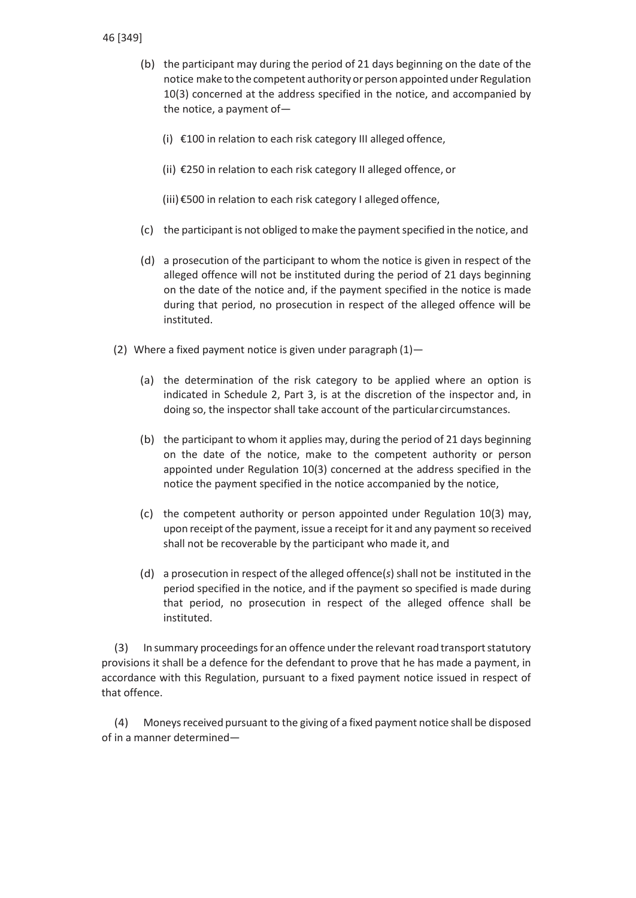(b) the participant may during the period of 21 days beginning on the date of the notice make to the competent authority or person appointed under Regulation 10(3) concerned at the address specified in the notice, and accompanied by the notice, a payment of—

(i) €100 in relation to each risk category III alleged offence,

(ii) €250 in relation to each risk category II alleged offence, or

(iii) €500 in relation to each risk category I alleged offence,

(c) the participant is not obliged to make the payment specified in the notice, and

(d) a prosecution of the participant to whom the notice is given in respect of the alleged offence will not be instituted during the period of 21 days beginning on the date of the notice and, if the payment specified in the notice is made during that period, no prosecution in respect of the alleged offence will be instituted.

(2) Where a fixed payment notice is given under paragraph (1)—

(a) the determination of the risk category to be applied where an option is indicated in Schedule 2, Part 3, is at the discretion of the inspector and, in doing so, the inspector shall take account of the particular circumstances.

(b) the participant to whom it applies may, during the period of 21 days beginning on the date of the notice, make to the competent authority or person appointed under Regulation 10(3) concerned at the address specified in the notice the payment specified in the notice accompanied by the notice,

(c) the competent authority or person appointed under Regulation 10(3) may, upon receipt of the payment, issue a receipt for it and any payment so received shall not be recoverable by the participant who made it, and

(d) a prosecution in respect of the alleged offence(*s*) shall not be instituted in the period specified in the notice, and if the payment so specified is made during that period, no prosecution in respect of the alleged offence shall be instituted.

(3) In summary proceedings for an offence under the relevant road transport statutory provisions it shall be a defence for the defendant to prove that he has made a payment, in accordance with this Regulation, pursuant to a fixed payment notice issued in respect of that offence.

(4) Moneys received pursuant to the giving of a fixed payment notice shall be disposed of in a manner determined—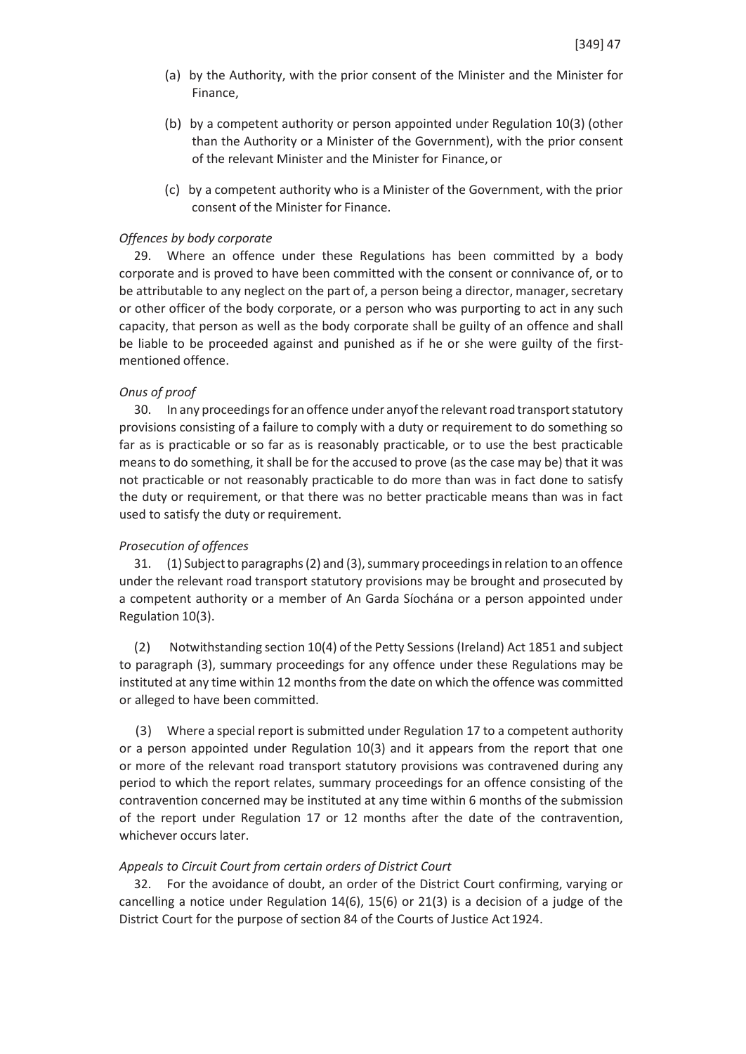(a) by the Authority, with the prior consent of the Minister and the Minister for Finance,

(b) by a competent authority or person appointed under Regulation 10(3) (other than the Authority or a Minister of the Government), with the prior consent of the relevant Minister and the Minister for Finance, or

(c) by a competent authority who is a Minister of the Government, with the prior consent of the Minister for Finance.

*Offences by body corporate*

29. Where an offence under these Regulations has been committed by a body corporate and is proved to have been committed with the consent or connivance of, or to be attributable to any neglect on the part of, a person being a director, manager, secretary or other officer of the body corporate, or a person who was purporting to act in any such capacity, that person as well as the body corporate shall be guilty of an offence and shall be liable to be proceeded against and punished as if he or she were guilty of the first-mentioned offence.

*Onus of proof*

30. In any proceedings for an offence under anyof the relevant road transport statutory provisions consisting of a failure to comply with a duty or requirement to do something so far as is practicable or so far as is reasonably practicable, or to use the best practicable means to do something, it shall be for the accused to prove (as the case may be) that it was not practicable or not reasonably practicable to do more than was in fact done to satisfy the duty or requirement, or that there was no better practicable means than was in fact used to satisfy the duty or requirement.

*Prosecution of offences*

31. (1) Subject to paragraphs (2) and (3), summary proceedings in relation to an offence under the relevant road transport statutory provisions may be brought and prosecuted by a competent authority or a member of An Garda Síochána or a person appointed under Regulation 10(3).

(2) Notwithstanding section 10(4) of the Petty Sessions (Ireland) Act 1851 and subject to paragraph (3), summary proceedings for any offence under these Regulations may be instituted at any time within 12 months from the date on which the offence was committed or alleged to have been committed.

(3) Where a special report is submitted under Regulation 17 to a competent authority or a person appointed under Regulation 10(3) and it appears from the report that one or more of the relevant road transport statutory provisions was contravened during any period to which the report relates, summary proceedings for an offence consisting of the contravention concerned may be instituted at any time within 6 months of the submission of the report under Regulation 17 or 12 months after the date of the contravention, whichever occurs later.

*Appeals to Circuit Court from certain orders of District Court*

32. For the avoidance of doubt, an order of the District Court confirming, varying or cancelling a notice under Regulation 14(6), 15(6) or 21(3) is a decision of a judge of the District Court for the purpose of section 84 of the Courts of Justice Act 1924.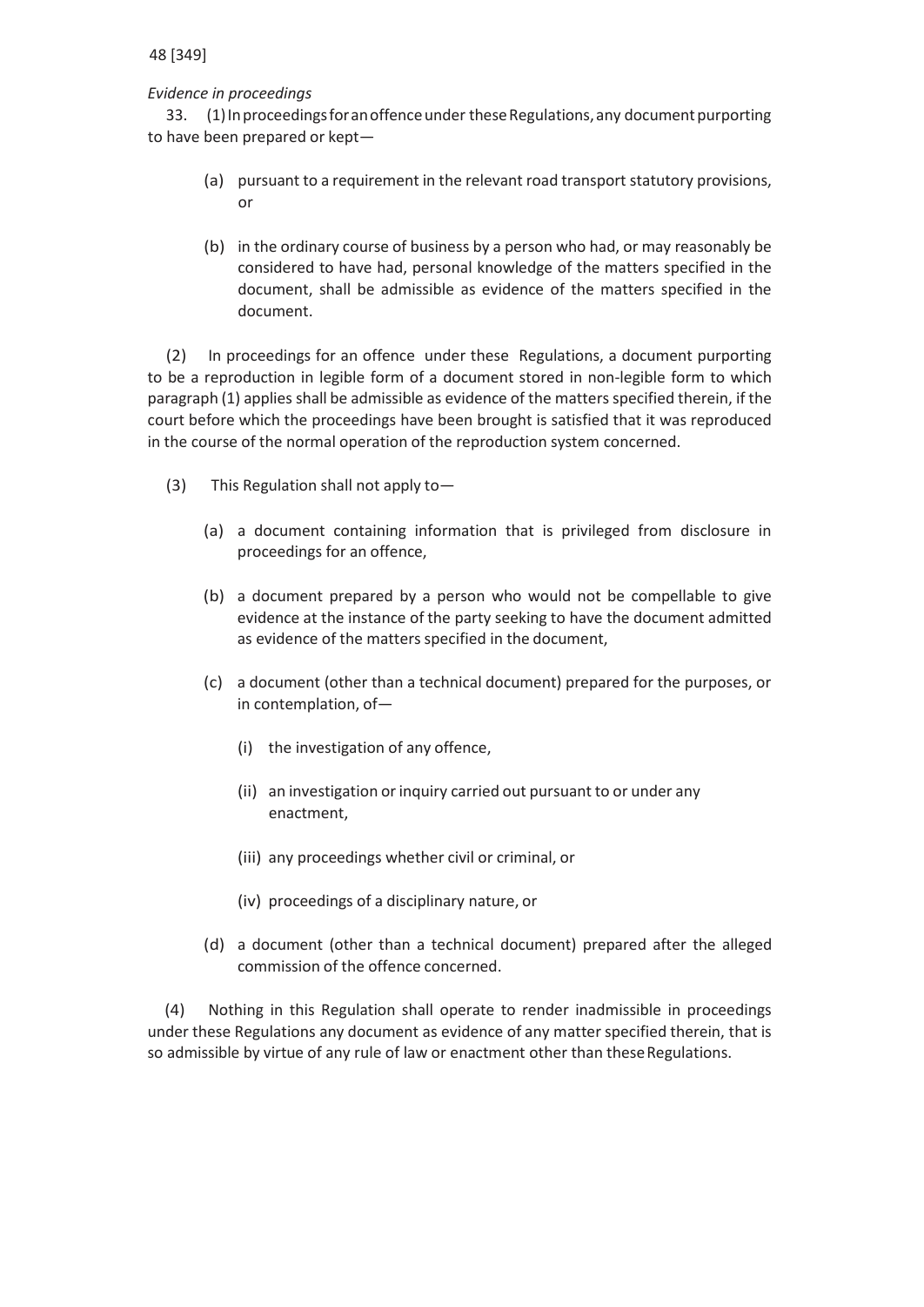*Evidence in proceedings*

33. (1) In proceedings for an offence under these Regulations, any document purporting to have been prepared or kept—

(a) pursuant to a requirement in the relevant road transport statutory provisions, or

(b) in the ordinary course of business by a person who had, or may reasonably be considered to have had, personal knowledge of the matters specified in the document, shall be admissible as evidence of the matters specified in the document.

(2) In proceedings for an offence under these Regulations, a document purporting to be a reproduction in legible form of a document stored in non-legible form to which paragraph (1) applies shall be admissible as evidence of the matters specified therein, if the court before which the proceedings have been brought is satisfied that it was reproduced in the course of the normal operation of the reproduction system concerned.

(3) This Regulation shall not apply to—

(a) a document containing information that is privileged from disclosure in proceedings for an offence,

(b) a document prepared by a person who would not be compellable to give evidence at the instance of the party seeking to have the document admitted as evidence of the matters specified in the document,

(c) a document (other than a technical document) prepared for the purposes, or in contemplation, of—

(i) the investigation of any offence,

(ii) an investigation or inquiry carried out pursuant to or under any enactment,

(iii) any proceedings whether civil or criminal, or

(iv) proceedings of a disciplinary nature, or

(d) a document (other than a technical document) prepared after the alleged commission of the offence concerned.

(4) Nothing in this Regulation shall operate to render inadmissible in proceedings under these Regulations any document as evidence of any matter specified therein, that is so admissible by virtue of any rule of law or enactment other than these Regulations.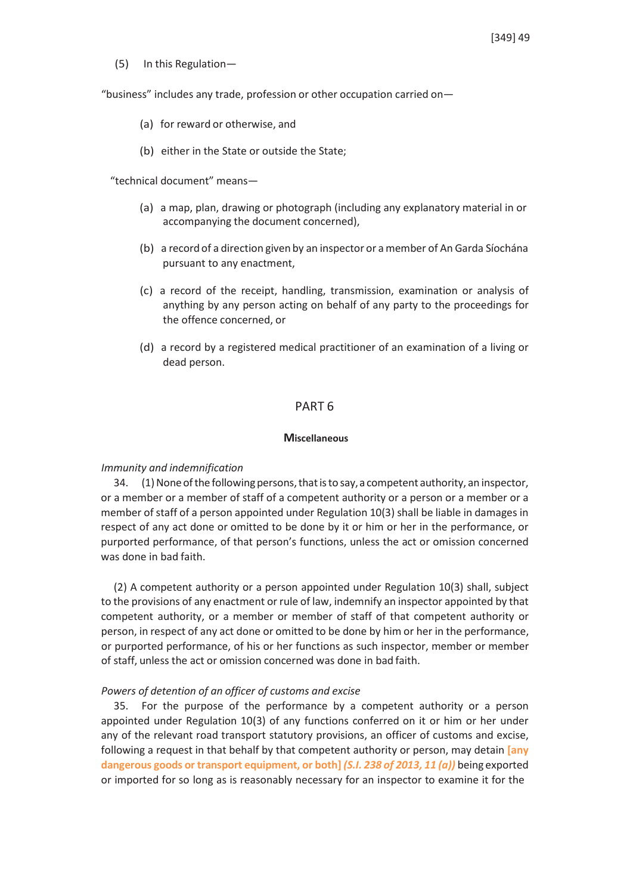(5) In this Regulation—

"business" includes any trade, profession or other occupation carried on—

(a) for reward or otherwise, and

(b) either in the State or outside the State;

"technical document" means—

(a) a map, plan, drawing or photograph (including any explanatory material in or accompanying the document concerned),

(b) a record of a direction given by an inspector or a member of An Garda Síochána pursuant to any enactment,

(c) a record of the receipt, handling, transmission, examination or analysis of anything by any person acting on behalf of any party to the proceedings for the offence concerned, or

(d) a record by a registered medical practitioner of an examination of a living or dead person.

## PART 6

### Miscellaneous

*Immunity and indemnification*

34. (1) None of the following persons, that is to say, a competent authority, an inspector, or a member or a member of staff of a competent authority or a person or a member or a member of staff of a person appointed under Regulation 10(3) shall be liable in damages in respect of any act done or omitted to be done by it or him or her in the performance, or purported performance, of that person's functions, unless the act or omission concerned was done in bad faith.

(2) A competent authority or a person appointed under Regulation 10(3) shall, subject to the provisions of any enactment or rule of law, indemnify an inspector appointed by that competent authority, or a member or member of staff of that competent authority or person, in respect of any act done or omitted to be done by him or her in the performance, or purported performance, of his or her functions as such inspector, member or member of staff, unless the act or omission concerned was done in bad faith.

*Powers of detention of an officer of customs and excise*

35. For the purpose of the performance by a competent authority or a person appointed under Regulation 10(3) of any functions conferred on it or him or her under any of the relevant road transport statutory provisions, an officer of customs and excise, following a request in that behalf by that competent authority or person, may detain **[any dangerous goods or transport equipment, or both]** ***(S.I. 238 of 2013, 11 (a))*** being exported or imported for so long as is reasonably necessary for an inspector to examine it for the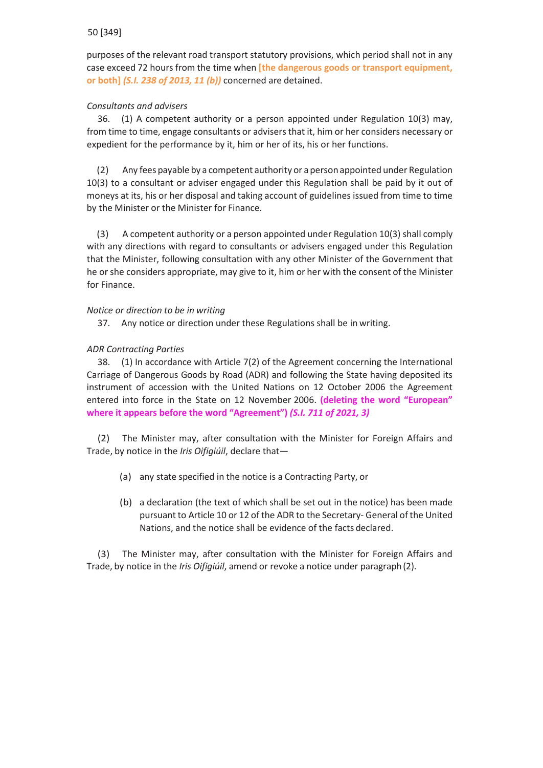purposes of the relevant road transport statutory provisions, which period shall not in any case exceed 72 hours from the time when **[the dangerous goods or transport equipment, or both]** ***(S.I. 238 of 2013, 11 (b))*** concerned are detained.

*Consultants and advisers*

36. (1) A competent authority or a person appointed under Regulation 10(3) may, from time to time, engage consultants or advisers that it, him or her considers necessary or expedient for the performance by it, him or her of its, his or her functions.

(2) Any fees payable by a competent authority or a person appointed under Regulation 10(3) to a consultant or adviser engaged under this Regulation shall be paid by it out of moneys at its, his or her disposal and taking account of guidelines issued from time to time by the Minister or the Minister for Finance.

(3) A competent authority or a person appointed under Regulation 10(3) shall comply with any directions with regard to consultants or advisers engaged under this Regulation that the Minister, following consultation with any other Minister of the Government that he or she considers appropriate, may give to it, him or her with the consent of the Minister for Finance.

*Notice or direction to be in writing*

37. Any notice or direction under these Regulations shall be in writing.

*ADR Contracting Parties*

38. (1) In accordance with Article 7(2) of the Agreement concerning the International Carriage of Dangerous Goods by Road (ADR) and following the State having deposited its instrument of accession with the United Nations on 12 October 2006 the Agreement entered into force in the State on 12 November 2006. **(deleting the word "European" where it appears before the word "Agreement")** ***(S.I. 711 of 2021, 3)***

(2) The Minister may, after consultation with the Minister for Foreign Affairs and Trade, by notice in the *Iris Oifigiúil*, declare that—

(a) any state specified in the notice is a Contracting Party, or

(b) a declaration (the text of which shall be set out in the notice) has been made pursuant to Article 10 or 12 of the ADR to the Secretary- General of the United Nations, and the notice shall be evidence of the facts declared.

(3) The Minister may, after consultation with the Minister for Foreign Affairs and Trade, by notice in the *Iris Oifigiúil*, amend or revoke a notice under paragraph (2).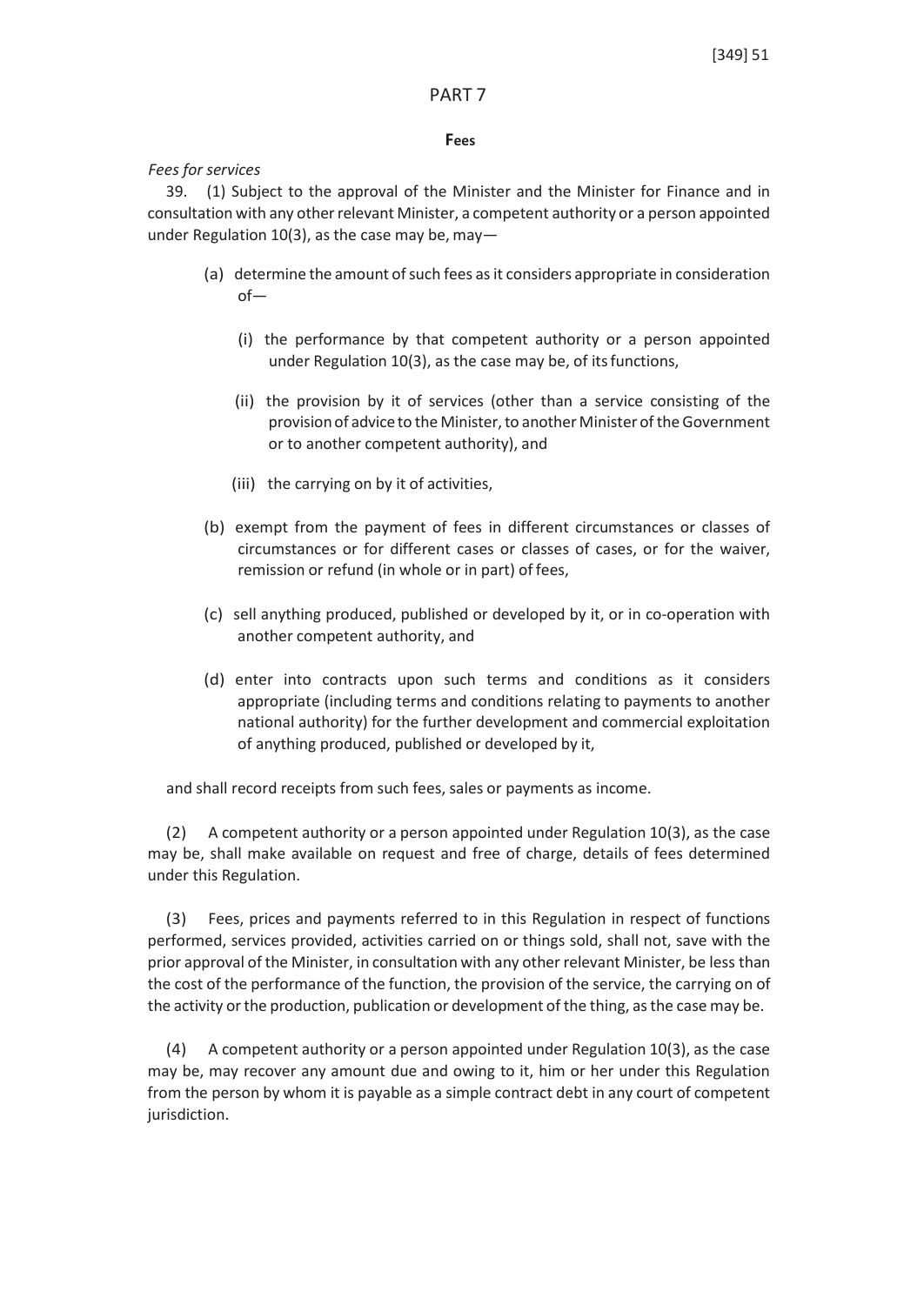## PART 7

### Fees

*Fees for services*

39. (1) Subject to the approval of the Minister and the Minister for Finance and in consultation with any other relevant Minister, a competent authority or a person appointed under Regulation 10(3), as the case may be, may—

(a) determine the amount of such fees as it considers appropriate in consideration of—

(i) the performance by that competent authority or a person appointed under Regulation 10(3), as the case may be, of its functions,

(ii) the provision by it of services (other than a service consisting of the provision of advice to the Minister, to another Minister of the Government or to another competent authority), and

(iii) the carrying on by it of activities,

(b) exempt from the payment of fees in different circumstances or classes of circumstances or for different cases or classes of cases, or for the waiver, remission or refund (in whole or in part) of fees,

(c) sell anything produced, published or developed by it, or in co-operation with another competent authority, and

(d) enter into contracts upon such terms and conditions as it considers appropriate (including terms and conditions relating to payments to another national authority) for the further development and commercial exploitation of anything produced, published or developed by it,

and shall record receipts from such fees, sales or payments as income.

(2) A competent authority or a person appointed under Regulation 10(3), as the case may be, shall make available on request and free of charge, details of fees determined under this Regulation.

(3) Fees, prices and payments referred to in this Regulation in respect of functions performed, services provided, activities carried on or things sold, shall not, save with the prior approval of the Minister, in consultation with any other relevant Minister, be less than the cost of the performance of the function, the provision of the service, the carrying on of the activity or the production, publication or development of the thing, as the case may be.

(4) A competent authority or a person appointed under Regulation 10(3), as the case may be, may recover any amount due and owing to it, him or her under this Regulation from the person by whom it is payable as a simple contract debt in any court of competent jurisdiction.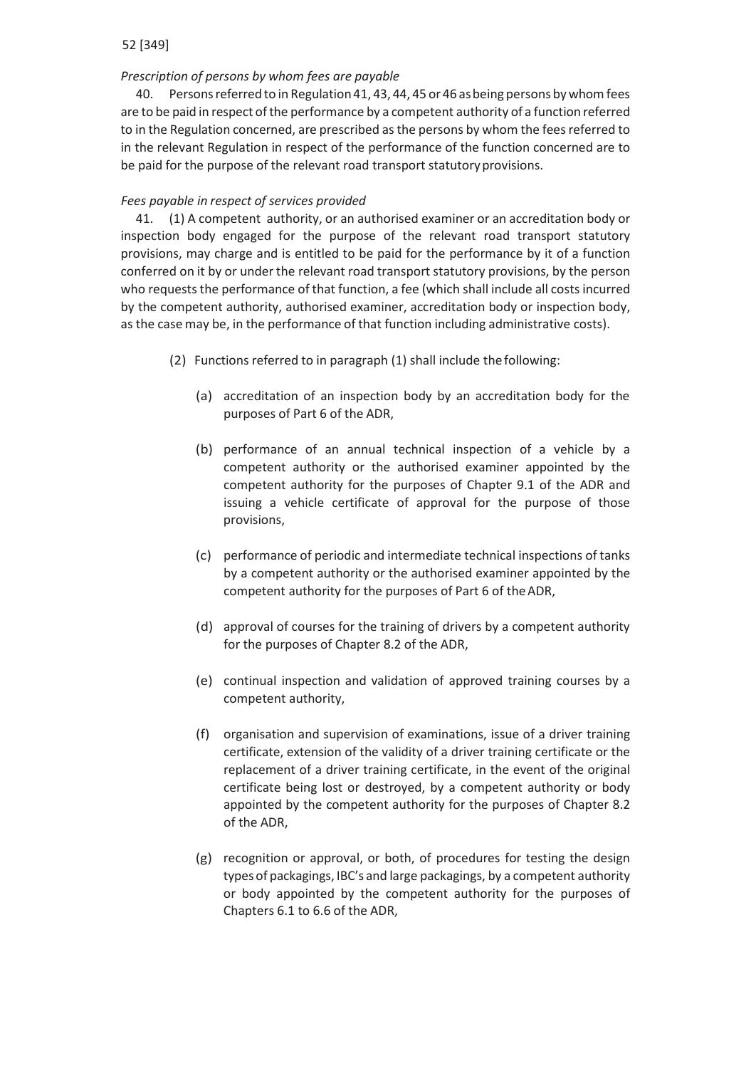*Prescription of persons by whom fees are payable*

40. Persons referred to in Regulation 41, 43, 44, 45 or 46 as being persons by whom fees are to be paid in respect of the performance by a competent authority of a function referred to in the Regulation concerned, are prescribed as the persons by whom the fees referred to in the relevant Regulation in respect of the performance of the function concerned are to be paid for the purpose of the relevant road transport statutory provisions.

*Fees payable in respect of services provided*

41. (1) A competent authority, or an authorised examiner or an accreditation body or inspection body engaged for the purpose of the relevant road transport statutory provisions, may charge and is entitled to be paid for the performance by it of a function conferred on it by or under the relevant road transport statutory provisions, by the person who requests the performance of that function, a fee (which shall include all costs incurred by the competent authority, authorised examiner, accreditation body or inspection body, as the case may be, in the performance of that function including administrative costs).

(2) Functions referred to in paragraph (1) shall include the following:

(a) accreditation of an inspection body by an accreditation body for the purposes of Part 6 of the ADR,

(b) performance of an annual technical inspection of a vehicle by a competent authority or the authorised examiner appointed by the competent authority for the purposes of Chapter 9.1 of the ADR and issuing a vehicle certificate of approval for the purpose of those provisions,

(c) performance of periodic and intermediate technical inspections of tanks by a competent authority or the authorised examiner appointed by the competent authority for the purposes of Part 6 of the ADR,

(d) approval of courses for the training of drivers by a competent authority for the purposes of Chapter 8.2 of the ADR,

(e) continual inspection and validation of approved training courses by a competent authority,

(f) organisation and supervision of examinations, issue of a driver training certificate, extension of the validity of a driver training certificate or the replacement of a driver training certificate, in the event of the original certificate being lost or destroyed, by a competent authority or body appointed by the competent authority for the purposes of Chapter 8.2 of the ADR,

(g) recognition or approval, or both, of procedures for testing the design types of packagings, IBC's and large packagings, by a competent authority or body appointed by the competent authority for the purposes of Chapters 6.1 to 6.6 of the ADR,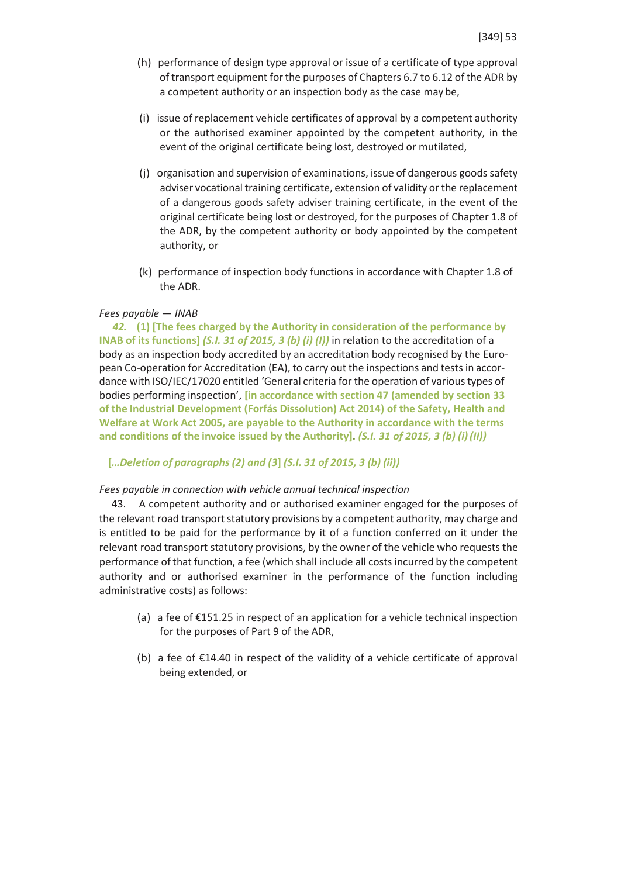(h) performance of design type approval or issue of a certificate of type approval of transport equipment for the purposes of Chapters 6.7 to 6.12 of the ADR by a competent authority or an inspection body as the case may be,

(i) issue of replacement vehicle certificates of approval by a competent authority or the authorised examiner appointed by the competent authority, in the event of the original certificate being lost, destroyed or mutilated,

(j) organisation and supervision of examinations, issue of dangerous goods safety adviser vocational training certificate, extension of validity or the replacement of a dangerous goods safety adviser training certificate, in the event of the original certificate being lost or destroyed, for the purposes of Chapter 1.8 of the ADR, by the competent authority or body appointed by the competent authority, or

(k) performance of inspection body functions in accordance with Chapter 1.8 of the ADR.

*Fees payable — INAB*

***42.*** **(1) [The fees charged by the Authority in consideration of the performance by INAB of its functions]** ***(S.I. 31 of 2015, 3 (b) (i) (I))*** in relation to the accreditation of a body as an inspection body accredited by an accreditation body recognised by the European Co-operation for Accreditation (EA), to carry out the inspections and tests in accordance with ISO/IEC/17020 entitled 'General criteria for the operation of various types of bodies performing inspection', **[in accordance with section 47 (amended by section 33 of the Industrial Development (Forfás Dissolution) Act 2014) of the Safety, Health and Welfare at Work Act 2005, are payable to the Authority in accordance with the terms and conditions of the invoice issued by the Authority].** ***(S.I. 31 of 2015, 3 (b) (i) (II))***

**[*...Deletion of paragraphs (2) and (3*] *(S.I. 31 of 2015, 3 (b) (ii))***

*Fees payable in connection with vehicle annual technical inspection*

43. A competent authority and or authorised examiner engaged for the purposes of the relevant road transport statutory provisions by a competent authority, may charge and is entitled to be paid for the performance by it of a function conferred on it under the relevant road transport statutory provisions, by the owner of the vehicle who requests the performance of that function, a fee (which shall include all costs incurred by the competent authority and or authorised examiner in the performance of the function including administrative costs) as follows:

(a) a fee of €151.25 in respect of an application for a vehicle technical inspection for the purposes of Part 9 of the ADR,

(b) a fee of €14.40 in respect of the validity of a vehicle certificate of approval being extended, or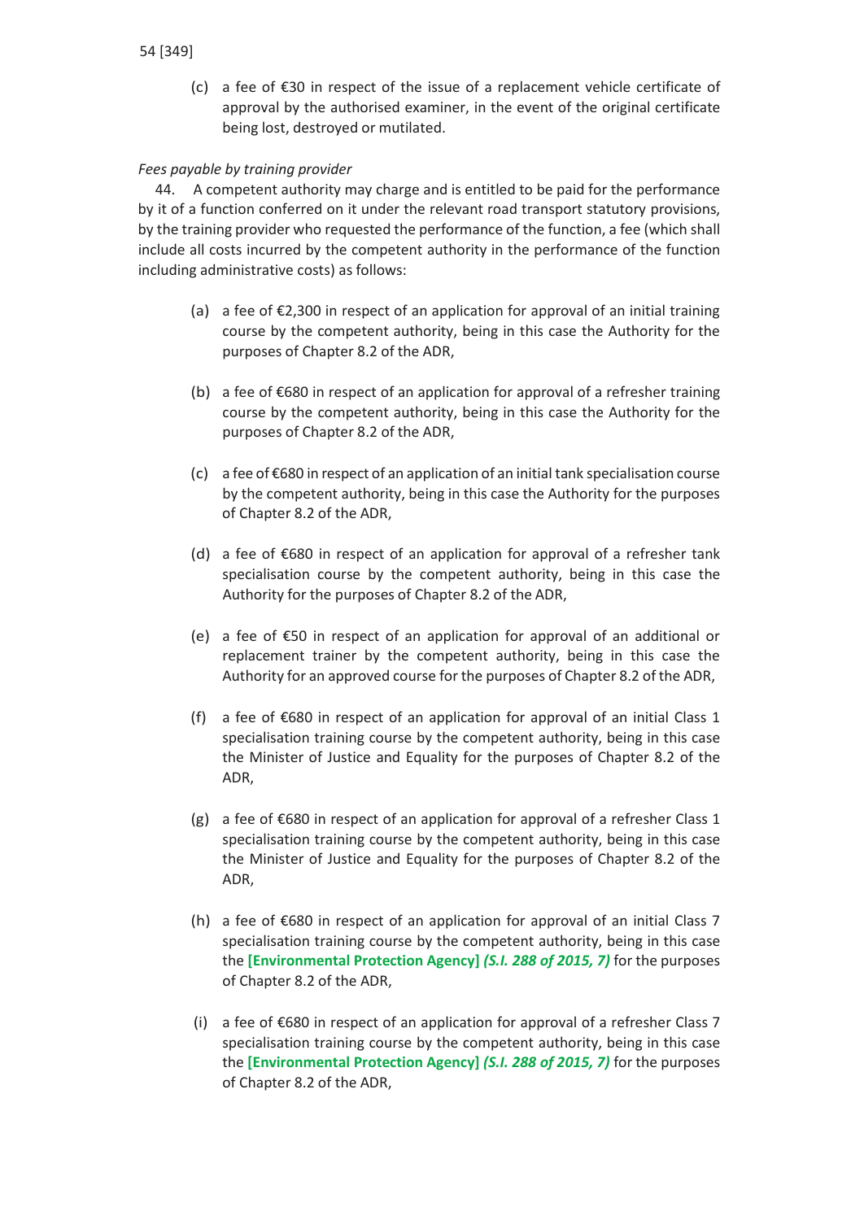(c) a fee of €30 in respect of the issue of a replacement vehicle certificate of approval by the authorised examiner, in the event of the original certificate being lost, destroyed or mutilated.

*Fees payable by training provider*

44. A competent authority may charge and is entitled to be paid for the performance by it of a function conferred on it under the relevant road transport statutory provisions, by the training provider who requested the performance of the function, a fee (which shall include all costs incurred by the competent authority in the performance of the function including administrative costs) as follows:

(a) a fee of €2,300 in respect of an application for approval of an initial training course by the competent authority, being in this case the Authority for the purposes of Chapter 8.2 of the ADR,

(b) a fee of €680 in respect of an application for approval of a refresher training course by the competent authority, being in this case the Authority for the purposes of Chapter 8.2 of the ADR,

(c) a fee of €680 in respect of an application of an initial tank specialisation course by the competent authority, being in this case the Authority for the purposes of Chapter 8.2 of the ADR,

(d) a fee of €680 in respect of an application for approval of a refresher tank specialisation course by the competent authority, being in this case the Authority for the purposes of Chapter 8.2 of the ADR,

(e) a fee of €50 in respect of an application for approval of an additional or replacement trainer by the competent authority, being in this case the Authority for an approved course for the purposes of Chapter 8.2 of the ADR,

(f) a fee of €680 in respect of an application for approval of an initial Class 1 specialisation training course by the competent authority, being in this case the Minister of Justice and Equality for the purposes of Chapter 8.2 of the ADR,

(g) a fee of €680 in respect of an application for approval of a refresher Class 1 specialisation training course by the competent authority, being in this case the Minister of Justice and Equality for the purposes of Chapter 8.2 of the ADR,

(h) a fee of €680 in respect of an application for approval of an initial Class 7 specialisation training course by the competent authority, being in this case the **[Environmental Protection Agency]** ***(S.I. 288 of 2015, 7)*** for the purposes of Chapter 8.2 of the ADR,

(i) a fee of €680 in respect of an application for approval of a refresher Class 7 specialisation training course by the competent authority, being in this case the **[Environmental Protection Agency]** ***(S.I. 288 of 2015, 7)*** for the purposes of Chapter 8.2 of the ADR,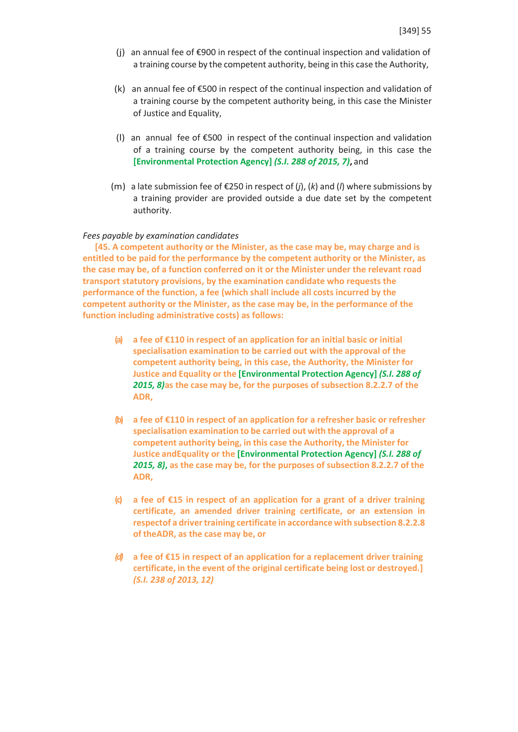(j) an annual fee of €900 in respect of the continual inspection and validation of a training course by the competent authority, being in this case the Authority,

(k) an annual fee of €500 in respect of the continual inspection and validation of a training course by the competent authority being, in this case the Minister of Justice and Equality,

(l) an annual fee of €500 in respect of the continual inspection and validation of a training course by the competent authority being, in this case the **[Environmental Protection Agency]** ***(S.I. 288 of 2015, 7)*,** and

(m) a late submission fee of €250 in respect of (*j*), (*k*) and (*l*) where submissions by a training provider are provided outside a due date set by the competent authority.

*Fees payable by examination candidates*

**[45. A competent authority or the Minister, as the case may be, may charge and is entitled to be paid for the performance by the competent authority or the Minister, as the case may be, of a function conferred on it or the Minister under the relevant road transport statutory provisions, by the examination candidate who requests the performance of the function, a fee (which shall include all costs incurred by the competent authority or the Minister, as the case may be, in the performance of the function including administrative costs) as follows:**

**(a) a fee of €110 in respect of an application for an initial basic or initial specialisation examination to be carried out with the approval of the competent authority being, in this case, the Authority, the Minister for Justice and Equality or the [Environmental Protection Agency]** ***(S.I. 288 of 2015, 8)*as the case may be, for the purposes of subsection 8.2.2.7 of the ADR,**

**(b) a fee of €110 in respect of an application for a refresher basic or refresher specialisation examination to be carried out with the approval of a competent authority being, in this case the Authority, the Minister for Justice andEquality or the [Environmental Protection Agency]** ***(S.I. 288 of 2015, 8)*, as the case may be, for the purposes of subsection 8.2.2.7 of the ADR,**

**(c) a fee of €15 in respect of an application for a grant of a driver training certificate, an amended driver training certificate, or an extension in respectof a driver training certificate in accordance with subsection 8.2.2.8 of theADR, as the case may be, or**

**(d) a fee of €15 in respect of an application for a replacement driver training certificate, in the event of the original certificate being lost or destroyed.]** ***(S.I. 238 of 2013, 12)***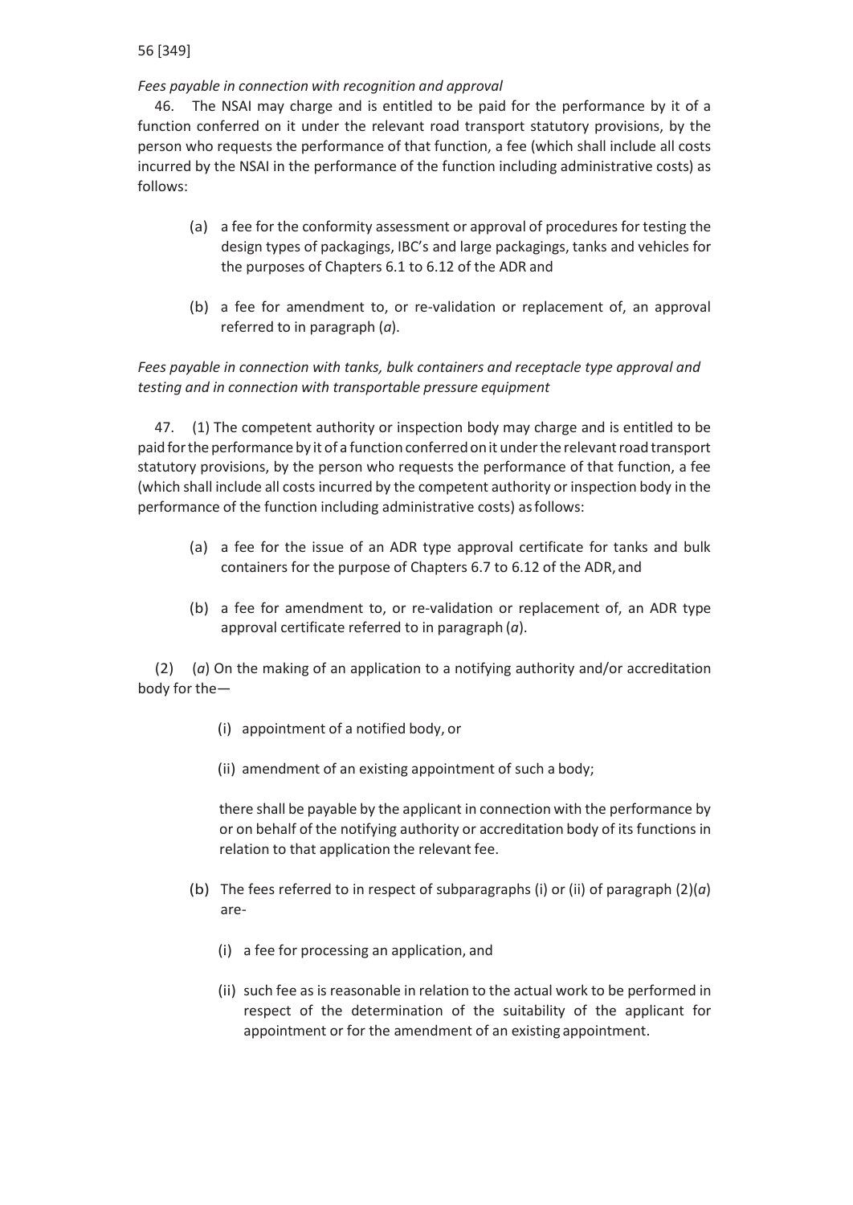*Fees payable in connection with recognition and approval*

46. The NSAI may charge and is entitled to be paid for the performance by it of a function conferred on it under the relevant road transport statutory provisions, by the person who requests the performance of that function, a fee (which shall include all costs incurred by the NSAI in the performance of the function including administrative costs) as follows:

(a) a fee for the conformity assessment or approval of procedures for testing the design types of packagings, IBC's and large packagings, tanks and vehicles for the purposes of Chapters 6.1 to 6.12 of the ADR and

(b) a fee for amendment to, or re-validation or replacement of, an approval referred to in paragraph (*a*).

*Fees payable in connection with tanks, bulk containers and receptacle type approval and testing and in connection with transportable pressure equipment*

47. (1) The competent authority or inspection body may charge and is entitled to be paid for the performance by it of a function conferred on it under the relevant road transport statutory provisions, by the person who requests the performance of that function, a fee (which shall include all costs incurred by the competent authority or inspection body in the performance of the function including administrative costs) as follows:

(a) a fee for the issue of an ADR type approval certificate for tanks and bulk containers for the purpose of Chapters 6.7 to 6.12 of the ADR, and

(b) a fee for amendment to, or re-validation or replacement of, an ADR type approval certificate referred to in paragraph (*a*).

(2) (*a*) On the making of an application to a notifying authority and/or accreditation body for the—

(i) appointment of a notified body, or

(ii) amendment of an existing appointment of such a body;

there shall be payable by the applicant in connection with the performance by or on behalf of the notifying authority or accreditation body of its functions in relation to that application the relevant fee.

(b) The fees referred to in respect of subparagraphs (i) or (ii) of paragraph (2)(*a*) are-

(i) a fee for processing an application, and

(ii) such fee as is reasonable in relation to the actual work to be performed in respect of the determination of the suitability of the applicant for appointment or for the amendment of an existing appointment.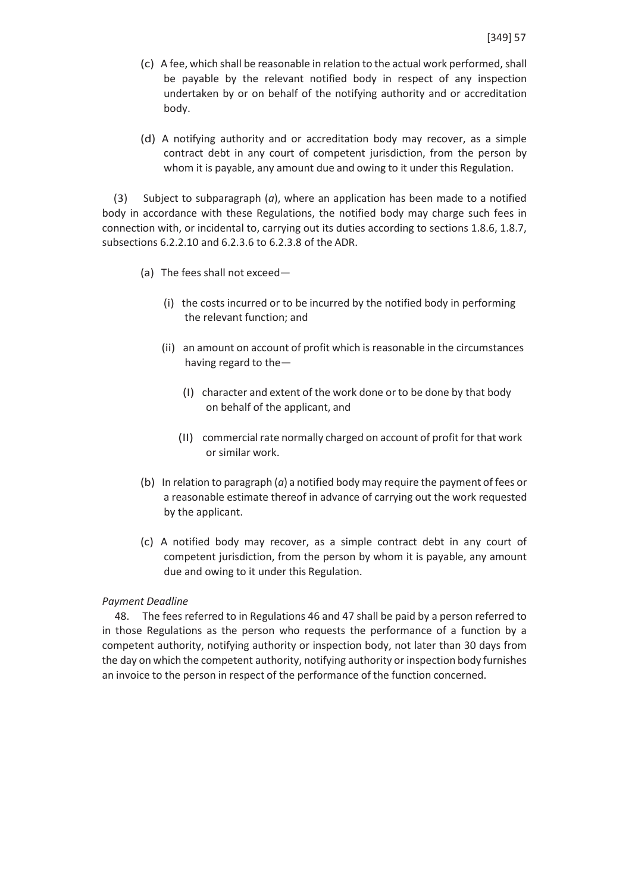(c) A fee, which shall be reasonable in relation to the actual work performed, shall be payable by the relevant notified body in respect of any inspection undertaken by or on behalf of the notifying authority and or accreditation body.

(d) A notifying authority and or accreditation body may recover, as a simple contract debt in any court of competent jurisdiction, from the person by whom it is payable, any amount due and owing to it under this Regulation.

(3) Subject to subparagraph (*a*), where an application has been made to a notified body in accordance with these Regulations, the notified body may charge such fees in connection with, or incidental to, carrying out its duties according to sections 1.8.6, 1.8.7, subsections 6.2.2.10 and 6.2.3.6 to 6.2.3.8 of the ADR.

(a) The fees shall not exceed—

(i) the costs incurred or to be incurred by the notified body in performing the relevant function; and

(ii) an amount on account of profit which is reasonable in the circumstances having regard to the—

(I) character and extent of the work done or to be done by that body on behalf of the applicant, and

(II) commercial rate normally charged on account of profit for that work or similar work.

(b) In relation to paragraph (*a*) a notified body may require the payment of fees or a reasonable estimate thereof in advance of carrying out the work requested by the applicant.

(c) A notified body may recover, as a simple contract debt in any court of competent jurisdiction, from the person by whom it is payable, any amount due and owing to it under this Regulation.

*Payment Deadline*

48. The fees referred to in Regulations 46 and 47 shall be paid by a person referred to in those Regulations as the person who requests the performance of a function by a competent authority, notifying authority or inspection body, not later than 30 days from the day on which the competent authority, notifying authority or inspection body furnishes an invoice to the person in respect of the performance of the function concerned.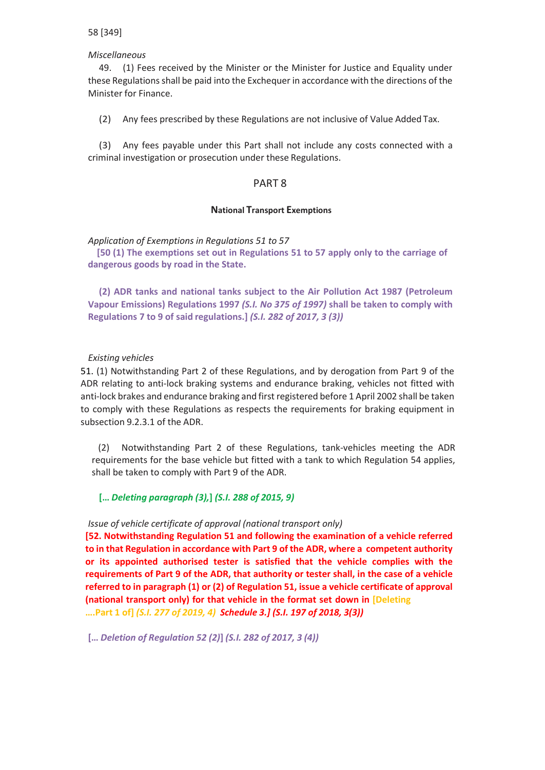*Miscellaneous*

49. (1) Fees received by the Minister or the Minister for Justice and Equality under these Regulations shall be paid into the Exchequer in accordance with the directions of the Minister for Finance.

(2) Any fees prescribed by these Regulations are not inclusive of Value Added Tax.

(3) Any fees payable under this Part shall not include any costs connected with a criminal investigation or prosecution under these Regulations.

## PART 8

### National Transport Exemptions

*Application of Exemptions in Regulations 51 to 57*

**[50 (1) The exemptions set out in Regulations 51 to 57 apply only to the carriage of dangerous goods by road in the State.**

**(2) ADR tanks and national tanks subject to the Air Pollution Act 1987 (Petroleum Vapour Emissions) Regulations 1997 *(S.I. No 375 of 1997)* shall be taken to comply with Regulations 7 to 9 of said regulations.] *(S.I. 282 of 2017, 3 (3))***

*Existing vehicles*

51. (1) Notwithstanding Part 2 of these Regulations, and by derogation from Part 9 of the ADR relating to anti-lock braking systems and endurance braking, vehicles not fitted with anti-lock brakes and endurance braking and first registered before 1 April 2002 shall be taken to comply with these Regulations as respects the requirements for braking equipment in subsection 9.2.3.1 of the ADR.

(2) Notwithstanding Part 2 of these Regulations, tank-vehicles meeting the ADR requirements for the base vehicle but fitted with a tank to which Regulation 54 applies, shall be taken to comply with Part 9 of the ADR.

**[… *Deleting paragraph (3),*] *(S.I. 288 of 2015, 9)***

*Issue of vehicle certificate of approval (national transport only)*

**[52. Notwithstanding Regulation 51 and following the examination of a vehicle referred to in that Regulation in accordance with Part 9 of the ADR, where a competent authority or its appointed authorised tester is satisfied that the vehicle complies with the requirements of Part 9 of the ADR, that authority or tester shall, in the case of a vehicle referred to in paragraph (1) or (2) of Regulation 51, issue a vehicle certificate of approval (national transport only) for that vehicle in the format set down in [Deleting ….Part 1 of] *(S.I. 277 of 2019, 4)* *Schedule 3.] (S.I. 197 of 2018, 3(3))***

**[… *Deletion of Regulation 52 (2)*] *(S.I. 282 of 2017, 3 (4))***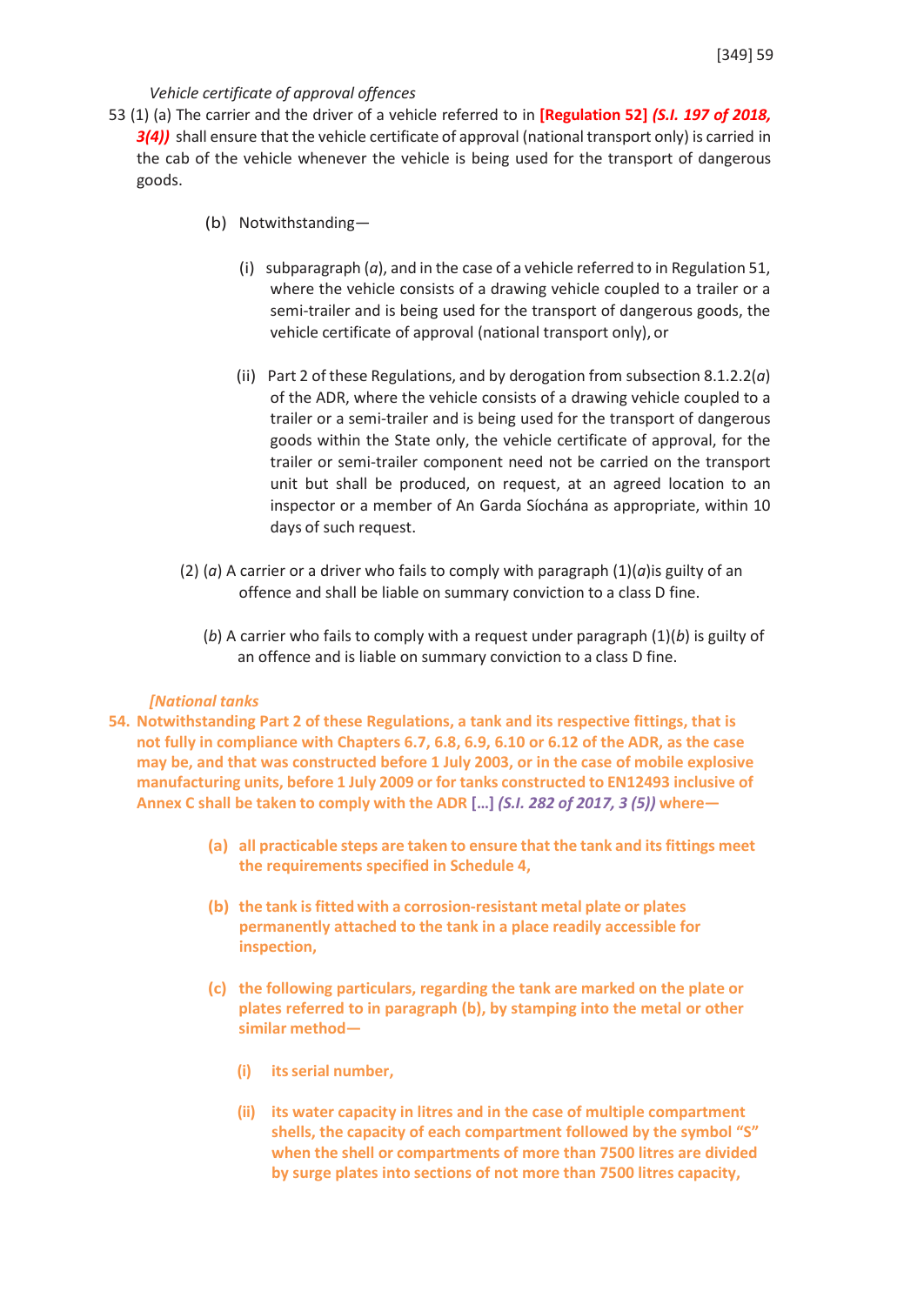*Vehicle certificate of approval offences*

53 (1) (a) The carrier and the driver of a vehicle referred to in **[Regulation 52]** ***(S.I. 197 of 2018, 3(4))*** shall ensure that the vehicle certificate of approval (national transport only) is carried in the cab of the vehicle whenever the vehicle is being used for the transport of dangerous goods.

(b) Notwithstanding—

(i) subparagraph (*a*), and in the case of a vehicle referred to in Regulation 51, where the vehicle consists of a drawing vehicle coupled to a trailer or a semi-trailer and is being used for the transport of dangerous goods, the vehicle certificate of approval (national transport only), or

(ii) Part 2 of these Regulations, and by derogation from subsection 8.1.2.2(*a*) of the ADR, where the vehicle consists of a drawing vehicle coupled to a trailer or a semi-trailer and is being used for the transport of dangerous goods within the State only, the vehicle certificate of approval, for the trailer or semi-trailer component need not be carried on the transport unit but shall be produced, on request, at an agreed location to an inspector or a member of An Garda Síochána as appropriate, within 10 days of such request.

(2) (*a*) A carrier or a driver who fails to comply with paragraph (1)(*a*)is guilty of an offence and shall be liable on summary conviction to a class D fine.

(*b*) A carrier who fails to comply with a request under paragraph (1)(*b*) is guilty of an offence and is liable on summary conviction to a class D fine.

***[National tanks***

**54. Notwithstanding Part 2 of these Regulations, a tank and its respective fittings, that is not fully in compliance with Chapters 6.7, 6.8, 6.9, 6.10 or 6.12 of the ADR, as the case may be, and that was constructed before 1 July 2003, or in the case of mobile explosive manufacturing units, before 1 July 2009 or for tanks constructed to EN12493 inclusive of Annex C shall be taken to comply with the ADR [...] *(S.I. 282 of 2017, 3 (5))* where—**

**(a) all practicable steps are taken to ensure that the tank and its fittings meet the requirements specified in Schedule 4,**

**(b) the tank is fitted with a corrosion-resistant metal plate or plates permanently attached to the tank in a place readily accessible for inspection,**

**(c) the following particulars, regarding the tank are marked on the plate or plates referred to in paragraph (b), by stamping into the metal or other similar method—**

**(i) its serial number,**

**(ii) its water capacity in litres and in the case of multiple compartment shells, the capacity of each compartment followed by the symbol "S" when the shell or compartments of more than 7500 litres are divided by surge plates into sections of not more than 7500 litres capacity,**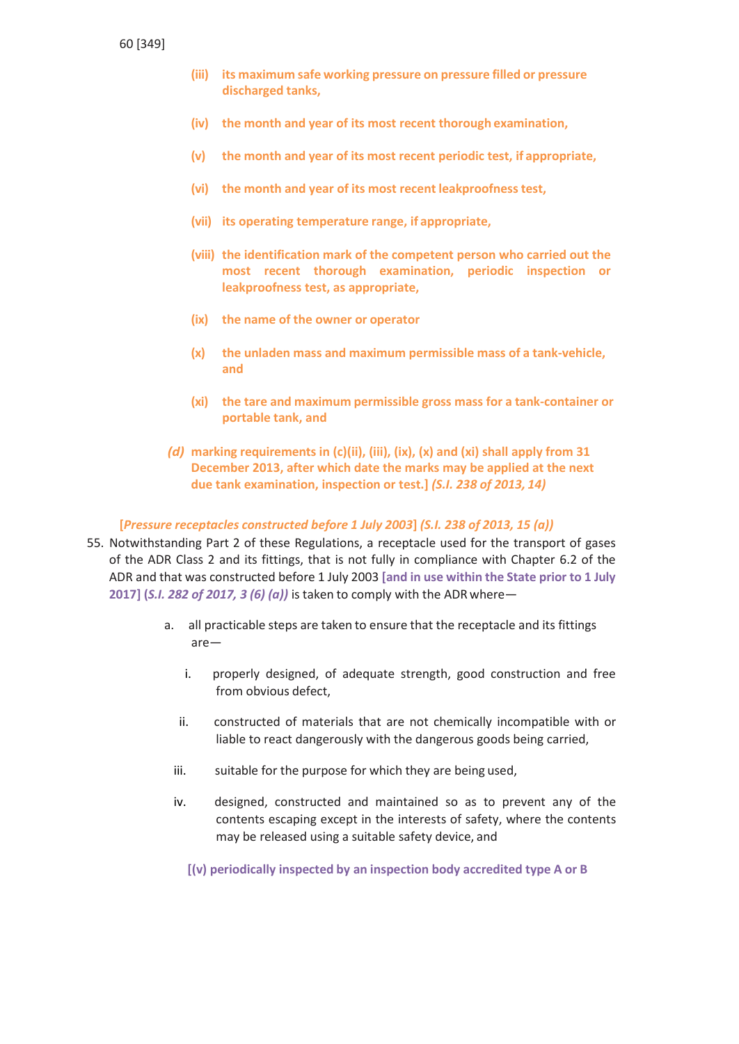**(iii) its maximum safe working pressure on pressure filled or pressure discharged tanks,**

**(iv) the month and year of its most recent thorough examination,**

**(v) the month and year of its most recent periodic test, if appropriate,**

**(vi) the month and year of its most recent leakproofness test,**

**(vii) its operating temperature range, if appropriate,**

**(viii) the identification mark of the competent person who carried out the most recent thorough examination, periodic inspection or leakproofness test, as appropriate,**

**(ix) the name of the owner or operator**

**(x) the unladen mass and maximum permissible mass of a tank-vehicle, and**

**(xi) the tare and maximum permissible gross mass for a tank-container or portable tank, and**

***(d)* marking requirements in (c)(ii), (iii), (ix), (x) and (xi) shall apply from 31 December 2013, after which date the marks may be applied at the next due tank examination, inspection or test.]** ***(S.I. 238 of 2013, 14)***

**[*Pressure receptacles constructed before 1 July 2003*]** ***(S.I. 238 of 2013, 15 (a))***

55. Notwithstanding Part 2 of these Regulations, a receptacle used for the transport of gases of the ADR Class 2 and its fittings, that is not fully in compliance with Chapter 6.2 of the ADR and that was constructed before 1 July 2003 **[and in use within the State prior to 1 July 2017]** ***(S.I. 282 of 2017, 3 (6) (a))*** is taken to comply with the ADR where—

a. all practicable steps are taken to ensure that the receptacle and its fittings are—

   i. properly designed, of adequate strength, good construction and free from obvious defect,

   ii. constructed of materials that are not chemically incompatible with or liable to react dangerously with the dangerous goods being carried,

   iii. suitable for the purpose for which they are being used,

   iv. designed, constructed and maintained so as to prevent any of the contents escaping except in the interests of safety, where the contents may be released using a suitable safety device, and

   **[(v) periodically inspected by an inspection body accredited type A or B**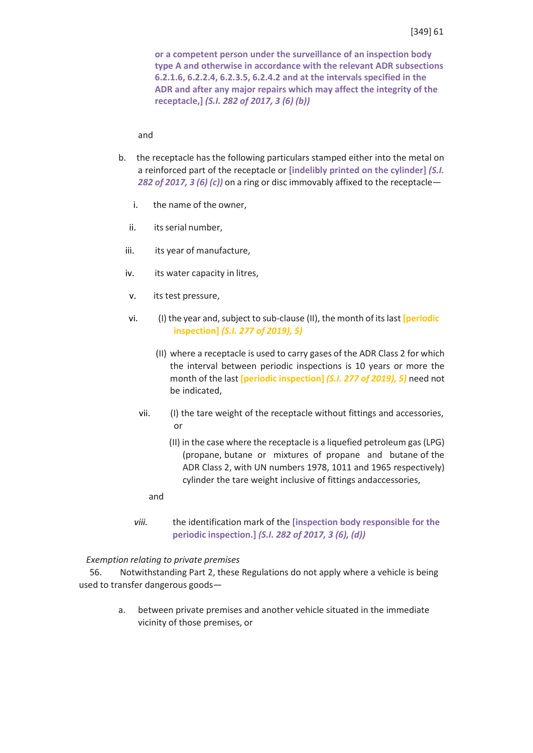**or a competent person under the surveillance of an inspection body type A and otherwise in accordance with the relevant ADR subsections 6.2.1.6, 6.2.2.4, 6.2.3.5, 6.2.4.2 and at the intervals specified in the ADR and after any major repairs which may affect the integrity of the receptacle,]** ***(S.I. 282 of 2017, 3 (6) (b))***

and

b. the receptacle has the following particulars stamped either into the metal on a reinforced part of the receptacle or **[indelibly printed on the cylinder]** ***(S.I. 282 of 2017, 3 (6) (c))*** on a ring or disc immovably affixed to the receptacle—

   i. the name of the owner,

   ii. its serial number,

   iii. its year of manufacture,

   iv. its water capacity in litres,

   v. its test pressure,

   vi. (I) the year and, subject to sub-clause (II), the month of its last **[periodic inspection]** ***(S.I. 277 of 2019), 5)***

      (II) where a receptacle is used to carry gases of the ADR Class 2 for which the interval between periodic inspections is 10 years or more the month of the last **[periodic inspection]** ***(S.I. 277 of 2019), 5)*** need not be indicated,

   vii. (I) the tare weight of the receptacle without fittings and accessories, or

      (II) in the case where the receptacle is a liquefied petroleum gas (LPG) (propane, butane or mixtures of propane and butane of the ADR Class 2, with UN numbers 1978, 1011 and 1965 respectively) cylinder the tare weight inclusive of fittings andaccessories,

   and

   *viii.* the identification mark of the **[inspection body responsible for the periodic inspection.]** ***(S.I. 282 of 2017, 3 (6), (d))***

*Exemption relating to private premises*

56. Notwithstanding Part 2, these Regulations do not apply where a vehicle is being used to transfer dangerous goods—

a. between private premises and another vehicle situated in the immediate vicinity of those premises, or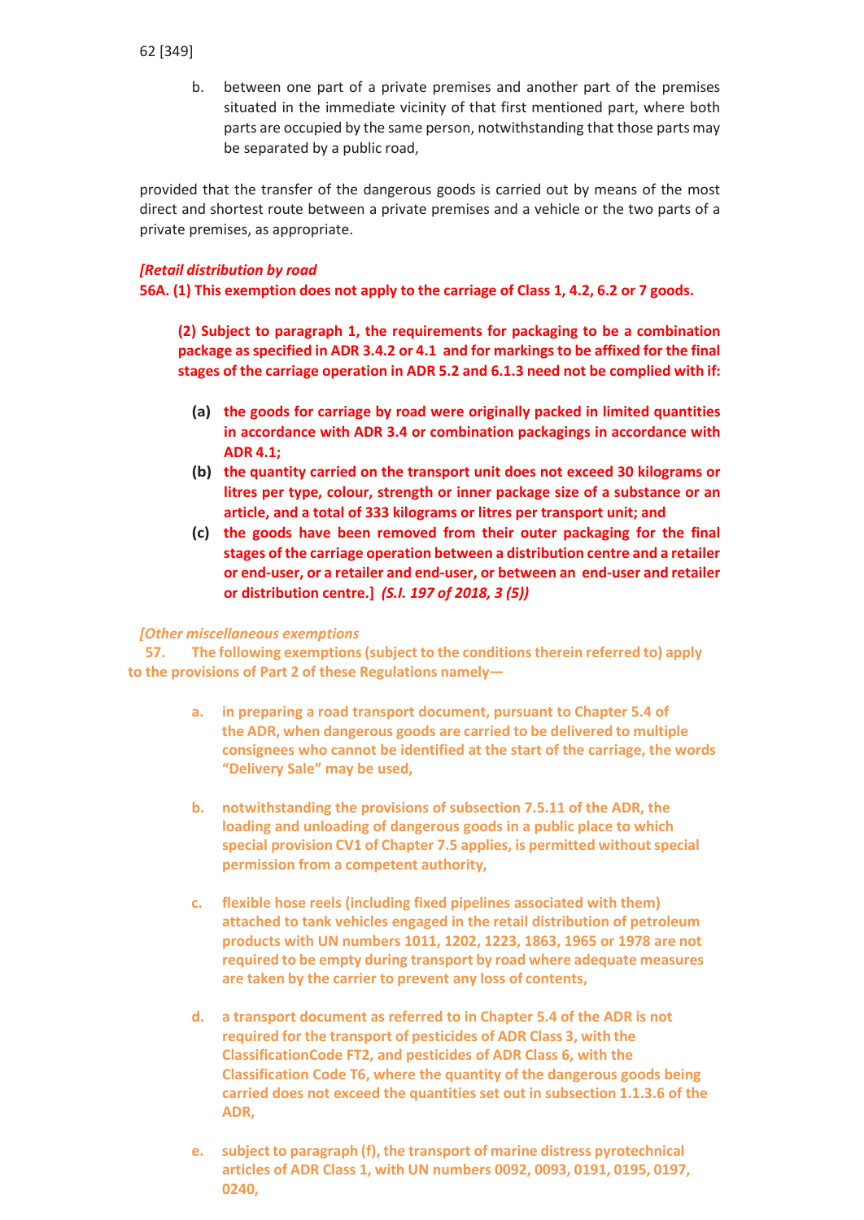b. between one part of a private premises and another part of the premises situated in the immediate vicinity of that first mentioned part, where both parts are occupied by the same person, notwithstanding that those parts may be separated by a public road,

provided that the transfer of the dangerous goods is carried out by means of the most direct and shortest route between a private premises and a vehicle or the two parts of a private premises, as appropriate.

***[Retail distribution by road***

**56A. (1) This exemption does not apply to the carriage of Class 1, 4.2, 6.2 or 7 goods.**

**(2) Subject to paragraph 1, the requirements for packaging to be a combination package as specified in ADR 3.4.2 or 4.1 and for markings to be affixed for the final stages of the carriage operation in ADR 5.2 and 6.1.3 need not be complied with if:**

- **(a) the goods for carriage by road were originally packed in limited quantities in accordance with ADR 3.4 or combination packagings in accordance with ADR 4.1;**
- **(b) the quantity carried on the transport unit does not exceed 30 kilograms or litres per type, colour, strength or inner package size of a substance or an article, and a total of 333 kilograms or litres per transport unit; and**
- **(c) the goods have been removed from their outer packaging for the final stages of the carriage operation between a distribution centre and a retailer or end-user, or a retailer and end-user, or between an end-user and retailer or distribution centre.]** ***(S.I. 197 of 2018, 3 (5))***

***[Other miscellaneous exemptions***

**57. The following exemptions (subject to the conditions therein referred to) apply to the provisions of Part 2 of these Regulations namely—**

**a. in preparing a road transport document, pursuant to Chapter 5.4 of the ADR, when dangerous goods are carried to be delivered to multiple consignees who cannot be identified at the start of the carriage, the words "Delivery Sale" may be used,**

**b. notwithstanding the provisions of subsection 7.5.11 of the ADR, the loading and unloading of dangerous goods in a public place to which special provision CV1 of Chapter 7.5 applies, is permitted without special permission from a competent authority,**

**c. flexible hose reels (including fixed pipelines associated with them) attached to tank vehicles engaged in the retail distribution of petroleum products with UN numbers 1011, 1202, 1223, 1863, 1965 or 1978 are not required to be empty during transport by road where adequate measures are taken by the carrier to prevent any loss of contents,**

**d. a transport document as referred to in Chapter 5.4 of the ADR is not required for the transport of pesticides of ADR Class 3, with the ClassificationCode FT2, and pesticides of ADR Class 6, with the Classification Code T6, where the quantity of the dangerous goods being carried does not exceed the quantities set out in subsection 1.1.3.6 of the ADR,**

**e. subject to paragraph (f), the transport of marine distress pyrotechnical articles of ADR Class 1, with UN numbers 0092, 0093, 0191, 0195, 0197, 0240,**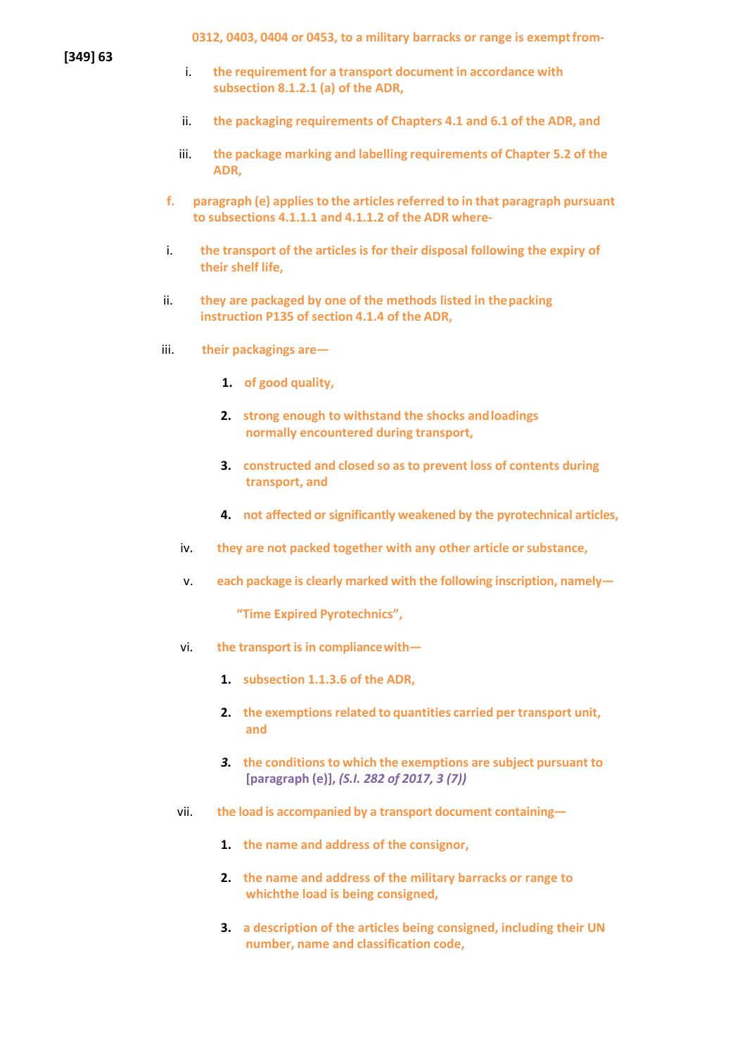[349] 63

0312, 0403, 0404 or 0453, to a military barracks or range is exempt from-

i. the requirement for a transport document in accordance with subsection 8.1.2.1 (a) of the ADR,

ii. the packaging requirements of Chapters 4.1 and 6.1 of the ADR, and

iii. the package marking and labelling requirements of Chapter 5.2 of the ADR,

f. paragraph (e) applies to the articles referred to in that paragraph pursuant to subsections 4.1.1.1 and 4.1.1.2 of the ADR where-

i. the transport of the articles is for their disposal following the expiry of their shelf life,

ii. they are packaged by one of the methods listed in the packing instruction P135 of section 4.1.4 of the ADR,

iii. their packagings are—

1. of good quality,
2. strong enough to withstand the shocks and loadings normally encountered during transport,
3. constructed and closed so as to prevent loss of contents during transport, and
4. not affected or significantly weakened by the pyrotechnical articles,

iv. they are not packed together with any other article or substance,

v. each package is clearly marked with the following inscription, namely—

"Time Expired Pyrotechnics",

vi. the transport is in compliance with—

1. subsection 1.1.3.6 of the ADR,
2. the exemptions related to quantities carried per transport unit, and
3. the conditions to which the exemptions are subject pursuant to [paragraph (e)], *(S.I. 282 of 2017, 3 (7))*

vii. the load is accompanied by a transport document containing—

1. the name and address of the consignor,
2. the name and address of the military barracks or range to whichthe load is being consigned,
3. a description of the articles being consigned, including their UN number, name and classification code,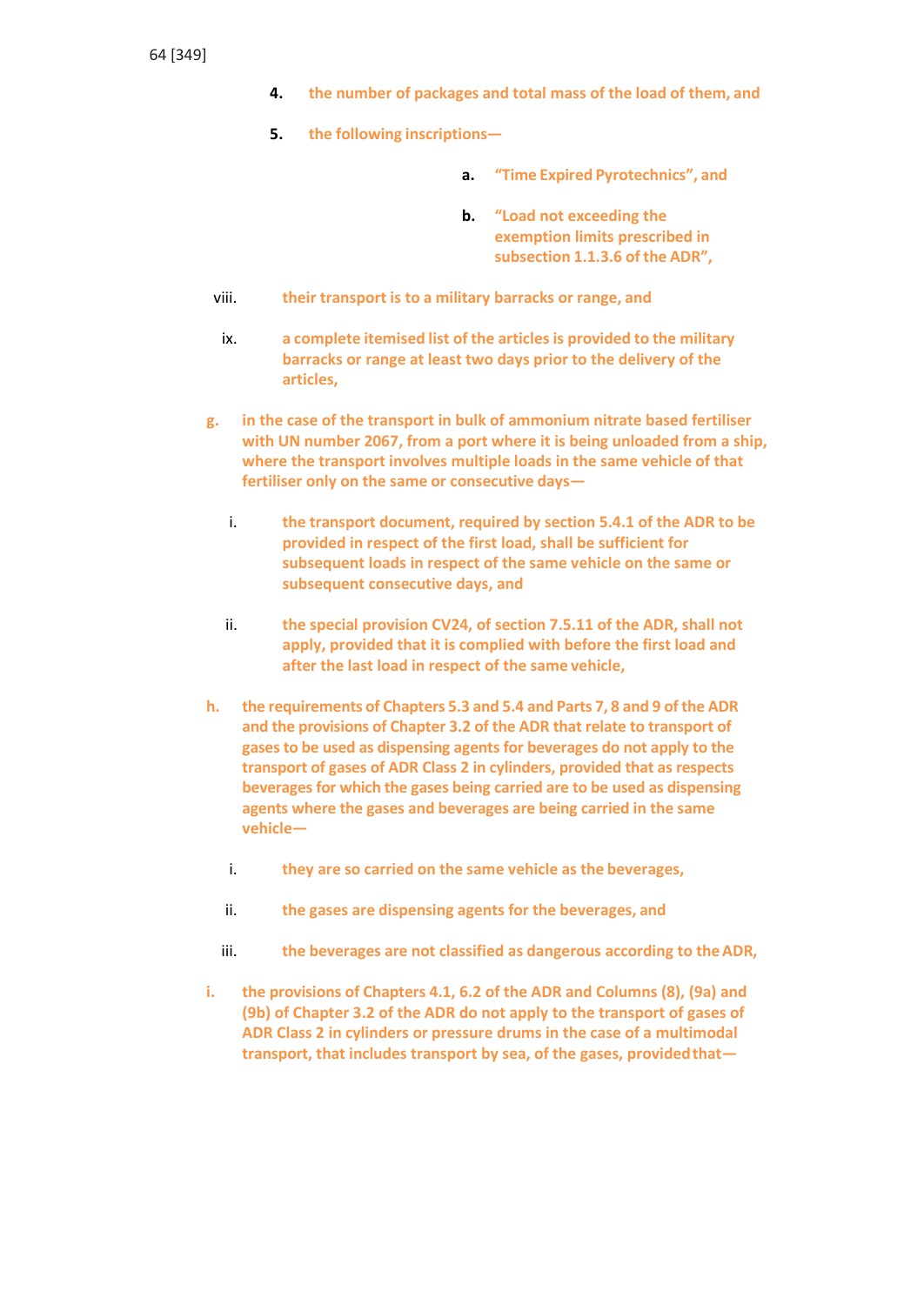4. the number of packages and total mass of the load of them, and

5. the following inscriptions—

    a. "Time Expired Pyrotechnics", and

    b. "Load not exceeding the exemption limits prescribed in subsection 1.1.3.6 of the ADR",

viii. their transport is to a military barracks or range, and

ix. a complete itemised list of the articles is provided to the military barracks or range at least two days prior to the delivery of the articles,

g. in the case of the transport in bulk of ammonium nitrate based fertiliser with UN number 2067, from a port where it is being unloaded from a ship, where the transport involves multiple loads in the same vehicle of that fertiliser only on the same or consecutive days—

    i. the transport document, required by section 5.4.1 of the ADR to be provided in respect of the first load, shall be sufficient for subsequent loads in respect of the same vehicle on the same or subsequent consecutive days, and

    ii. the special provision CV24, of section 7.5.11 of the ADR, shall not apply, provided that it is complied with before the first load and after the last load in respect of the same vehicle,

h. the requirements of Chapters 5.3 and 5.4 and Parts 7, 8 and 9 of the ADR and the provisions of Chapter 3.2 of the ADR that relate to transport of gases to be used as dispensing agents for beverages do not apply to the transport of gases of ADR Class 2 in cylinders, provided that as respects beverages for which the gases being carried are to be used as dispensing agents where the gases and beverages are being carried in the same vehicle—

    i. they are so carried on the same vehicle as the beverages,

    ii. the gases are dispensing agents for the beverages, and

    iii. the beverages are not classified as dangerous according to the ADR,

i. the provisions of Chapters 4.1, 6.2 of the ADR and Columns (8), (9a) and (9b) of Chapter 3.2 of the ADR do not apply to the transport of gases of ADR Class 2 in cylinders or pressure drums in the case of a multimodal transport, that includes transport by sea, of the gases, provided that—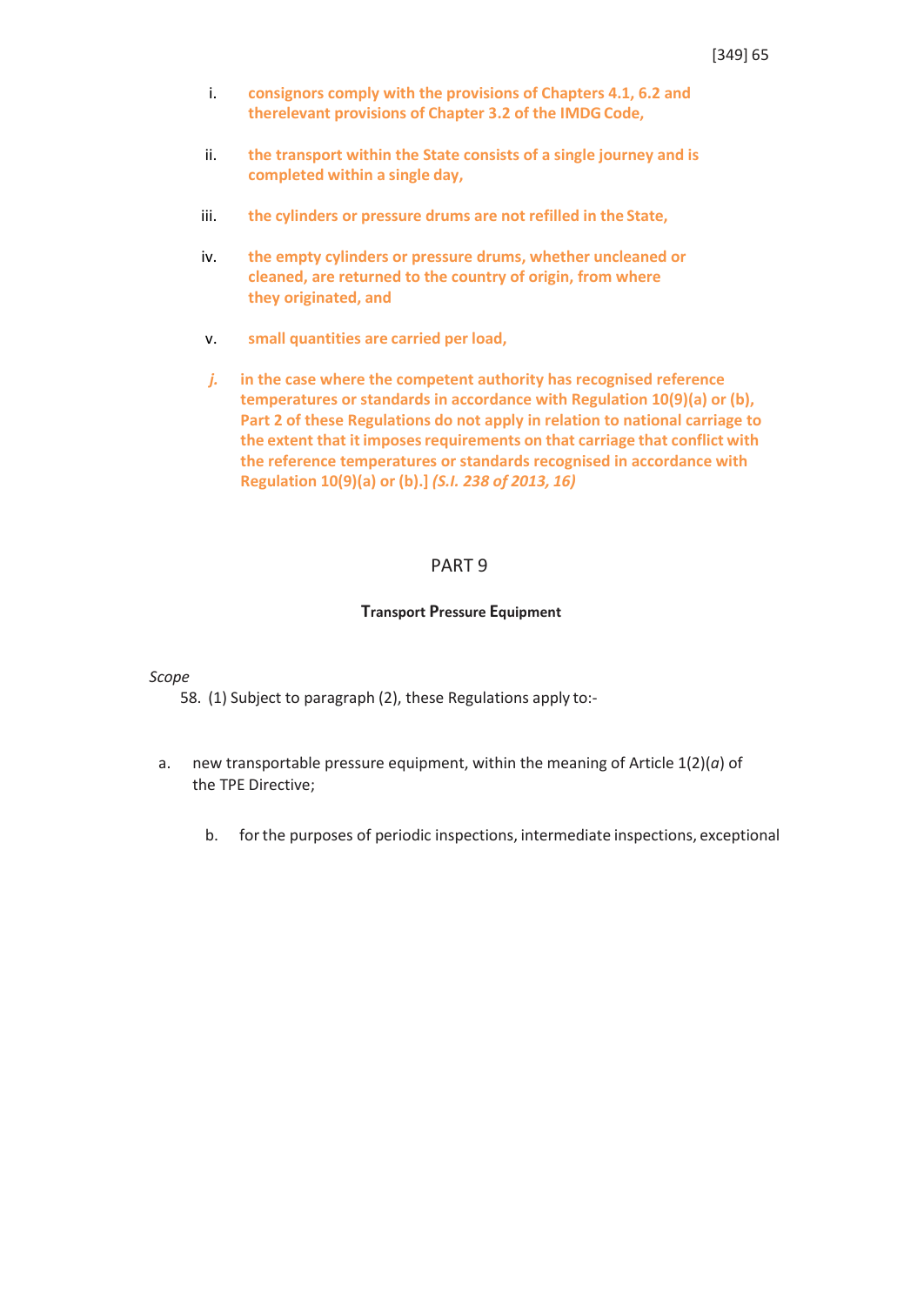i. **consignors comply with the provisions of Chapters 4.1, 6.2 and therelevant provisions of Chapter 3.2 of the IMDG Code,**

ii. **the transport within the State consists of a single journey and is completed within a single day,**

iii. **the cylinders or pressure drums are not refilled in the State,**

iv. **the empty cylinders or pressure drums, whether uncleaned or cleaned, are returned to the country of origin, from where they originated, and**

v. **small quantities are carried per load,**

***j.*** **in the case where the competent authority has recognised reference temperatures or standards in accordance with Regulation 10(9)(a) or (b), Part 2 of these Regulations do not apply in relation to national carriage to the extent that it imposes requirements on that carriage that conflict with the reference temperatures or standards recognised in accordance with Regulation 10(9)(a) or (b).]** ***(S.I. 238 of 2013, 16)***

## PART 9

### Transport Pressure Equipment

*Scope*

58. (1) Subject to paragraph (2), these Regulations apply to:-

a. new transportable pressure equipment, within the meaning of Article 1(2)(*a*) of the TPE Directive;

b. for the purposes of periodic inspections, intermediate inspections, exceptional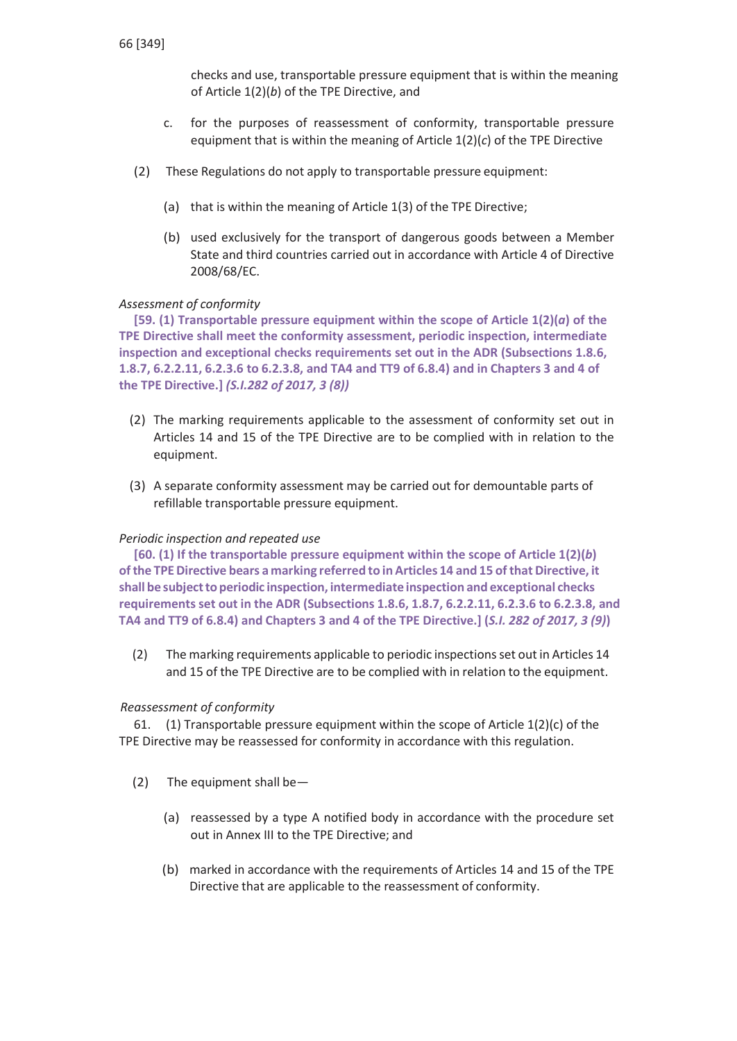checks and use, transportable pressure equipment that is within the meaning of Article 1(2)(*b*) of the TPE Directive, and

c. for the purposes of reassessment of conformity, transportable pressure equipment that is within the meaning of Article 1(2)(*c*) of the TPE Directive

(2) These Regulations do not apply to transportable pressure equipment:

(a) that is within the meaning of Article 1(3) of the TPE Directive;

(b) used exclusively for the transport of dangerous goods between a Member State and third countries carried out in accordance with Article 4 of Directive 2008/68/EC.

*Assessment of conformity*

**[59. (1) Transportable pressure equipment within the scope of Article 1(2)(*a*) of the TPE Directive shall meet the conformity assessment, periodic inspection, intermediate inspection and exceptional checks requirements set out in the ADR (Subsections 1.8.6, 1.8.7, 6.2.2.11, 6.2.3.6 to 6.2.3.8, and TA4 and TT9 of 6.8.4) and in Chapters 3 and 4 of the TPE Directive.]** ***(S.I.282 of 2017, 3 (8))***

(2) The marking requirements applicable to the assessment of conformity set out in Articles 14 and 15 of the TPE Directive are to be complied with in relation to the equipment.

(3) A separate conformity assessment may be carried out for demountable parts of refillable transportable pressure equipment.

*Periodic inspection and repeated use*

**[60. (1) If the transportable pressure equipment within the scope of Article 1(2)(*b*) of the TPE Directive bears a marking referred to in Articles 14 and 15 of that Directive, it shall be subject to periodic inspection, intermediate inspection and exceptional checks requirements set out in the ADR (Subsections 1.8.6, 1.8.7, 6.2.2.11, 6.2.3.6 to 6.2.3.8, and TA4 and TT9 of 6.8.4) and Chapters 3 and 4 of the TPE Directive.] (*S.I. 282 of 2017, 3 (9)*)**

(2) The marking requirements applicable to periodic inspections set out in Articles 14 and 15 of the TPE Directive are to be complied with in relation to the equipment.

*Reassessment of conformity*

61. (1) Transportable pressure equipment within the scope of Article 1(2)(c) of the TPE Directive may be reassessed for conformity in accordance with this regulation.

(2) The equipment shall be—

(a) reassessed by a type A notified body in accordance with the procedure set out in Annex III to the TPE Directive; and

(b) marked in accordance with the requirements of Articles 14 and 15 of the TPE Directive that are applicable to the reassessment of conformity.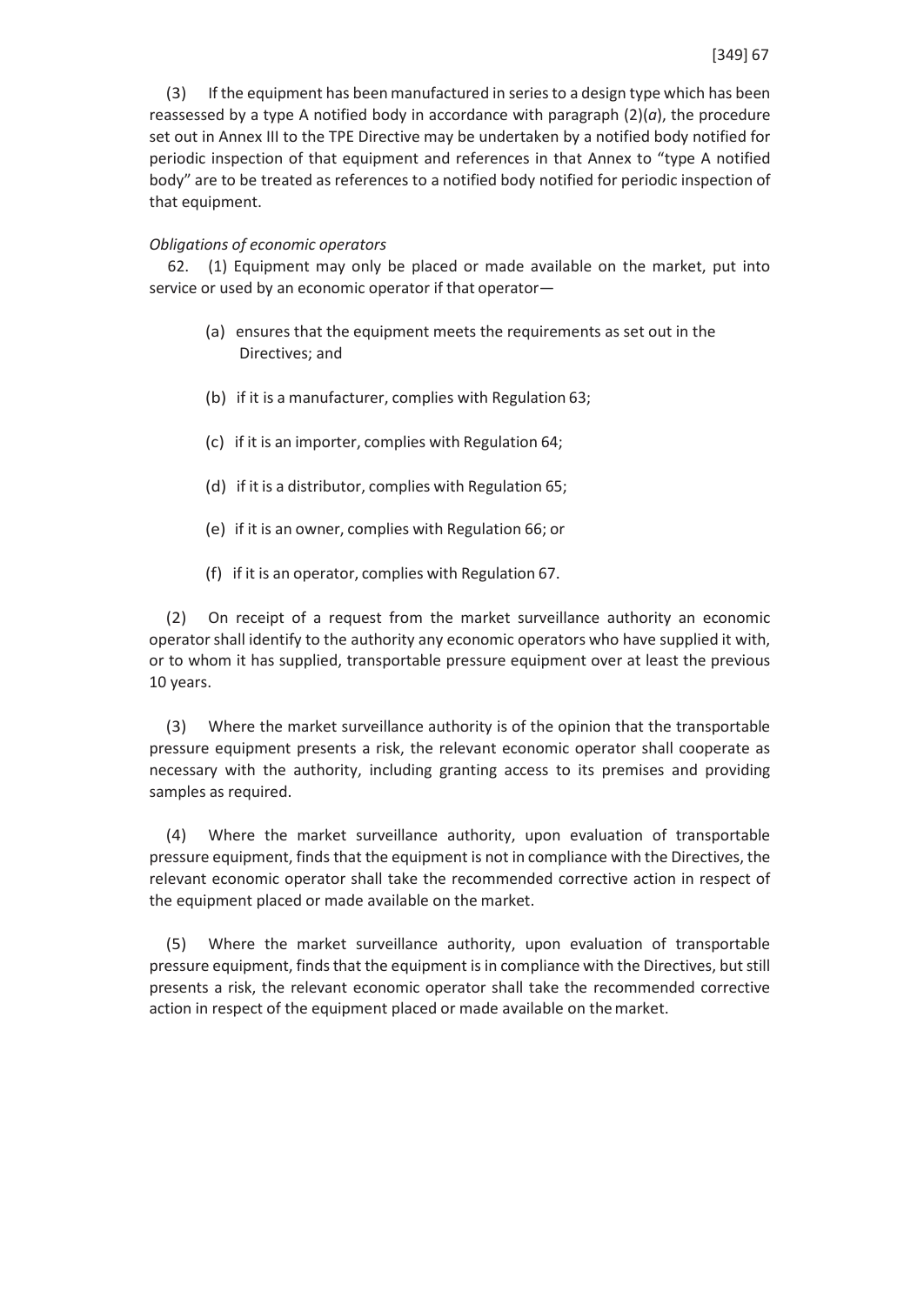(3) If the equipment has been manufactured in series to a design type which has been reassessed by a type A notified body in accordance with paragraph (2)(*a*), the procedure set out in Annex III to the TPE Directive may be undertaken by a notified body notified for periodic inspection of that equipment and references in that Annex to "type A notified body" are to be treated as references to a notified body notified for periodic inspection of that equipment.

*Obligations of economic operators*

62. (1) Equipment may only be placed or made available on the market, put into service or used by an economic operator if that operator—

(a) ensures that the equipment meets the requirements as set out in the Directives; and

(b) if it is a manufacturer, complies with Regulation 63;

(c) if it is an importer, complies with Regulation 64;

(d) if it is a distributor, complies with Regulation 65;

(e) if it is an owner, complies with Regulation 66; or

(f) if it is an operator, complies with Regulation 67.

(2) On receipt of a request from the market surveillance authority an economic operator shall identify to the authority any economic operators who have supplied it with, or to whom it has supplied, transportable pressure equipment over at least the previous 10 years.

(3) Where the market surveillance authority is of the opinion that the transportable pressure equipment presents a risk, the relevant economic operator shall cooperate as necessary with the authority, including granting access to its premises and providing samples as required.

(4) Where the market surveillance authority, upon evaluation of transportable pressure equipment, finds that the equipment is not in compliance with the Directives, the relevant economic operator shall take the recommended corrective action in respect of the equipment placed or made available on the market.

(5) Where the market surveillance authority, upon evaluation of transportable pressure equipment, finds that the equipment is in compliance with the Directives, but still presents a risk, the relevant economic operator shall take the recommended corrective action in respect of the equipment placed or made available on the market.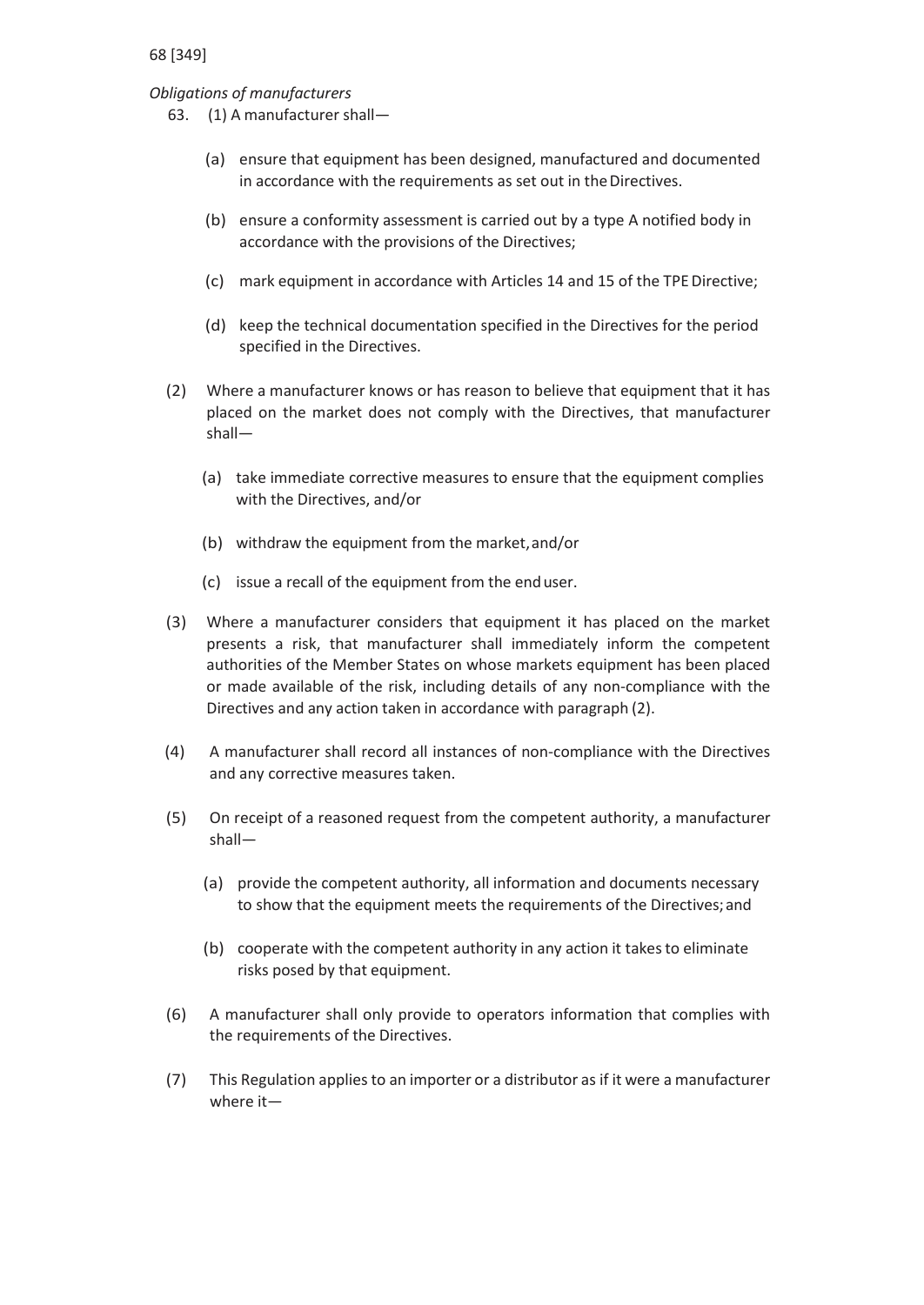*Obligations of manufacturers*

63. (1) A manufacturer shall—

(a) ensure that equipment has been designed, manufactured and documented in accordance with the requirements as set out in the Directives.

(b) ensure a conformity assessment is carried out by a type A notified body in accordance with the provisions of the Directives;

(c) mark equipment in accordance with Articles 14 and 15 of the TPE Directive;

(d) keep the technical documentation specified in the Directives for the period specified in the Directives.

(2) Where a manufacturer knows or has reason to believe that equipment that it has placed on the market does not comply with the Directives, that manufacturer shall—

(a) take immediate corrective measures to ensure that the equipment complies with the Directives, and/or

(b) withdraw the equipment from the market, and/or

(c) issue a recall of the equipment from the end user.

(3) Where a manufacturer considers that equipment it has placed on the market presents a risk, that manufacturer shall immediately inform the competent authorities of the Member States on whose markets equipment has been placed or made available of the risk, including details of any non-compliance with the Directives and any action taken in accordance with paragraph (2).

(4) A manufacturer shall record all instances of non-compliance with the Directives and any corrective measures taken.

(5) On receipt of a reasoned request from the competent authority, a manufacturer shall—

(a) provide the competent authority, all information and documents necessary to show that the equipment meets the requirements of the Directives; and

(b) cooperate with the competent authority in any action it takes to eliminate risks posed by that equipment.

(6) A manufacturer shall only provide to operators information that complies with the requirements of the Directives.

(7) This Regulation applies to an importer or a distributor as if it were a manufacturer where it—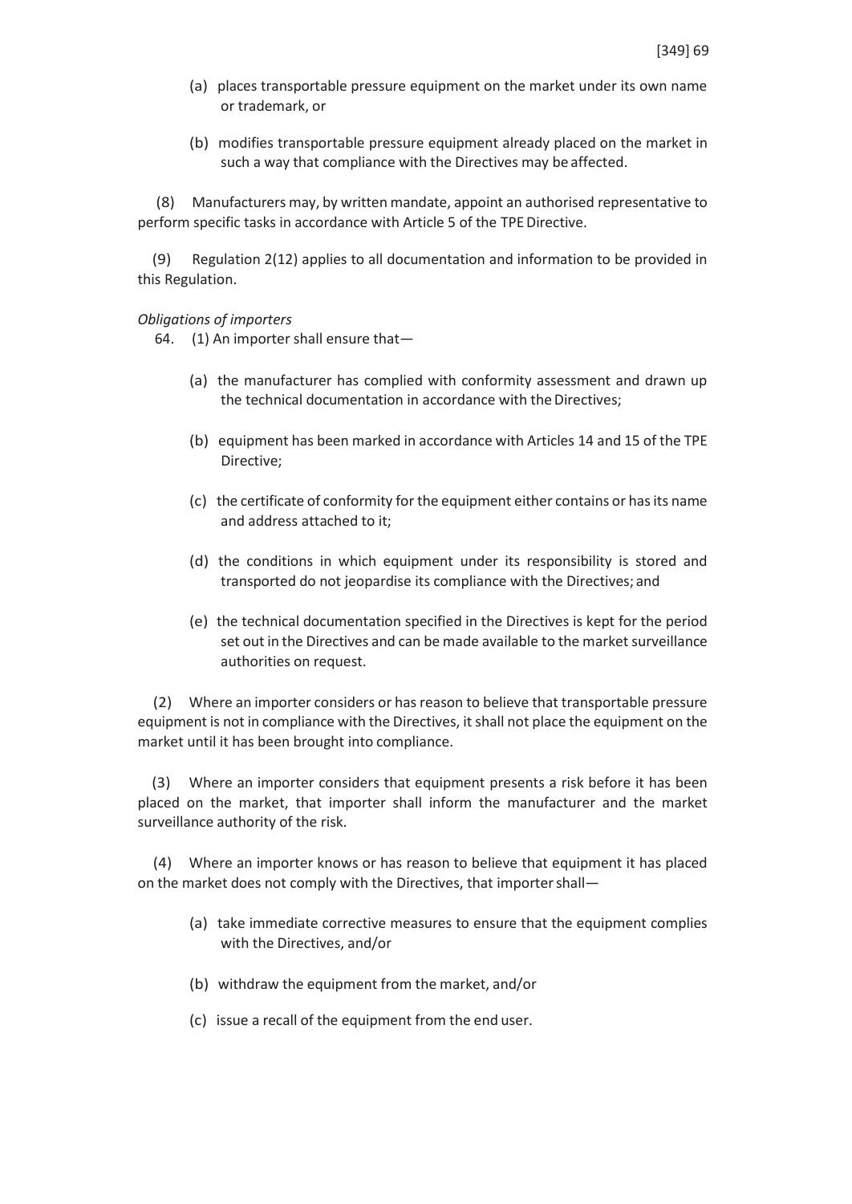(a) places transportable pressure equipment on the market under its own name or trademark, or

(b) modifies transportable pressure equipment already placed on the market in such a way that compliance with the Directives may be affected.

(8) Manufacturers may, by written mandate, appoint an authorised representative to perform specific tasks in accordance with Article 5 of the TPE Directive.

(9) Regulation 2(12) applies to all documentation and information to be provided in this Regulation.

*Obligations of importers*

64. (1) An importer shall ensure that—

(a) the manufacturer has complied with conformity assessment and drawn up the technical documentation in accordance with the Directives;

(b) equipment has been marked in accordance with Articles 14 and 15 of the TPE Directive;

(c) the certificate of conformity for the equipment either contains or has its name and address attached to it;

(d) the conditions in which equipment under its responsibility is stored and transported do not jeopardise its compliance with the Directives; and

(e) the technical documentation specified in the Directives is kept for the period set out in the Directives and can be made available to the market surveillance authorities on request.

(2) Where an importer considers or has reason to believe that transportable pressure equipment is not in compliance with the Directives, it shall not place the equipment on the market until it has been brought into compliance.

(3) Where an importer considers that equipment presents a risk before it has been placed on the market, that importer shall inform the manufacturer and the market surveillance authority of the risk.

(4) Where an importer knows or has reason to believe that equipment it has placed on the market does not comply with the Directives, that importer shall—

(a) take immediate corrective measures to ensure that the equipment complies with the Directives, and/or

(b) withdraw the equipment from the market, and/or

(c) issue a recall of the equipment from the end user.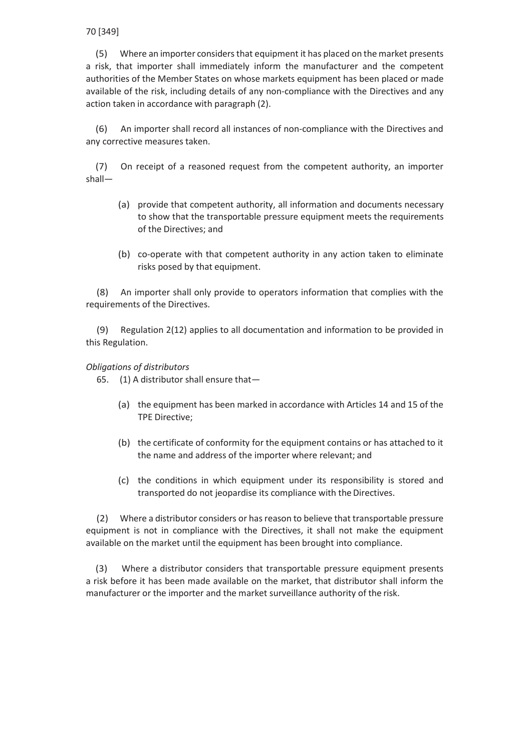(5) Where an importer considers that equipment it has placed on the market presents a risk, that importer shall immediately inform the manufacturer and the competent authorities of the Member States on whose markets equipment has been placed or made available of the risk, including details of any non-compliance with the Directives and any action taken in accordance with paragraph (2).

(6) An importer shall record all instances of non-compliance with the Directives and any corrective measures taken.

(7) On receipt of a reasoned request from the competent authority, an importer shall—

- (a) provide that competent authority, all information and documents necessary to show that the transportable pressure equipment meets the requirements of the Directives; and
- (b) co-operate with that competent authority in any action taken to eliminate risks posed by that equipment.

(8) An importer shall only provide to operators information that complies with the requirements of the Directives.

(9) Regulation 2(12) applies to all documentation and information to be provided in this Regulation.

*Obligations of distributors*

65. (1) A distributor shall ensure that—

- (a) the equipment has been marked in accordance with Articles 14 and 15 of the TPE Directive;
- (b) the certificate of conformity for the equipment contains or has attached to it the name and address of the importer where relevant; and
- (c) the conditions in which equipment under its responsibility is stored and transported do not jeopardise its compliance with the Directives.

(2) Where a distributor considers or has reason to believe that transportable pressure equipment is not in compliance with the Directives, it shall not make the equipment available on the market until the equipment has been brought into compliance.

(3) Where a distributor considers that transportable pressure equipment presents a risk before it has been made available on the market, that distributor shall inform the manufacturer or the importer and the market surveillance authority of the risk.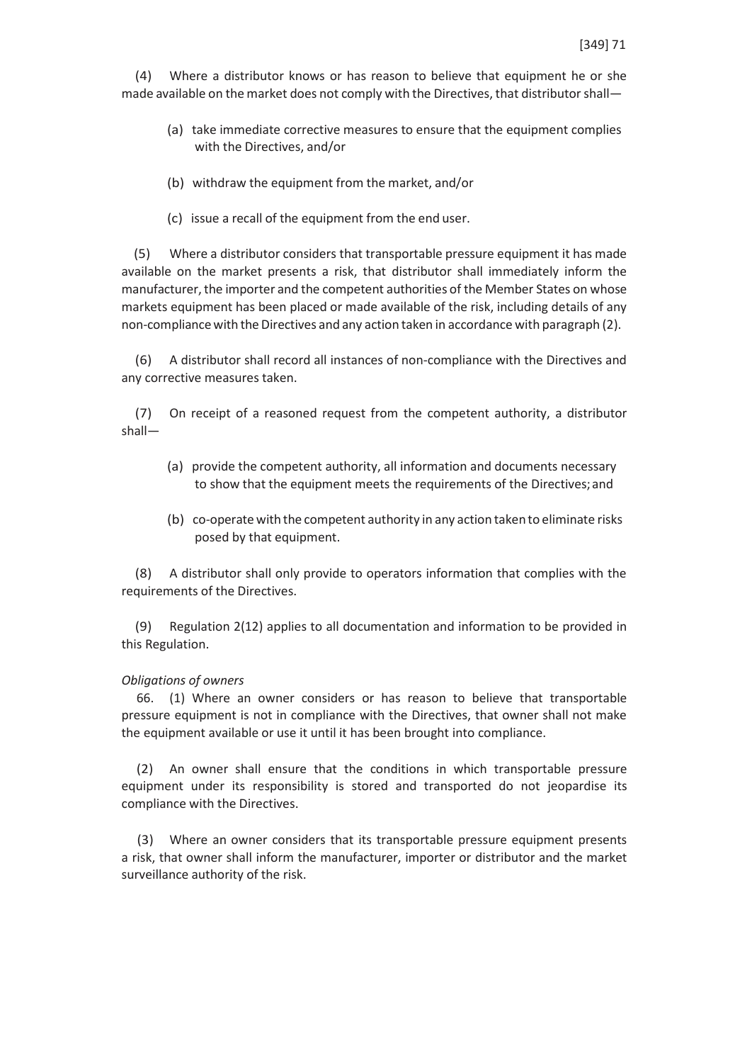(4) Where a distributor knows or has reason to believe that equipment he or she made available on the market does not comply with the Directives, that distributor shall—

(a) take immediate corrective measures to ensure that the equipment complies with the Directives, and/or

(b) withdraw the equipment from the market, and/or

(c) issue a recall of the equipment from the end user.

(5) Where a distributor considers that transportable pressure equipment it has made available on the market presents a risk, that distributor shall immediately inform the manufacturer, the importer and the competent authorities of the Member States on whose markets equipment has been placed or made available of the risk, including details of any non-compliance with the Directives and any action taken in accordance with paragraph (2).

(6) A distributor shall record all instances of non-compliance with the Directives and any corrective measures taken.

(7) On receipt of a reasoned request from the competent authority, a distributor shall—

(a) provide the competent authority, all information and documents necessary to show that the equipment meets the requirements of the Directives; and

(b) co-operate with the competent authority in any action taken to eliminate risks posed by that equipment.

(8) A distributor shall only provide to operators information that complies with the requirements of the Directives.

(9) Regulation 2(12) applies to all documentation and information to be provided in this Regulation.

*Obligations of owners*

66. (1) Where an owner considers or has reason to believe that transportable pressure equipment is not in compliance with the Directives, that owner shall not make the equipment available or use it until it has been brought into compliance.

(2) An owner shall ensure that the conditions in which transportable pressure equipment under its responsibility is stored and transported do not jeopardise its compliance with the Directives.

(3) Where an owner considers that its transportable pressure equipment presents a risk, that owner shall inform the manufacturer, importer or distributor and the market surveillance authority of the risk.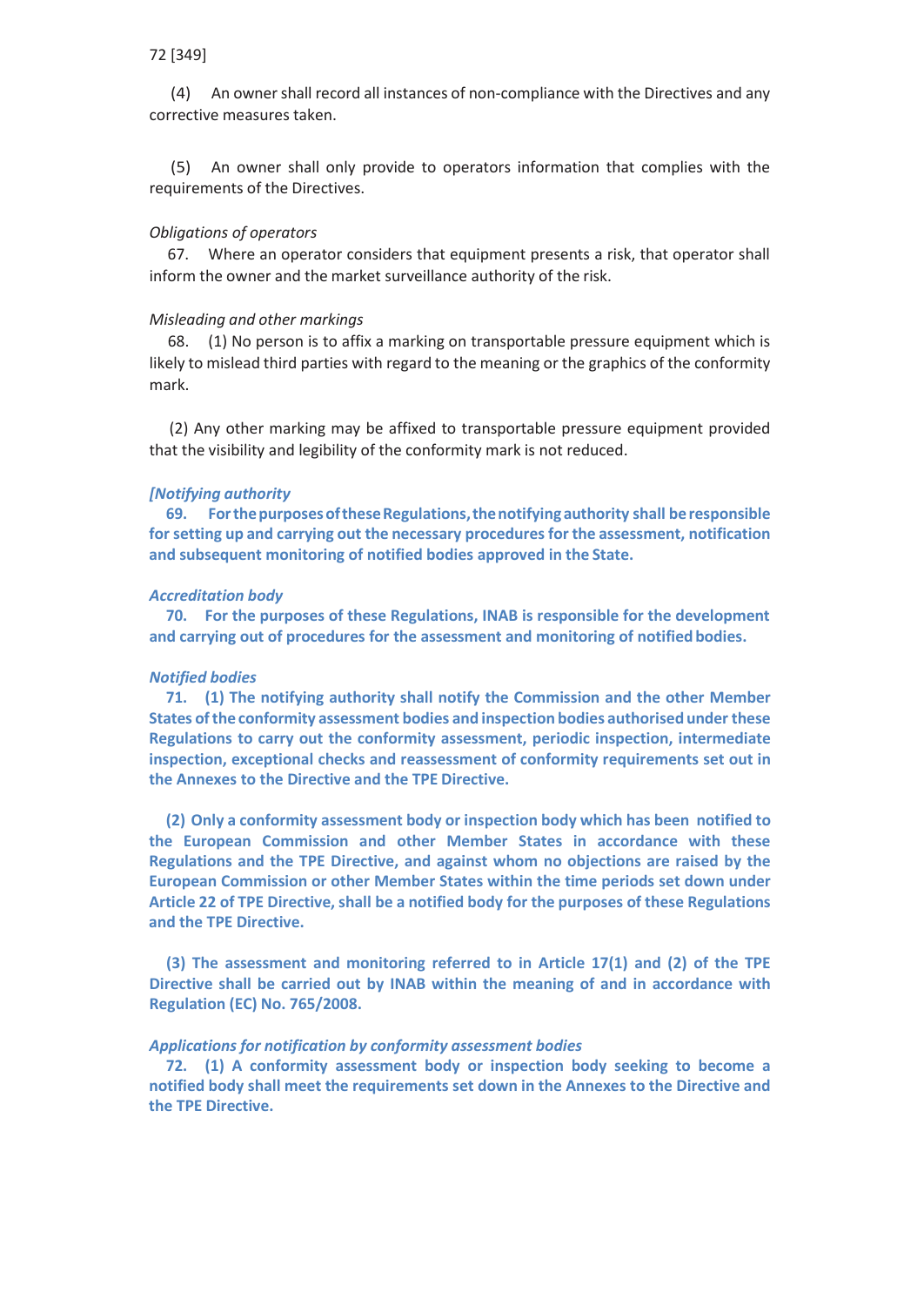(4) An owner shall record all instances of non-compliance with the Directives and any corrective measures taken.

(5) An owner shall only provide to operators information that complies with the requirements of the Directives.

*Obligations of operators*

67. Where an operator considers that equipment presents a risk, that operator shall inform the owner and the market surveillance authority of the risk.

*Misleading and other markings*

68. (1) No person is to affix a marking on transportable pressure equipment which is likely to mislead third parties with regard to the meaning or the graphics of the conformity mark.

(2) Any other marking may be affixed to transportable pressure equipment provided that the visibility and legibility of the conformity mark is not reduced.

***[Notifying authority***

**69. For the purposes of these Regulations, the notifying authority shall be responsible for setting up and carrying out the necessary procedures for the assessment, notification and subsequent monitoring of notified bodies approved in the State.**

***Accreditation body***

**70. For the purposes of these Regulations, INAB is responsible for the development and carrying out of procedures for the assessment and monitoring of notified bodies.**

***Notified bodies***

**71. (1) The notifying authority shall notify the Commission and the other Member States of the conformity assessment bodies and inspection bodies authorised under these Regulations to carry out the conformity assessment, periodic inspection, intermediate inspection, exceptional checks and reassessment of conformity requirements set out in the Annexes to the Directive and the TPE Directive.**

**(2) Only a conformity assessment body or inspection body which has been notified to the European Commission and other Member States in accordance with these Regulations and the TPE Directive, and against whom no objections are raised by the European Commission or other Member States within the time periods set down under Article 22 of TPE Directive, shall be a notified body for the purposes of these Regulations and the TPE Directive.**

**(3) The assessment and monitoring referred to in Article 17(1) and (2) of the TPE Directive shall be carried out by INAB within the meaning of and in accordance with Regulation (EC) No. 765/2008.**

***Applications for notification by conformity assessment bodies***

**72. (1) A conformity assessment body or inspection body seeking to become a notified body shall meet the requirements set down in the Annexes to the Directive and the TPE Directive.**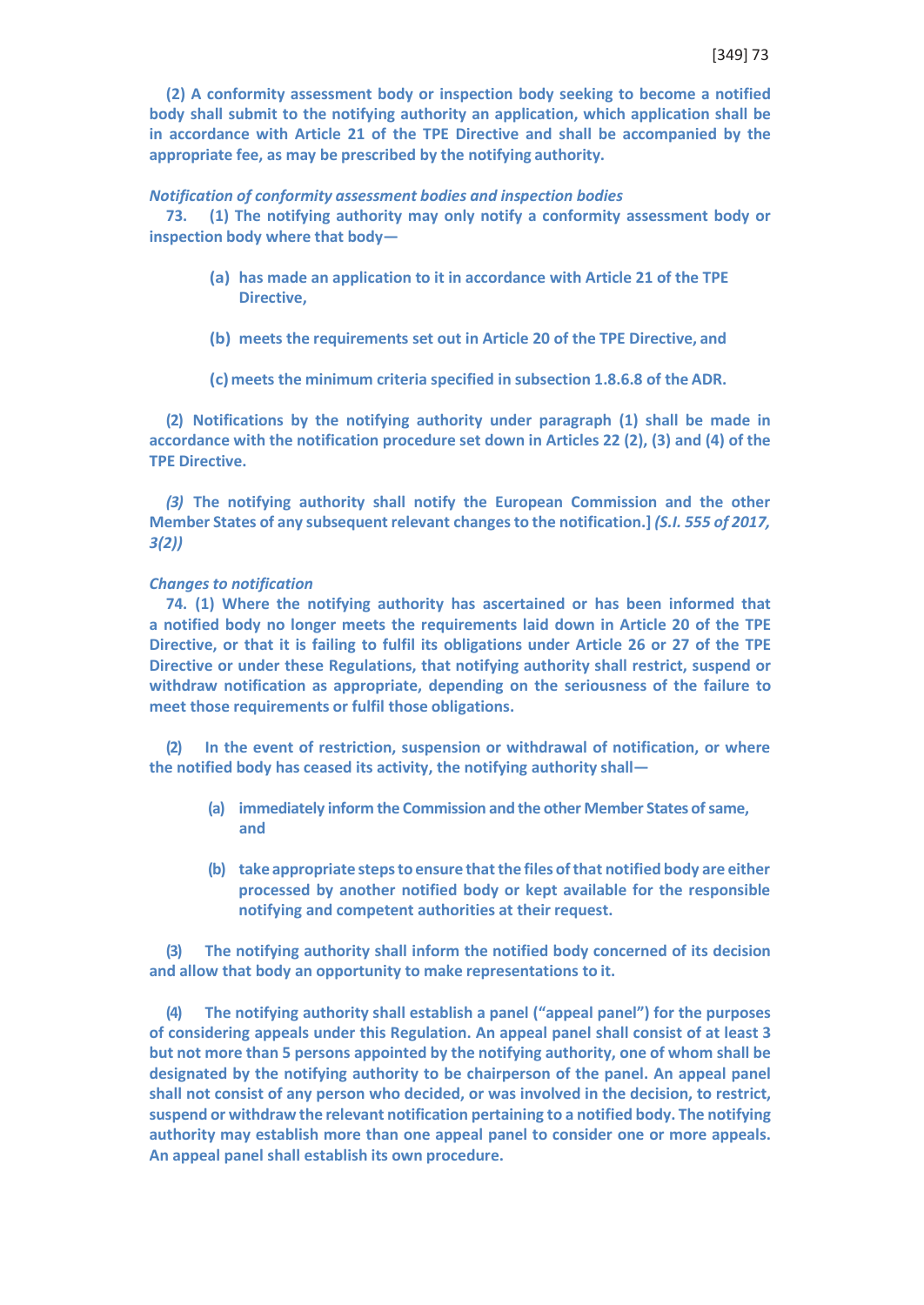**(2) A conformity assessment body or inspection body seeking to become a notified body shall submit to the notifying authority an application, which application shall be in accordance with Article 21 of the TPE Directive and shall be accompanied by the appropriate fee, as may be prescribed by the notifying authority.**

***Notification of conformity assessment bodies and inspection bodies***

**73. (1) The notifying authority may only notify a conformity assessment body or inspection body where that body—**

- **(a) has made an application to it in accordance with Article 21 of the TPE Directive,**
- **(b) meets the requirements set out in Article 20 of the TPE Directive, and**
- **(c) meets the minimum criteria specified in subsection 1.8.6.8 of the ADR.**

**(2) Notifications by the notifying authority under paragraph (1) shall be made in accordance with the notification procedure set down in Articles 22 (2), (3) and (4) of the TPE Directive.**

***(3)* The notifying authority shall notify the European Commission and the other Member States of any subsequent relevant changes to the notification.]** ***(S.I. 555 of 2017, 3(2))***

***Changes to notification***

**74. (1) Where the notifying authority has ascertained or has been informed that a notified body no longer meets the requirements laid down in Article 20 of the TPE Directive, or that it is failing to fulfil its obligations under Article 26 or 27 of the TPE Directive or under these Regulations, that notifying authority shall restrict, suspend or withdraw notification as appropriate, depending on the seriousness of the failure to meet those requirements or fulfil those obligations.**

**(2) In the event of restriction, suspension or withdrawal of notification, or where the notified body has ceased its activity, the notifying authority shall—**

- **(a) immediately inform the Commission and the other Member States of same, and**
- **(b) take appropriate steps to ensure that the files of that notified body are either processed by another notified body or kept available for the responsible notifying and competent authorities at their request.**

**(3) The notifying authority shall inform the notified body concerned of its decision and allow that body an opportunity to make representations to it.**

**(4) The notifying authority shall establish a panel ("appeal panel") for the purposes of considering appeals under this Regulation. An appeal panel shall consist of at least 3 but not more than 5 persons appointed by the notifying authority, one of whom shall be designated by the notifying authority to be chairperson of the panel. An appeal panel shall not consist of any person who decided, or was involved in the decision, to restrict, suspend or withdraw the relevant notification pertaining to a notified body. The notifying authority may establish more than one appeal panel to consider one or more appeals. An appeal panel shall establish its own procedure.**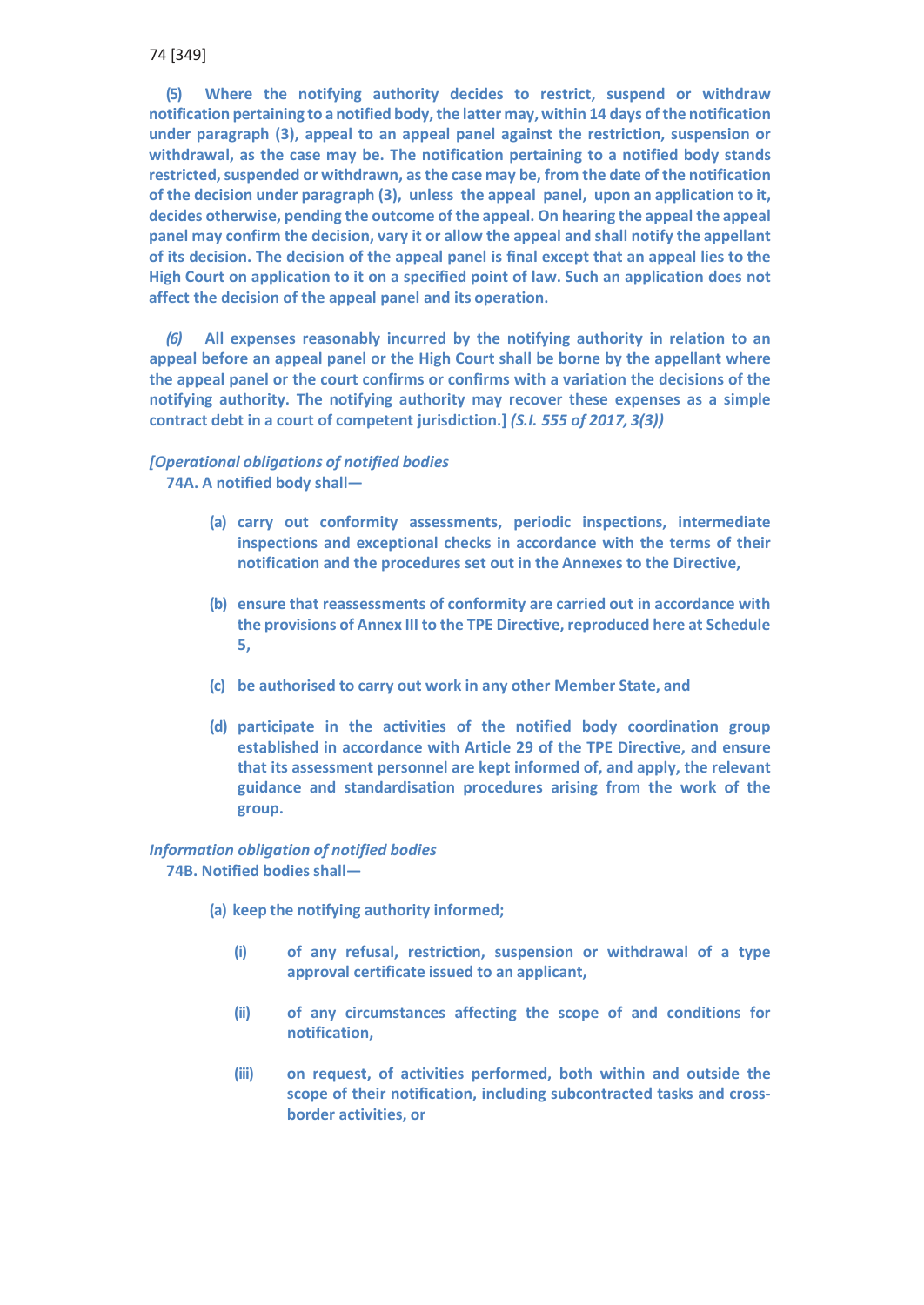**(5) Where the notifying authority decides to restrict, suspend or withdraw notification pertaining to a notified body, the latter may, within 14 days of the notification under paragraph (3), appeal to an appeal panel against the restriction, suspension or withdrawal, as the case may be. The notification pertaining to a notified body stands restricted, suspended or withdrawn, as the case may be, from the date of the notification of the decision under paragraph (3), unless the appeal panel, upon an application to it, decides otherwise, pending the outcome of the appeal. On hearing the appeal the appeal panel may confirm the decision, vary it or allow the appeal and shall notify the appellant of its decision. The decision of the appeal panel is final except that an appeal lies to the High Court on application to it on a specified point of law. Such an application does not affect the decision of the appeal panel and its operation.**

***(6)*** **All expenses reasonably incurred by the notifying authority in relation to an appeal before an appeal panel or the High Court shall be borne by the appellant where the appeal panel or the court confirms or confirms with a variation the decisions of the notifying authority. The notifying authority may recover these expenses as a simple contract debt in a court of competent jurisdiction.]** ***(S.I. 555 of 2017, 3(3))***

***[Operational obligations of notified bodies***

**74A. A notified body shall—**

- **(a)** **carry out conformity assessments, periodic inspections, intermediate inspections and exceptional checks in accordance with the terms of their notification and the procedures set out in the Annexes to the Directive,**

- **(b)** **ensure that reassessments of conformity are carried out in accordance with the provisions of Annex III to the TPE Directive, reproduced here at Schedule 5,**

- **(c)** **be authorised to carry out work in any other Member State, and**

- **(d)** **participate in the activities of the notified body coordination group established in accordance with Article 29 of the TPE Directive, and ensure that its assessment personnel are kept informed of, and apply, the relevant guidance and standardisation procedures arising from the work of the group.**

***Information obligation of notified bodies***

**74B. Notified bodies shall—**

- **(a) keep the notifying authority informed;**

  - **(i)** **of any refusal, restriction, suspension or withdrawal of a type approval certificate issued to an applicant,**

  - **(ii)** **of any circumstances affecting the scope of and conditions for notification,**

  - **(iii)** **on request, of activities performed, both within and outside the scope of their notification, including subcontracted tasks and cross-border activities, or**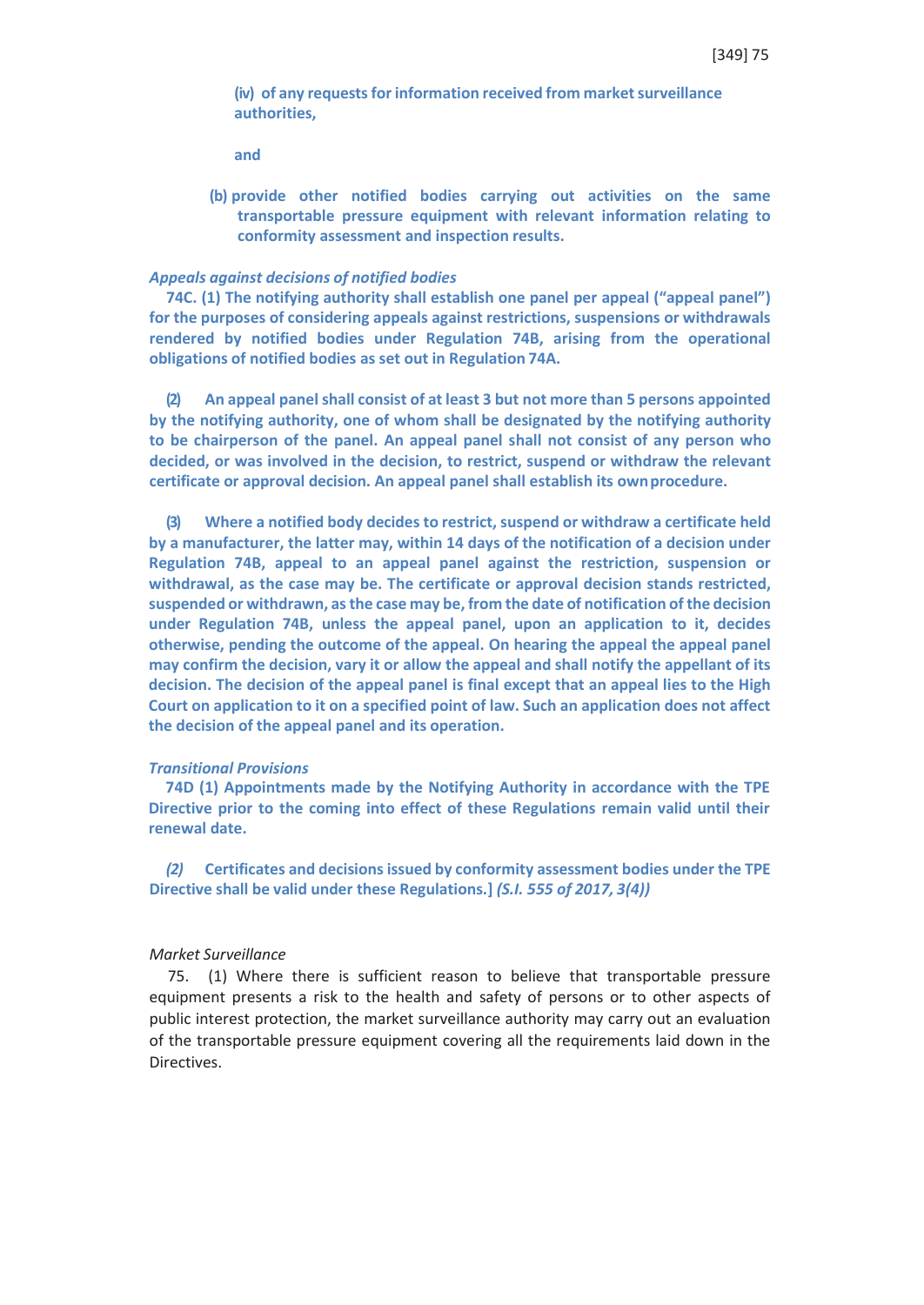**(iv) of any requests for information received from market surveillance authorities,**

**and**

**(b) provide other notified bodies carrying out activities on the same transportable pressure equipment with relevant information relating to conformity assessment and inspection results.**

***Appeals against decisions of notified bodies***

**74C. (1) The notifying authority shall establish one panel per appeal ("appeal panel") for the purposes of considering appeals against restrictions, suspensions or withdrawals rendered by notified bodies under Regulation 74B, arising from the operational obligations of notified bodies as set out in Regulation 74A.**

**(2) An appeal panel shall consist of at least 3 but not more than 5 persons appointed by the notifying authority, one of whom shall be designated by the notifying authority to be chairperson of the panel. An appeal panel shall not consist of any person who decided, or was involved in the decision, to restrict, suspend or withdraw the relevant certificate or approval decision. An appeal panel shall establish its own procedure.**

**(3) Where a notified body decides to restrict, suspend or withdraw a certificate held by a manufacturer, the latter may, within 14 days of the notification of a decision under Regulation 74B, appeal to an appeal panel against the restriction, suspension or withdrawal, as the case may be. The certificate or approval decision stands restricted, suspended or withdrawn, as the case may be, from the date of notification of the decision under Regulation 74B, unless the appeal panel, upon an application to it, decides otherwise, pending the outcome of the appeal. On hearing the appeal the appeal panel may confirm the decision, vary it or allow the appeal and shall notify the appellant of its decision. The decision of the appeal panel is final except that an appeal lies to the High Court on application to it on a specified point of law. Such an application does not affect the decision of the appeal panel and its operation.**

***Transitional Provisions***

**74D (1) Appointments made by the Notifying Authority in accordance with the TPE Directive prior to the coming into effect of these Regulations remain valid until their renewal date.**

***(2)*** **Certificates and decisions issued by conformity assessment bodies under the TPE Directive shall be valid under these Regulations.]** ***(S.I. 555 of 2017, 3(4))***

*Market Surveillance*

75. (1) Where there is sufficient reason to believe that transportable pressure equipment presents a risk to the health and safety of persons or to other aspects of public interest protection, the market surveillance authority may carry out an evaluation of the transportable pressure equipment covering all the requirements laid down in the Directives.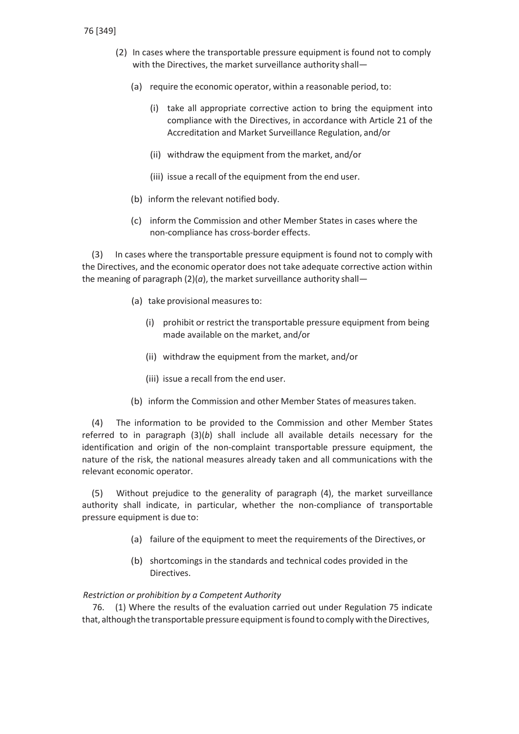(2) In cases where the transportable pressure equipment is found not to comply with the Directives, the market surveillance authority shall—

(a) require the economic operator, within a reasonable period, to:

(i) take all appropriate corrective action to bring the equipment into compliance with the Directives, in accordance with Article 21 of the Accreditation and Market Surveillance Regulation, and/or

(ii) withdraw the equipment from the market, and/or

(iii) issue a recall of the equipment from the end user.

(b) inform the relevant notified body.

(c) inform the Commission and other Member States in cases where the non-compliance has cross-border effects.

(3) In cases where the transportable pressure equipment is found not to comply with the Directives, and the economic operator does not take adequate corrective action within the meaning of paragraph (2)(*a*), the market surveillance authority shall—

(a) take provisional measures to:

(i) prohibit or restrict the transportable pressure equipment from being made available on the market, and/or

(ii) withdraw the equipment from the market, and/or

(iii) issue a recall from the end user.

(b) inform the Commission and other Member States of measures taken.

(4) The information to be provided to the Commission and other Member States referred to in paragraph (3)(*b*) shall include all available details necessary for the identification and origin of the non-complaint transportable pressure equipment, the nature of the risk, the national measures already taken and all communications with the relevant economic operator.

(5) Without prejudice to the generality of paragraph (4), the market surveillance authority shall indicate, in particular, whether the non-compliance of transportable pressure equipment is due to:

(a) failure of the equipment to meet the requirements of the Directives, or

(b) shortcomings in the standards and technical codes provided in the Directives.

*Restriction or prohibition by a Competent Authority*

76. (1) Where the results of the evaluation carried out under Regulation 75 indicate that, although the transportable pressure equipment is found to comply with the Directives,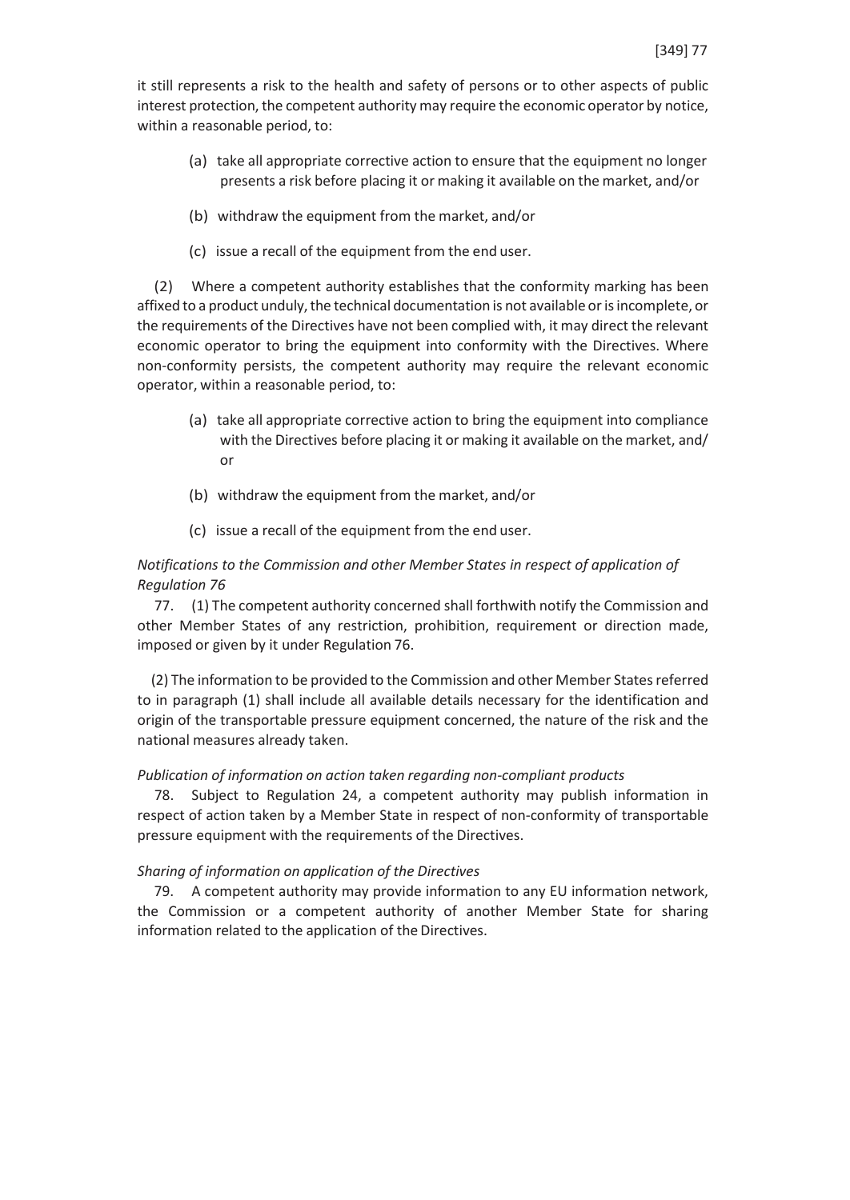it still represents a risk to the health and safety of persons or to other aspects of public interest protection, the competent authority may require the economic operator by notice, within a reasonable period, to:

(a) take all appropriate corrective action to ensure that the equipment no longer presents a risk before placing it or making it available on the market, and/or

(b) withdraw the equipment from the market, and/or

(c) issue a recall of the equipment from the end user.

(2) Where a competent authority establishes that the conformity marking has been affixed to a product unduly, the technical documentation is not available or is incomplete, or the requirements of the Directives have not been complied with, it may direct the relevant economic operator to bring the equipment into conformity with the Directives. Where non-conformity persists, the competent authority may require the relevant economic operator, within a reasonable period, to:

(a) take all appropriate corrective action to bring the equipment into compliance with the Directives before placing it or making it available on the market, and/ or

(b) withdraw the equipment from the market, and/or

(c) issue a recall of the equipment from the end user.

*Notifications to the Commission and other Member States in respect of application of Regulation 76*

77. (1) The competent authority concerned shall forthwith notify the Commission and other Member States of any restriction, prohibition, requirement or direction made, imposed or given by it under Regulation 76.

(2) The information to be provided to the Commission and other Member States referred to in paragraph (1) shall include all available details necessary for the identification and origin of the transportable pressure equipment concerned, the nature of the risk and the national measures already taken.

*Publication of information on action taken regarding non-compliant products*

78. Subject to Regulation 24, a competent authority may publish information in respect of action taken by a Member State in respect of non-conformity of transportable pressure equipment with the requirements of the Directives.

*Sharing of information on application of the Directives*

79. A competent authority may provide information to any EU information network, the Commission or a competent authority of another Member State for sharing information related to the application of the Directives.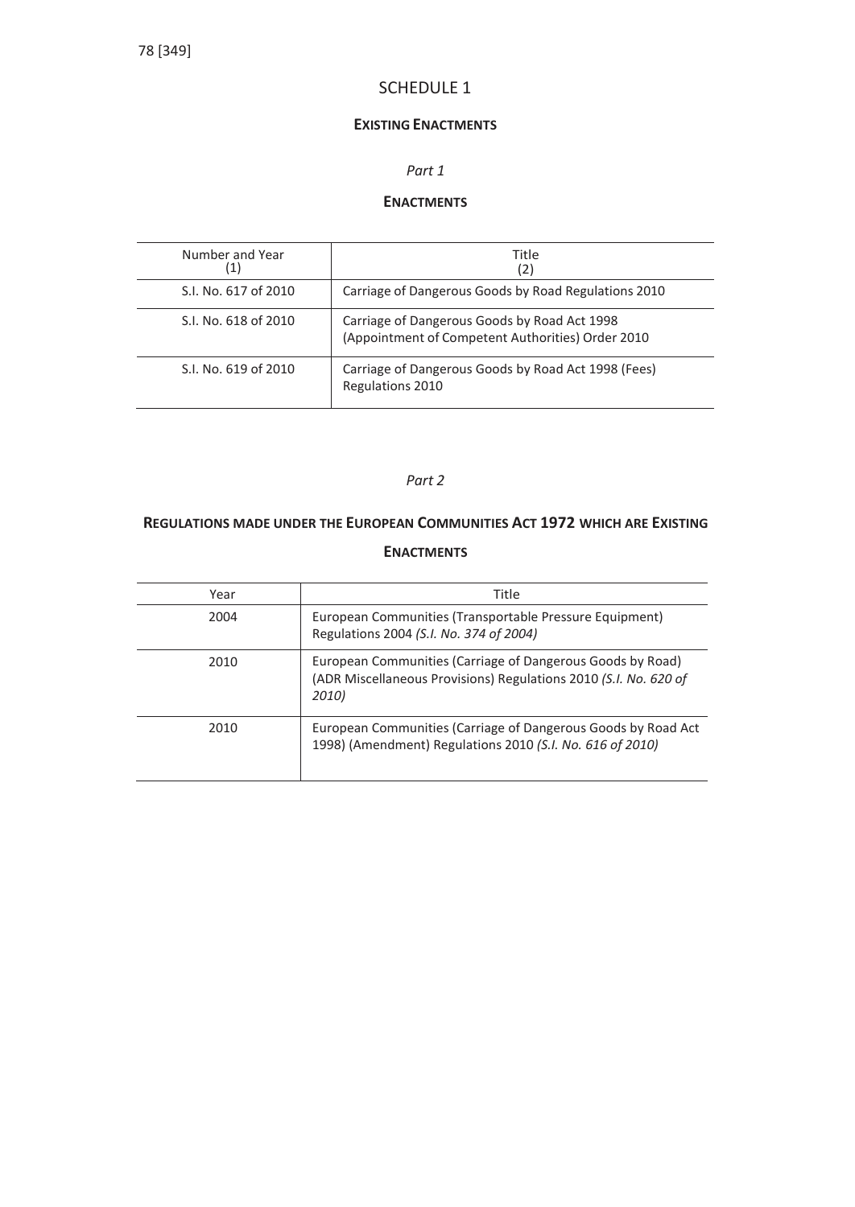# SCHEDULE 1

## EXISTING ENACTMENTS

*Part 1*

### ENACTMENTS

| Number and Year (1) | Title (2) |
|---|---|
| S.I. No. 617 of 2010 | Carriage of Dangerous Goods by Road Regulations 2010 |
| S.I. No. 618 of 2010 | Carriage of Dangerous Goods by Road Act 1998 (Appointment of Competent Authorities) Order 2010 |
| S.I. No. 619 of 2010 | Carriage of Dangerous Goods by Road Act 1998 (Fees) Regulations 2010 |

*Part 2*

### REGULATIONS MADE UNDER THE EUROPEAN COMMUNITIES ACT 1972 WHICH ARE EXISTING ENACTMENTS

| Year | Title |
|---|---|
| 2004 | European Communities (Transportable Pressure Equipment) Regulations 2004 *(S.I. No. 374 of 2004)* |
| 2010 | European Communities (Carriage of Dangerous Goods by Road) (ADR Miscellaneous Provisions) Regulations 2010 *(S.I. No. 620 of 2010)* |
| 2010 | European Communities (Carriage of Dangerous Goods by Road Act 1998) (Amendment) Regulations 2010 *(S.I. No. 616 of 2010)* |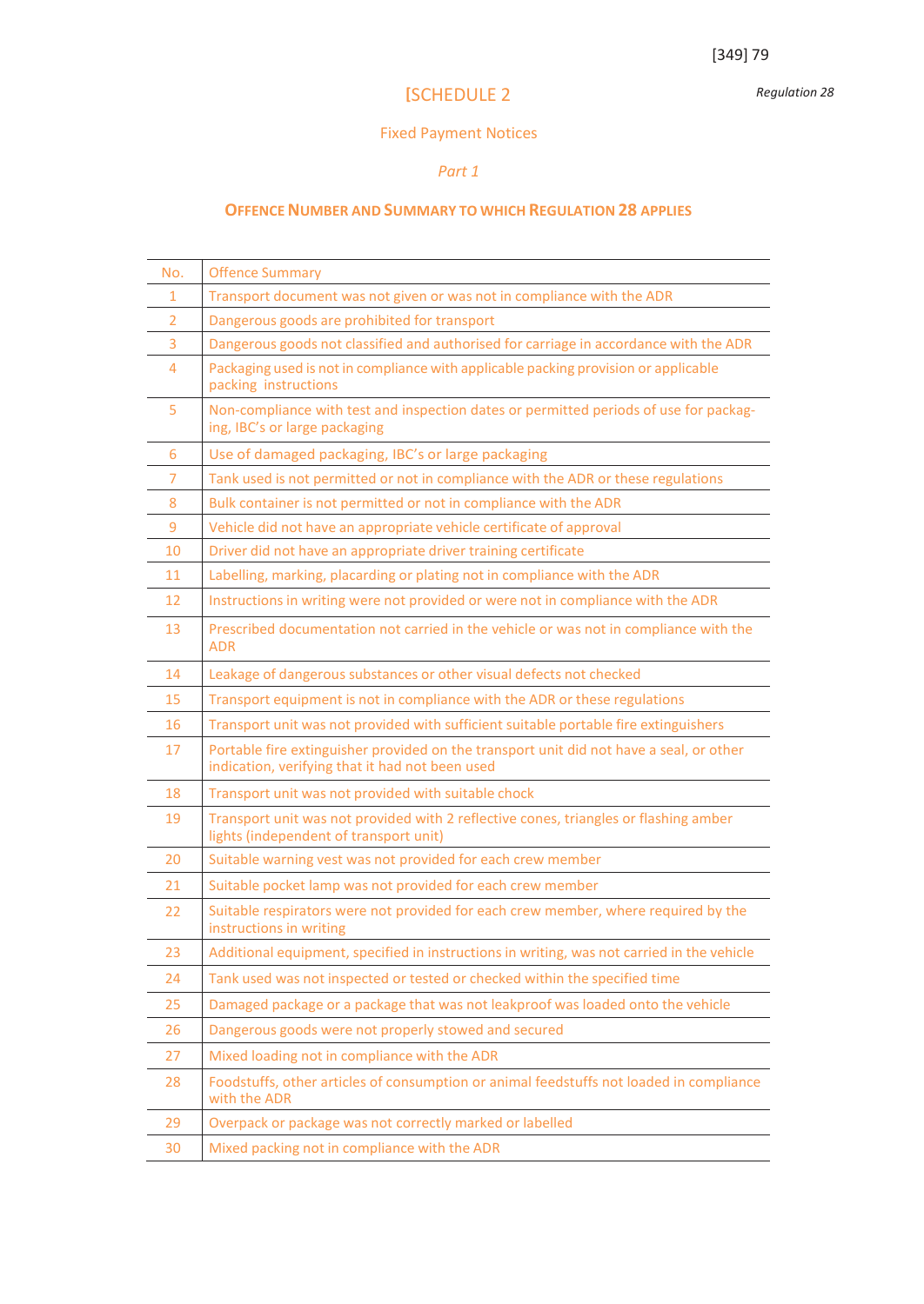*Regulation 28*

# [SCHEDULE 2

## Fixed Payment Notices

### *Part 1*

### OFFENCE NUMBER AND SUMMARY TO WHICH REGULATION 28 APPLIES

| No. | Offence Summary |
|---|---|
| 1 | Transport document was not given or was not in compliance with the ADR |
| 2 | Dangerous goods are prohibited for transport |
| 3 | Dangerous goods not classified and authorised for carriage in accordance with the ADR |
| 4 | Packaging used is not in compliance with applicable packing provision or applicable packing instructions |
| 5 | Non-compliance with test and inspection dates or permitted periods of use for packaging, IBC's or large packaging |
| 6 | Use of damaged packaging, IBC's or large packaging |
| 7 | Tank used is not permitted or not in compliance with the ADR or these regulations |
| 8 | Bulk container is not permitted or not in compliance with the ADR |
| 9 | Vehicle did not have an appropriate vehicle certificate of approval |
| 10 | Driver did not have an appropriate driver training certificate |
| 11 | Labelling, marking, placarding or plating not in compliance with the ADR |
| 12 | Instructions in writing were not provided or were not in compliance with the ADR |
| 13 | Prescribed documentation not carried in the vehicle or was not in compliance with the ADR |
| 14 | Leakage of dangerous substances or other visual defects not checked |
| 15 | Transport equipment is not in compliance with the ADR or these regulations |
| 16 | Transport unit was not provided with sufficient suitable portable fire extinguishers |
| 17 | Portable fire extinguisher provided on the transport unit did not have a seal, or other indication, verifying that it had not been used |
| 18 | Transport unit was not provided with suitable chock |
| 19 | Transport unit was not provided with 2 reflective cones, triangles or flashing amber lights (independent of transport unit) |
| 20 | Suitable warning vest was not provided for each crew member |
| 21 | Suitable pocket lamp was not provided for each crew member |
| 22 | Suitable respirators were not provided for each crew member, where required by the instructions in writing |
| 23 | Additional equipment, specified in instructions in writing, was not carried in the vehicle |
| 24 | Tank used was not inspected or tested or checked within the specified time |
| 25 | Damaged package or a package that was not leakproof was loaded onto the vehicle |
| 26 | Dangerous goods were not properly stowed and secured |
| 27 | Mixed loading not in compliance with the ADR |
| 28 | Foodstuffs, other articles of consumption or animal feedstuffs not loaded in compliance with the ADR |
| 29 | Overpack or package was not correctly marked or labelled |
| 30 | Mixed packing not in compliance with the ADR |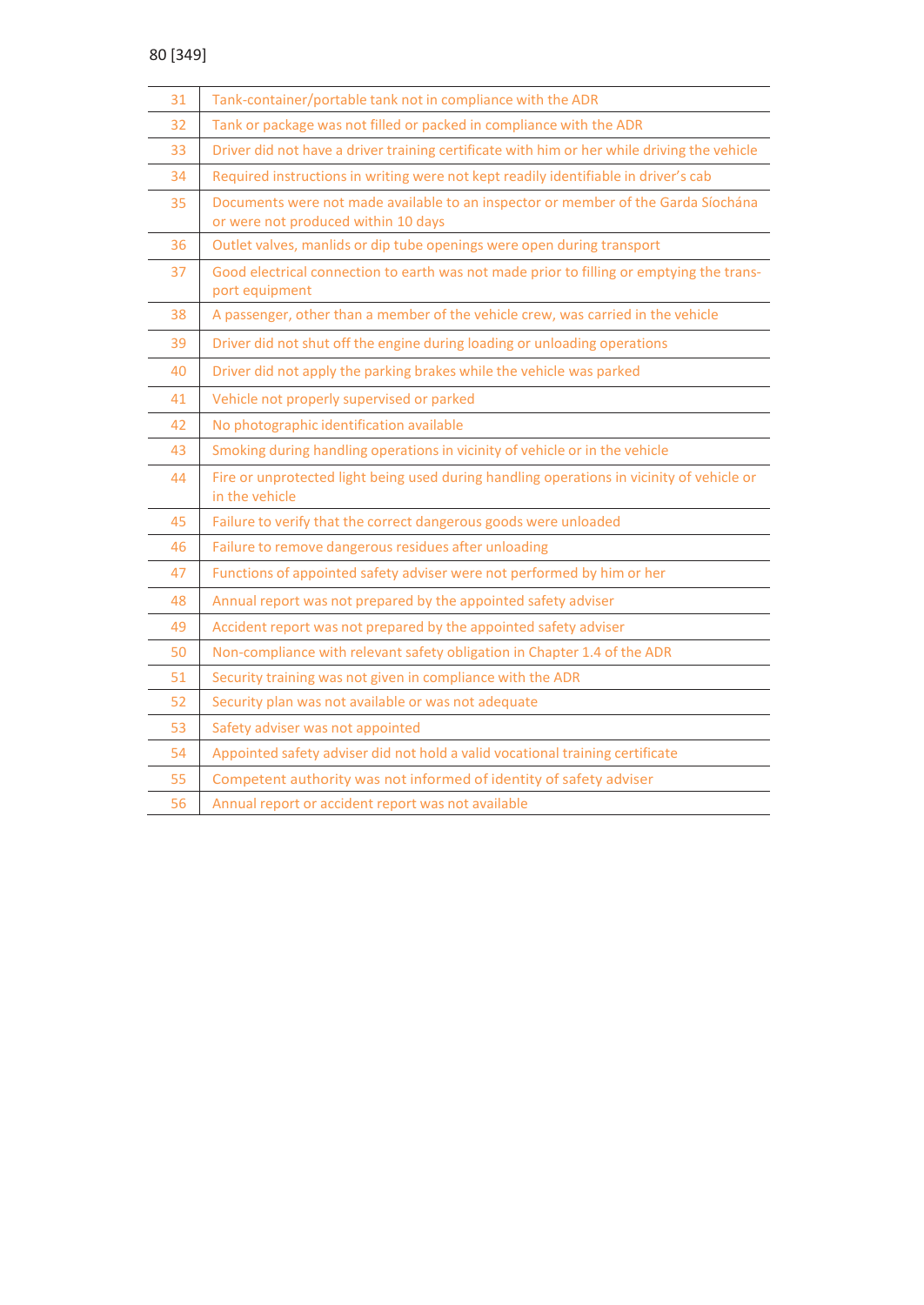| | |
|---|---|
| 31 | Tank-container/portable tank not in compliance with the ADR |
| 32 | Tank or package was not filled or packed in compliance with the ADR |
| 33 | Driver did not have a driver training certificate with him or her while driving the vehicle |
| 34 | Required instructions in writing were not kept readily identifiable in driver's cab |
| 35 | Documents were not made available to an inspector or member of the Garda Síochána or were not produced within 10 days |
| 36 | Outlet valves, manlids or dip tube openings were open during transport |
| 37 | Good electrical connection to earth was not made prior to filling or emptying the transport equipment |
| 38 | A passenger, other than a member of the vehicle crew, was carried in the vehicle |
| 39 | Driver did not shut off the engine during loading or unloading operations |
| 40 | Driver did not apply the parking brakes while the vehicle was parked |
| 41 | Vehicle not properly supervised or parked |
| 42 | No photographic identification available |
| 43 | Smoking during handling operations in vicinity of vehicle or in the vehicle |
| 44 | Fire or unprotected light being used during handling operations in vicinity of vehicle or in the vehicle |
| 45 | Failure to verify that the correct dangerous goods were unloaded |
| 46 | Failure to remove dangerous residues after unloading |
| 47 | Functions of appointed safety adviser were not performed by him or her |
| 48 | Annual report was not prepared by the appointed safety adviser |
| 49 | Accident report was not prepared by the appointed safety adviser |
| 50 | Non-compliance with relevant safety obligation in Chapter 1.4 of the ADR |
| 51 | Security training was not given in compliance with the ADR |
| 52 | Security plan was not available or was not adequate |
| 53 | Safety adviser was not appointed |
| 54 | Appointed safety adviser did not hold a valid vocational training certificate |
| 55 | Competent authority was not informed of identity of safety adviser |
| 56 | Annual report or accident report was not available |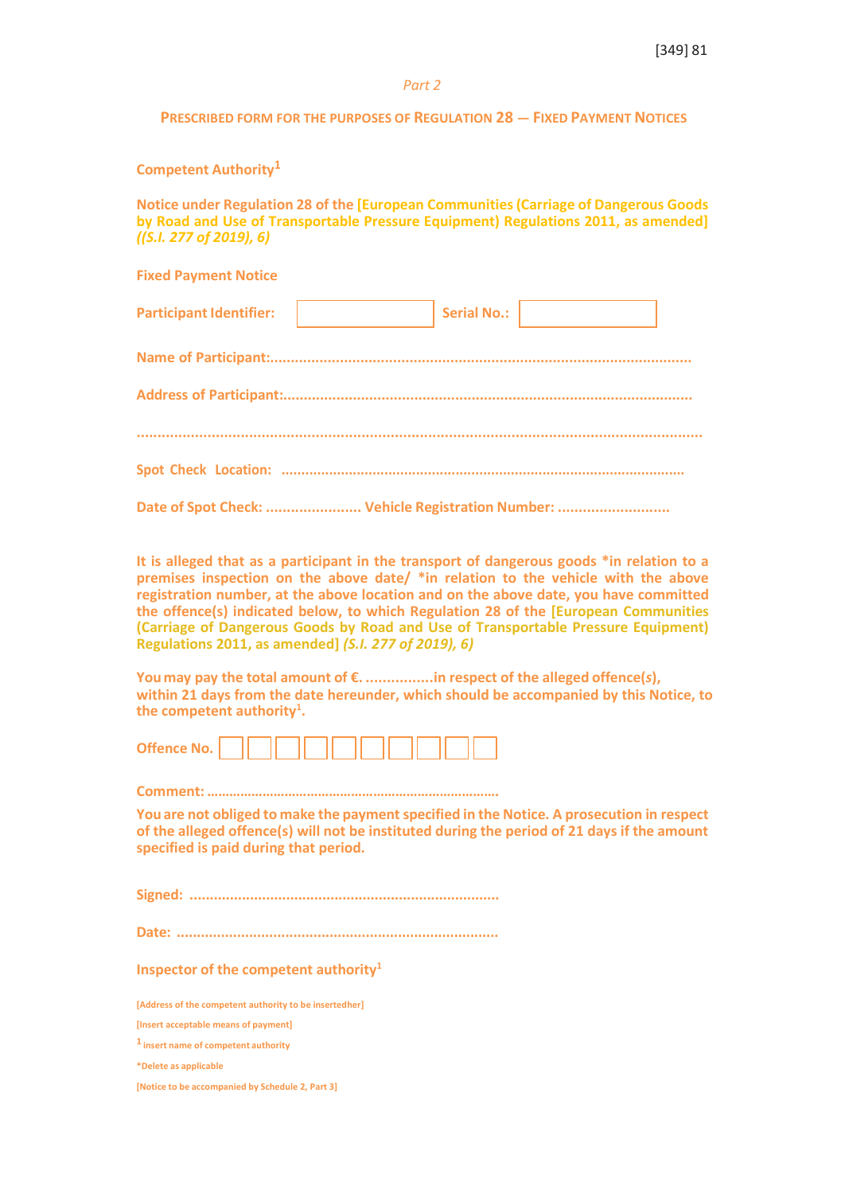*Part 2*

## PRESCRIBED FORM FOR THE PURPOSES OF REGULATION 28 — FIXED PAYMENT NOTICES

**Competent Authority[1]**

**Notice under Regulation 28 of the [European Communities (Carriage of Dangerous Goods by Road and Use of Transportable Pressure Equipment) Regulations 2011, as amended] *((S.I. 277 of 2019), 6)***

**Fixed Payment Notice**

| **Participant Identifier:** | | **Serial No.:** | |
|---|---|---|---|

**Name of Participant:**.....................................................................................................

**Address of Participant:**..................................................................................................

...........................................................................................................................................

**Spot Check Location:** ...................................................................................................

**Date of Spot Check:** ....................... **Vehicle Registration Number:** ...........................

**It is alleged that as a participant in the transport of dangerous goods *in relation to a premises inspection on the above date/ *in relation to the vehicle with the above registration number, at the above location and on the above date, you have committed the offence(s) indicated below, to which Regulation 28 of the [European Communities (Carriage of Dangerous Goods by Road and Use of Transportable Pressure Equipment) Regulations 2011, as amended] *(S.I. 277 of 2019), 6)***

**You may pay the total amount of €. ................in respect of the alleged offence(*s*), within 21 days from the date hereunder, which should be accompanied by this Notice, to the competent authority[1].**

| **Offence No.** | | | | | | | | | | |
|---|---|---|---|---|---|---|---|---|---|---|

**Comment:** ............................................................................

**You are not obliged to make the payment specified in the Notice. A prosecution in respect of the alleged offence(s) will not be instituted during the period of 21 days if the amount specified is paid during that period.**

**Signed:** ...........................................................................

**Date:** ...............................................................................

**Inspector of the competent authority[1]**

[Address of the competent authority to be insertedher]

[Insert acceptable means of payment]

[1] insert name of competent authority

*Delete as applicable

[Notice to be accompanied by Schedule 2, Part 3]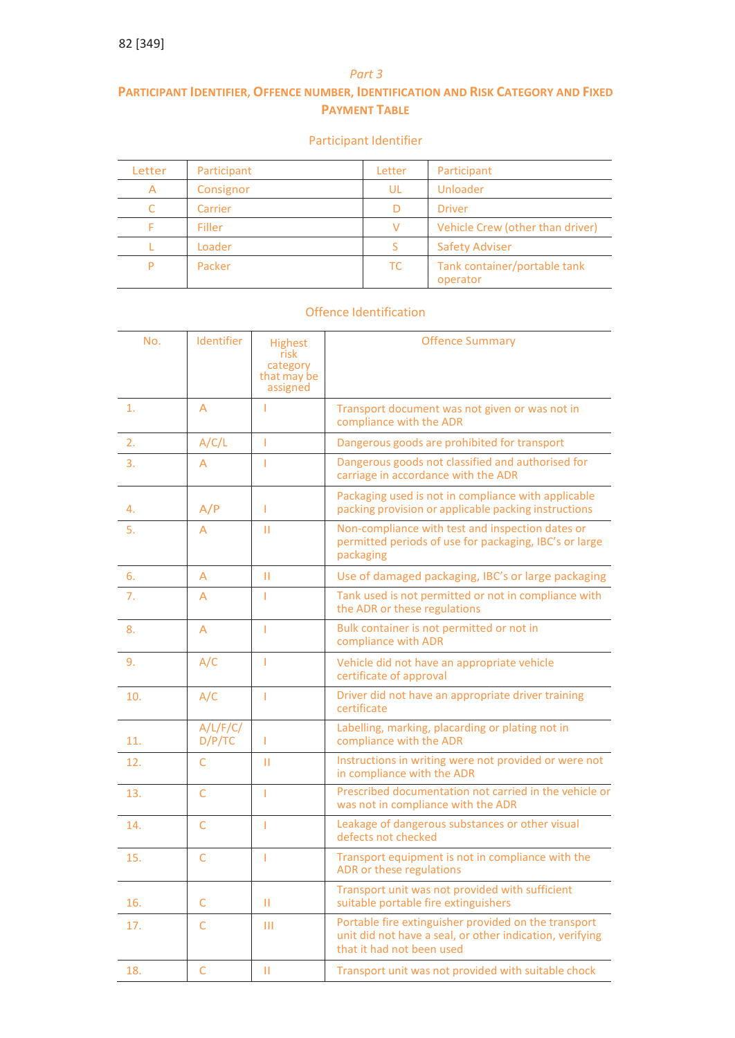*Part 3*

## PARTICIPANT IDENTIFIER, OFFENCE NUMBER, IDENTIFICATION AND RISK CATEGORY AND FIXED PAYMENT TABLE

### Participant Identifier

| Letter | Participant | Letter | Participant |
|---|---|---|---|
| A | Consignor | UL | Unloader |
| C | Carrier | D | Driver |
| F | Filler | V | Vehicle Crew (other than driver) |
| L | Loader | S | Safety Adviser |
| P | Packer | TC | Tank container/portable tank operator |

### Offence Identification

| No. | Identifier | Highest risk category that may be assigned | Offence Summary |
|---|---|---|---|
| 1. | A | I | Transport document was not given or was not in compliance with the ADR |
| 2. | A/C/L | I | Dangerous goods are prohibited for transport |
| 3. | A | I | Dangerous goods not classified and authorised for carriage in accordance with the ADR |
| 4. | A/P | I | Packaging used is not in compliance with applicable packing provision or applicable packing instructions |
| 5. | A | II | Non-compliance with test and inspection dates or permitted periods of use for packaging, IBC's or large packaging |
| 6. | A | II | Use of damaged packaging, IBC's or large packaging |
| 7. | A | I | Tank used is not permitted or not in compliance with the ADR or these regulations |
| 8. | A | I | Bulk container is not permitted or not in compliance with ADR |
| 9. | A/C | I | Vehicle did not have an appropriate vehicle certificate of approval |
| 10. | A/C | I | Driver did not have an appropriate driver training certificate |
| 11. | A/L/F/C/D/P/TC | I | Labelling, marking, placarding or plating not in compliance with the ADR |
| 12. | C | II | Instructions in writing were not provided or were not in compliance with the ADR |
| 13. | C | I | Prescribed documentation not carried in the vehicle or was not in compliance with the ADR |
| 14. | C | I | Leakage of dangerous substances or other visual defects not checked |
| 15. | C | I | Transport equipment is not in compliance with the ADR or these regulations |
| 16. | C | II | Transport unit was not provided with sufficient suitable portable fire extinguishers |
| 17. | C | III | Portable fire extinguisher provided on the transport unit did not have a seal, or other indication, verifying that it had not been used |
| 18. | C | II | Transport unit was not provided with suitable chock |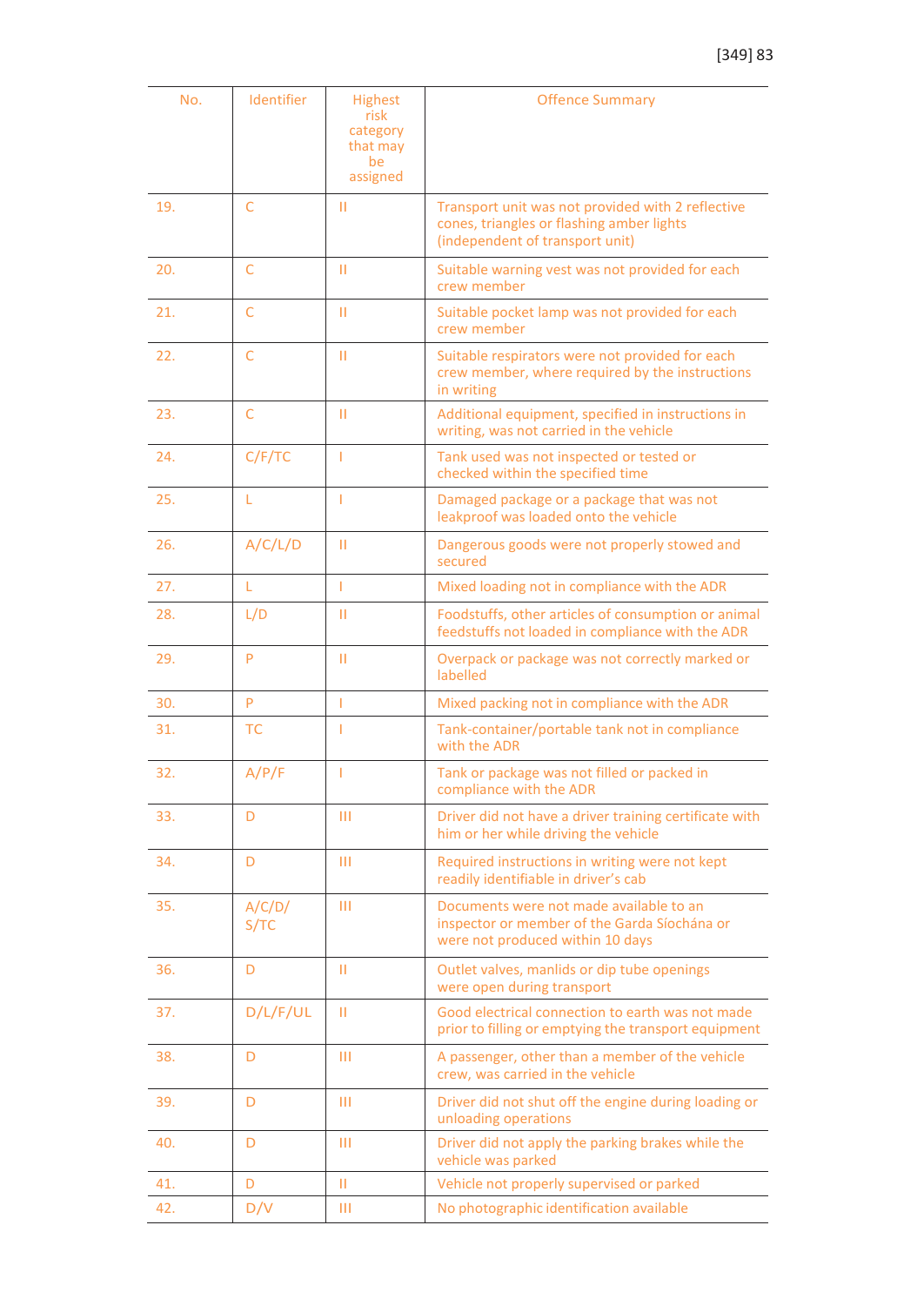| No. | Identifier | Highest risk category that may be assigned | Offence Summary |
|---|---|---|---|
| 19. | C | II | Transport unit was not provided with 2 reflective cones, triangles or flashing amber lights (independent of transport unit) |
| 20. | C | II | Suitable warning vest was not provided for each crew member |
| 21. | C | II | Suitable pocket lamp was not provided for each crew member |
| 22. | C | II | Suitable respirators were not provided for each crew member, where required by the instructions in writing |
| 23. | C | II | Additional equipment, specified in instructions in writing, was not carried in the vehicle |
| 24. | C/F/TC | I | Tank used was not inspected or tested or checked within the specified time |
| 25. | L | I | Damaged package or a package that was not leakproof was loaded onto the vehicle |
| 26. | A/C/L/D | II | Dangerous goods were not properly stowed and secured |
| 27. | L | I | Mixed loading not in compliance with the ADR |
| 28. | L/D | II | Foodstuffs, other articles of consumption or animal feedstuffs not loaded in compliance with the ADR |
| 29. | P | II | Overpack or package was not correctly marked or labelled |
| 30. | P | I | Mixed packing not in compliance with the ADR |
| 31. | TC | I | Tank-container/portable tank not in compliance with the ADR |
| 32. | A/P/F | I | Tank or package was not filled or packed in compliance with the ADR |
| 33. | D | III | Driver did not have a driver training certificate with him or her while driving the vehicle |
| 34. | D | III | Required instructions in writing were not kept readily identifiable in driver's cab |
| 35. | A/C/D/S/TC | III | Documents were not made available to an inspector or member of the Garda Síochána or were not produced within 10 days |
| 36. | D | II | Outlet valves, manlids or dip tube openings were open during transport |
| 37. | D/L/F/UL | II | Good electrical connection to earth was not made prior to filling or emptying the transport equipment |
| 38. | D | III | A passenger, other than a member of the vehicle crew, was carried in the vehicle |
| 39. | D | III | Driver did not shut off the engine during loading or unloading operations |
| 40. | D | III | Driver did not apply the parking brakes while the vehicle was parked |
| 41. | D | II | Vehicle not properly supervised or parked |
| 42. | D/V | III | No photographic identification available |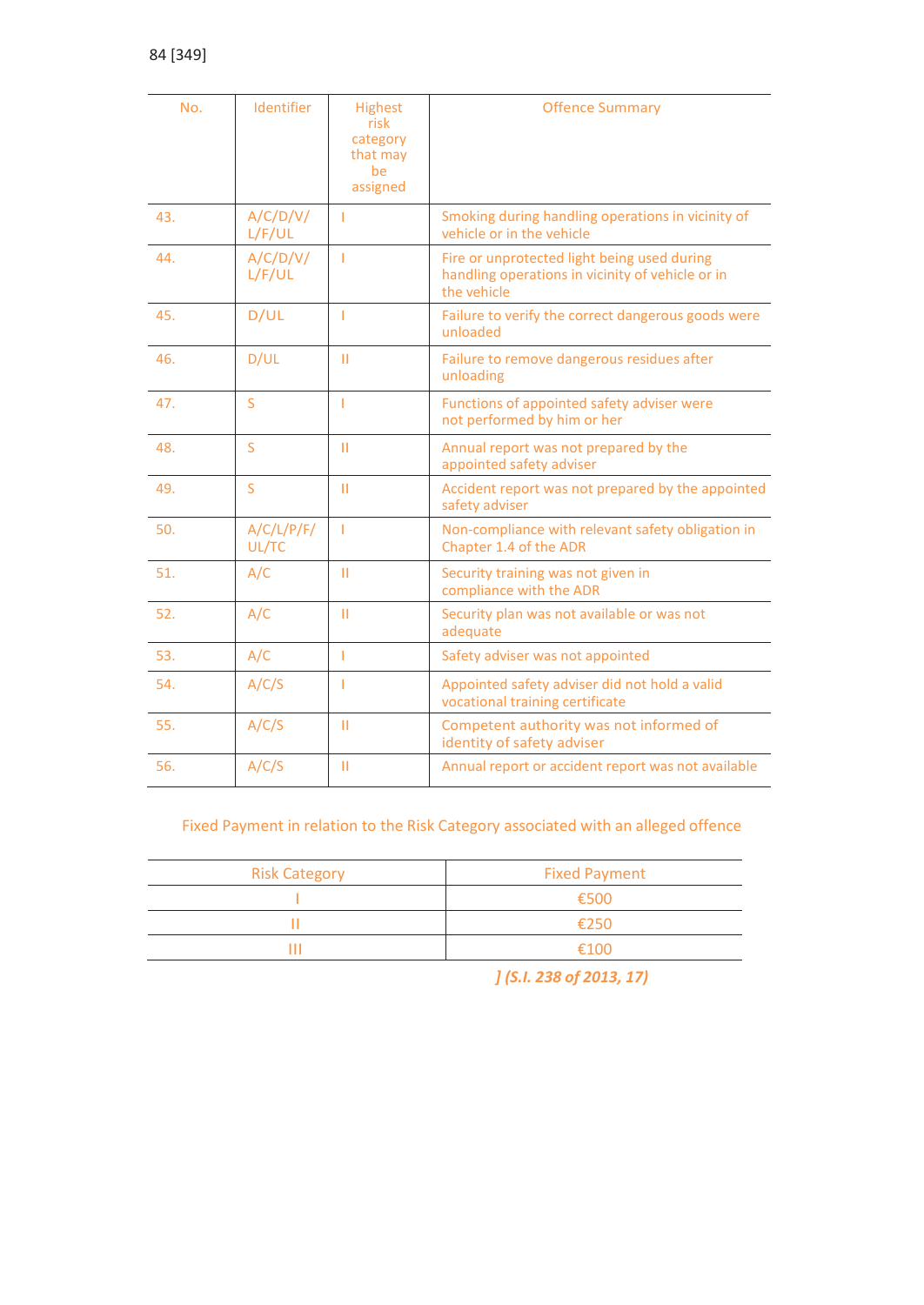| No. | Identifier | Highest risk category that may be assigned | Offence Summary |
|---|---|---|---|
| 43. | A/C/D/V/ L/F/UL | I | Smoking during handling operations in vicinity of vehicle or in the vehicle |
| 44. | A/C/D/V/ L/F/UL | I | Fire or unprotected light being used during handling operations in vicinity of vehicle or in the vehicle |
| 45. | D/UL | I | Failure to verify the correct dangerous goods were unloaded |
| 46. | D/UL | II | Failure to remove dangerous residues after unloading |
| 47. | S | I | Functions of appointed safety adviser were not performed by him or her |
| 48. | S | II | Annual report was not prepared by the appointed safety adviser |
| 49. | S | II | Accident report was not prepared by the appointed safety adviser |
| 50. | A/C/L/P/F/ UL/TC | I | Non-compliance with relevant safety obligation in Chapter 1.4 of the ADR |
| 51. | A/C | II | Security training was not given in compliance with the ADR |
| 52. | A/C | II | Security plan was not available or was not adequate |
| 53. | A/C | I | Safety adviser was not appointed |
| 54. | A/C/S | I | Appointed safety adviser did not hold a valid vocational training certificate |
| 55. | A/C/S | II | Competent authority was not informed of identity of safety adviser |
| 56. | A/C/S | II | Annual report or accident report was not available |

Fixed Payment in relation to the Risk Category associated with an alleged offence

| Risk Category | Fixed Payment |
|---|---|
| I | €500 |
| II | €250 |
| III | €100 |

*] (S.I. 238 of 2013, 17)*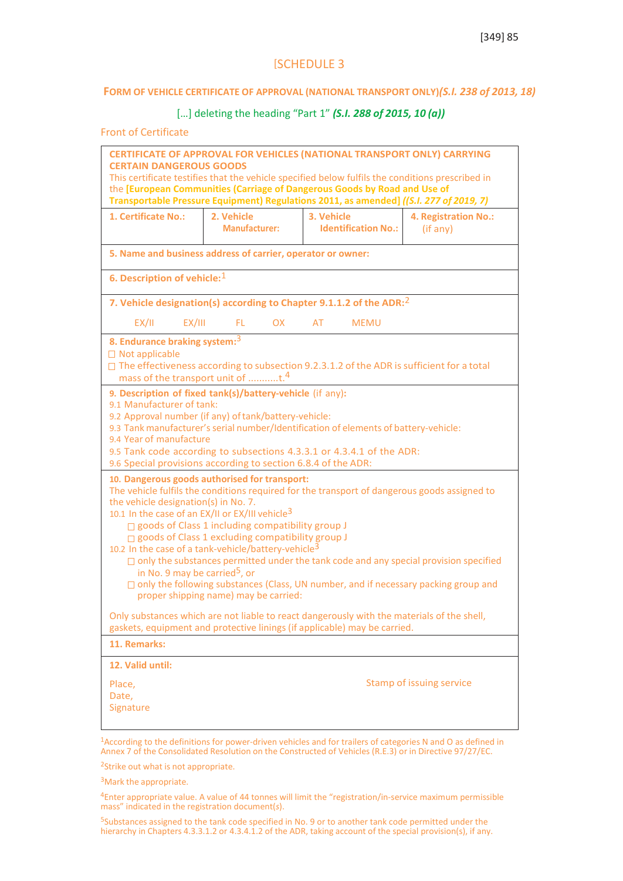[SCHEDULE 3

**FORM OF VEHICLE CERTIFICATE OF APPROVAL (NATIONAL TRANSPORT ONLY)*(S.I. 238 of 2013, 18)***

[…] deleting the heading "Part 1" ***(S.I. 288 of 2015, 10 (a))***

Front of Certificate

**CERTIFICATE OF APPROVAL FOR VEHICLES (NATIONAL TRANSPORT ONLY) CARRYING CERTAIN DANGEROUS GOODS**

This certificate testifies that the vehicle specified below fulfils the conditions prescribed in the **[European Communities (Carriage of Dangerous Goods by Road and Use of Transportable Pressure Equipment) Regulations 2011, as amended]** ***((S.I. 277 of 2019, 7)***

| **1. Certificate No.:** | **2. Vehicle Manufacturer:** | **3. Vehicle Identification No.:** | **4. Registration No.:** (if any) |
|---|---|---|---|

**5. Name and business address of carrier, operator or owner:**

**6. Description of vehicle:**[1]

**7. Vehicle designation(s) according to Chapter 9.1.1.2 of the ADR:**[2]

EX/II EX/III FL OX AT MEMU

**8. Endurance braking system:**[3]

☐ Not applicable

☐ The effectiveness according to subsection 9.2.3.1.2 of the ADR is sufficient for a total mass of the transport unit of ...........t.[4]

**9. Description of fixed tank(s)/battery-vehicle** (if any):

9.1 Manufacturer of tank:

9.2 Approval number (if any) of tank/battery-vehicle:

9.3 Tank manufacturer's serial number/Identification of elements of battery-vehicle:

9.4 Year of manufacture

9.5 Tank code according to subsections 4.3.3.1 or 4.3.4.1 of the ADR:

9.6 Special provisions according to section 6.8.4 of the ADR:

**10. Dangerous goods authorised for transport:**

The vehicle fulfils the conditions required for the transport of dangerous goods assigned to the vehicle designation(s) in No. 7.

10.1 In the case of an EX/II or EX/III vehicle[3]

☐ goods of Class 1 including compatibility group J

☐ goods of Class 1 excluding compatibility group J

10.2 In the case of a tank-vehicle/battery-vehicle[3]

☐ only the substances permitted under the tank code and any special provision specified in No. 9 may be carried[5], or

☐ only the following substances (Class, UN number, and if necessary packing group and proper shipping name) may be carried:

Only substances which are not liable to react dangerously with the materials of the shell, gaskets, equipment and protective linings (if applicable) may be carried.

**11. Remarks:**

**12. Valid until:**

Place,
Date,
Signature

Stamp of issuing service

[1]According to the definitions for power-driven vehicles and for trailers of categories N and O as defined in Annex 7 of the Consolidated Resolution on the Constructed of Vehicles (R.E.3) or in Directive 97/27/EC.

[2]Strike out what is not appropriate.

[3]Mark the appropriate.

[4]Enter appropriate value. A value of 44 tonnes will limit the "registration/in-service maximum permissible mass" indicated in the registration document(s).

[5]Substances assigned to the tank code specified in No. 9 or to another tank code permitted under the hierarchy in Chapters 4.3.3.1.2 or 4.3.4.1.2 of the ADR, taking account of the special provision(s), if any.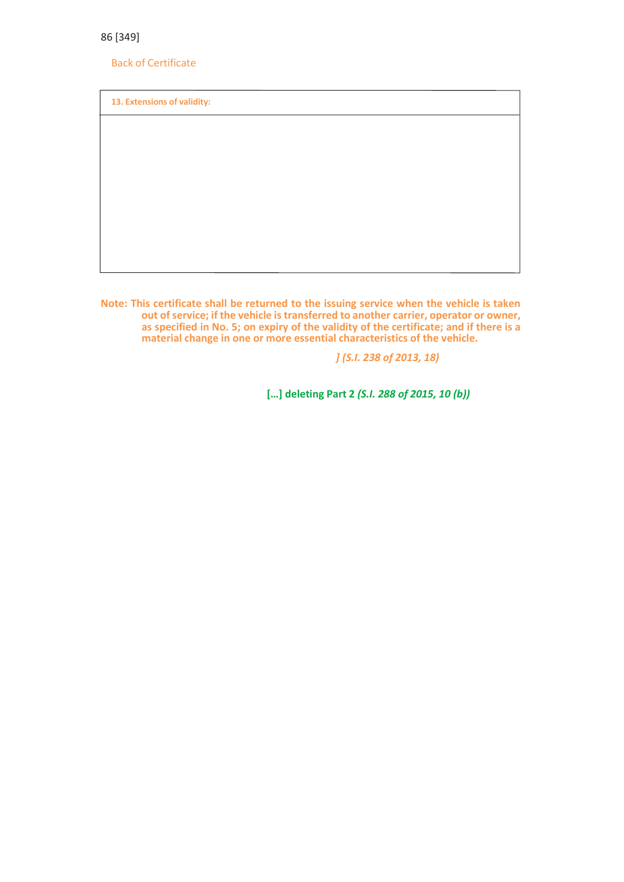Back of Certificate

| 13. Extensions of validity: |
| --- |
| |

**Note: This certificate shall be returned to the issuing service when the vehicle is taken out of service; if the vehicle is transferred to another carrier, operator or owner, as specified in No. 5; on expiry of the validity of the certificate; and if there is a material change in one or more essential characteristics of the vehicle.**

***] (S.I. 238 of 2013, 18)***

**[...] deleting Part 2 *(S.I. 288 of 2015, 10 (b))***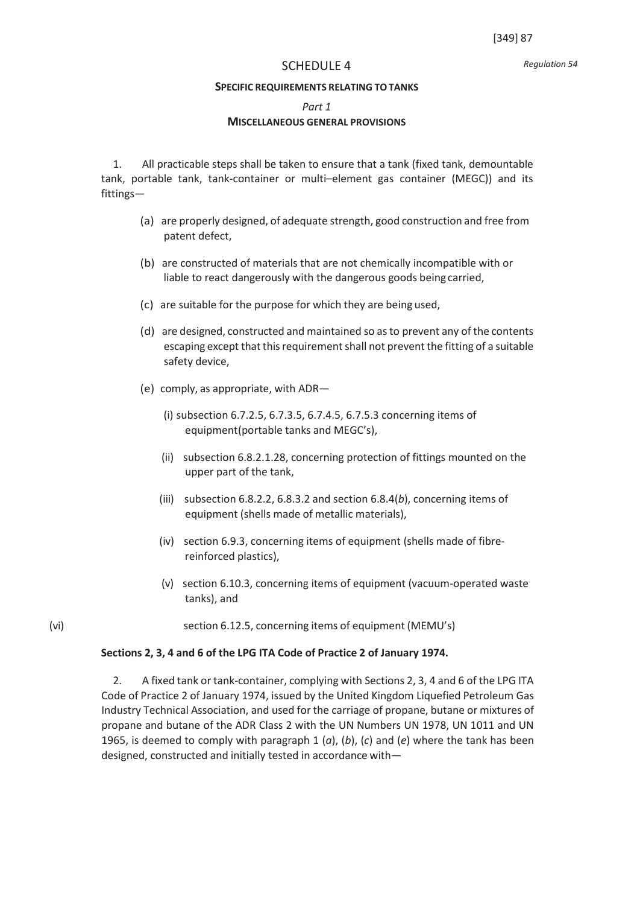*Regulation 54*

# SCHEDULE 4

## SPECIFIC REQUIREMENTS RELATING TO TANKS

### *Part 1*

### MISCELLANEOUS GENERAL PROVISIONS

1. All practicable steps shall be taken to ensure that a tank (fixed tank, demountable tank, portable tank, tank-container or multi–element gas container (MEGC)) and its fittings—

   (a) are properly designed, of adequate strength, good construction and free from patent defect,

   (b) are constructed of materials that are not chemically incompatible with or liable to react dangerously with the dangerous goods being carried,

   (c) are suitable for the purpose for which they are being used,

   (d) are designed, constructed and maintained so as to prevent any of the contents escaping except that this requirement shall not prevent the fitting of a suitable safety device,

   (e) comply, as appropriate, with ADR—

   (i) subsection 6.7.2.5, 6.7.3.5, 6.7.4.5, 6.7.5.3 concerning items of equipment(portable tanks and MEGC's),

   (ii) subsection 6.8.2.1.28, concerning protection of fittings mounted on the upper part of the tank,

   (iii) subsection 6.8.2.2, 6.8.3.2 and section 6.8.4(*b*), concerning items of equipment (shells made of metallic materials),

   (iv) section 6.9.3, concerning items of equipment (shells made of fibre-reinforced plastics),

   (v) section 6.10.3, concerning items of equipment (vacuum-operated waste tanks), and

   (vi) section 6.12.5, concerning items of equipment (MEMU's)

**Sections 2, 3, 4 and 6 of the LPG ITA Code of Practice 2 of January 1974.**

2. A fixed tank or tank-container, complying with Sections 2, 3, 4 and 6 of the LPG ITA Code of Practice 2 of January 1974, issued by the United Kingdom Liquefied Petroleum Gas Industry Technical Association, and used for the carriage of propane, butane or mixtures of propane and butane of the ADR Class 2 with the UN Numbers UN 1978, UN 1011 and UN 1965, is deemed to comply with paragraph 1 (*a*), (*b*), (*c*) and (*e*) where the tank has been designed, constructed and initially tested in accordance with—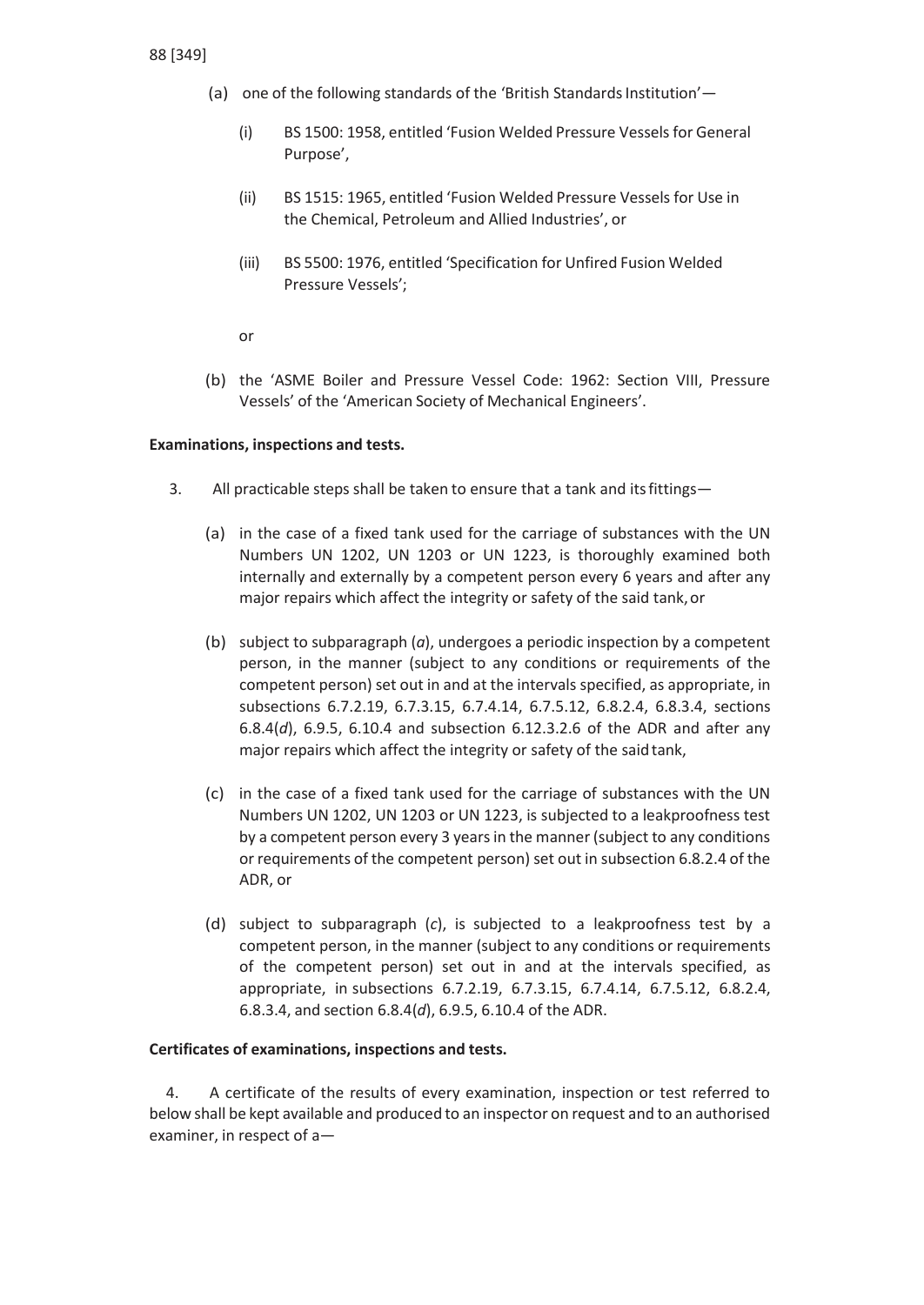(a) one of the following standards of the 'British Standards Institution'—

(i) BS 1500: 1958, entitled 'Fusion Welded Pressure Vessels for General Purpose',

(ii) BS 1515: 1965, entitled 'Fusion Welded Pressure Vessels for Use in the Chemical, Petroleum and Allied Industries', or

(iii) BS 5500: 1976, entitled 'Specification for Unfired Fusion Welded Pressure Vessels';

or

(b) the 'ASME Boiler and Pressure Vessel Code: 1962: Section VIII, Pressure Vessels' of the 'American Society of Mechanical Engineers'.

**Examinations, inspections and tests.**

3. All practicable steps shall be taken to ensure that a tank and its fittings—

(a) in the case of a fixed tank used for the carriage of substances with the UN Numbers UN 1202, UN 1203 or UN 1223, is thoroughly examined both internally and externally by a competent person every 6 years and after any major repairs which affect the integrity or safety of the said tank, or

(b) subject to subparagraph (*a*), undergoes a periodic inspection by a competent person, in the manner (subject to any conditions or requirements of the competent person) set out in and at the intervals specified, as appropriate, in subsections 6.7.2.19, 6.7.3.15, 6.7.4.14, 6.7.5.12, 6.8.2.4, 6.8.3.4, sections 6.8.4(*d*), 6.9.5, 6.10.4 and subsection 6.12.3.2.6 of the ADR and after any major repairs which affect the integrity or safety of the said tank,

(c) in the case of a fixed tank used for the carriage of substances with the UN Numbers UN 1202, UN 1203 or UN 1223, is subjected to a leakproofness test by a competent person every 3 years in the manner (subject to any conditions or requirements of the competent person) set out in subsection 6.8.2.4 of the ADR, or

(d) subject to subparagraph (*c*), is subjected to a leakproofness test by a competent person, in the manner (subject to any conditions or requirements of the competent person) set out in and at the intervals specified, as appropriate, in subsections 6.7.2.19, 6.7.3.15, 6.7.4.14, 6.7.5.12, 6.8.2.4, 6.8.3.4, and section 6.8.4(*d*), 6.9.5, 6.10.4 of the ADR.

**Certificates of examinations, inspections and tests.**

4. A certificate of the results of every examination, inspection or test referred to below shall be kept available and produced to an inspector on request and to an authorised examiner, in respect of a—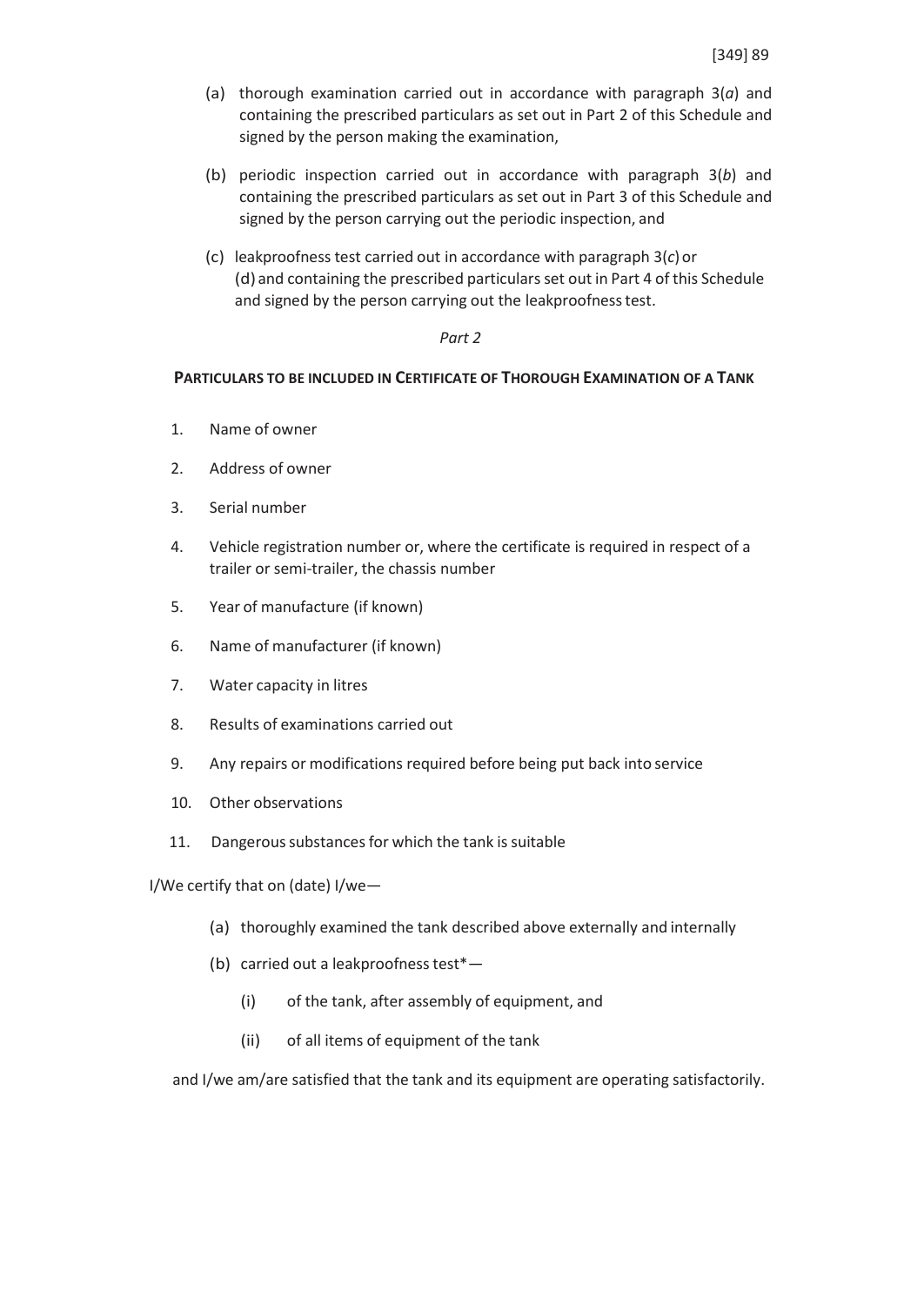(a) thorough examination carried out in accordance with paragraph 3(*a*) and containing the prescribed particulars as set out in Part 2 of this Schedule and signed by the person making the examination,

(b) periodic inspection carried out in accordance with paragraph 3(*b*) and containing the prescribed particulars as set out in Part 3 of this Schedule and signed by the person carrying out the periodic inspection, and

(c) leakproofness test carried out in accordance with paragraph 3(*c*) or (d) and containing the prescribed particulars set out in Part 4 of this Schedule and signed by the person carrying out the leakproofness test.

*Part 2*

**PARTICULARS TO BE INCLUDED IN CERTIFICATE OF THOROUGH EXAMINATION OF A TANK**

1. Name of owner
2. Address of owner
3. Serial number
4. Vehicle registration number or, where the certificate is required in respect of a trailer or semi-trailer, the chassis number
5. Year of manufacture (if known)
6. Name of manufacturer (if known)
7. Water capacity in litres
8. Results of examinations carried out
9. Any repairs or modifications required before being put back into service
10. Other observations
11. Dangerous substances for which the tank is suitable

I/We certify that on (date) I/we—

(a) thoroughly examined the tank described above externally and internally

(b) carried out a leakproofness test*—

(i) of the tank, after assembly of equipment, and

(ii) of all items of equipment of the tank

and I/we am/are satisfied that the tank and its equipment are operating satisfactorily.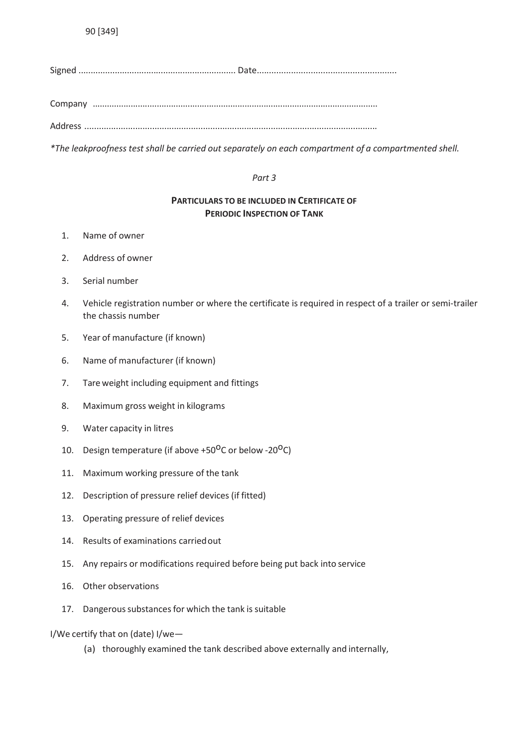Signed ................................................................. Date.........................................................

Company ......................................................................................................................

Address ........................................................................................................................

*\*The leakproofness test shall be carried out separately on each compartment of a compartmented shell.*

*Part 3*

**PARTICULARS TO BE INCLUDED IN CERTIFICATE OF PERIODIC INSPECTION OF TANK**

1. Name of owner
2. Address of owner
3. Serial number
4. Vehicle registration number or where the certificate is required in respect of a trailer or semi-trailer the chassis number
5. Year of manufacture (if known)
6. Name of manufacturer (if known)
7. Tare weight including equipment and fittings
8. Maximum gross weight in kilograms
9. Water capacity in litres
10. Design temperature (if above +50$^{o}$C or below -20$^{o}$C)
11. Maximum working pressure of the tank
12. Description of pressure relief devices (if fitted)
13. Operating pressure of relief devices
14. Results of examinations carried out
15. Any repairs or modifications required before being put back into service
16. Other observations
17. Dangerous substances for which the tank is suitable

I/We certify that on (date) I/we—

(a) thoroughly examined the tank described above externally and internally,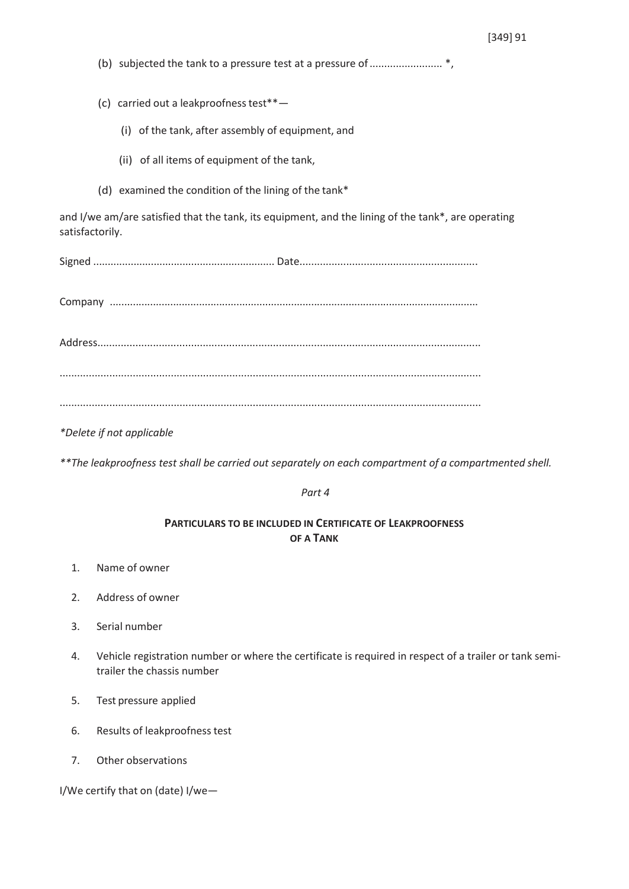(b) subjected the tank to a pressure test at a pressure of ......................... *,

(c) carried out a leakproofness test**—

(i) of the tank, after assembly of equipment, and

(ii) of all items of equipment of the tank,

(d) examined the condition of the lining of the tank*

and I/we am/are satisfied that the tank, its equipment, and the lining of the tank*, are operating satisfactorily.

Signed .............................................................. Date.............................................................

Company .............................................................................................................................

Address.................................................................................................................................

...............................................................................................................................................

...............................................................................................................................................

*\*Delete if not applicable*

*\*\*The leakproofness test shall be carried out separately on each compartment of a compartmented shell.*

*Part 4*

**PARTICULARS TO BE INCLUDED IN CERTIFICATE OF LEAKPROOFNESS OF A TANK**

1. Name of owner
2. Address of owner
3. Serial number
4. Vehicle registration number or where the certificate is required in respect of a trailer or tank semi-trailer the chassis number
5. Test pressure applied
6. Results of leakproofness test
7. Other observations

I/We certify that on (date) I/we—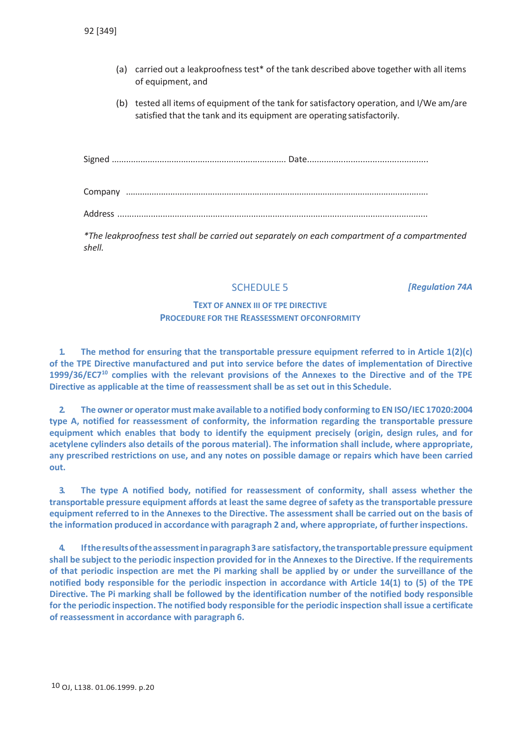(a) carried out a leakproofness test* of the tank described above together with all items of equipment, and

(b) tested all items of equipment of the tank for satisfactory operation, and I/We am/are satisfied that the tank and its equipment are operating satisfactorily.

Signed ........................................................................ Date..................................................

Company .............................................................................................................................

Address ................................................................................................................................

*\*The leakproofness test shall be carried out separately on each compartment of a compartmented shell.*

## SCHEDULE 5

***[Regulation 74A***

### TEXT OF ANNEX III OF TPE DIRECTIVE
### PROCEDURE FOR THE REASSESSMENT OFCONFORMITY

**1. The method for ensuring that the transportable pressure equipment referred to in Article 1(2)(c) of the TPE Directive manufactured and put into service before the dates of implementation of Directive 1999/36/EC7[10] complies with the relevant provisions of the Annexes to the Directive and of the TPE Directive as applicable at the time of reassessment shall be as set out in this Schedule.**

**2. The owner or operator must make available to a notified body conforming to EN ISO/IEC 17020:2004 type A, notified for reassessment of conformity, the information regarding the transportable pressure equipment which enables that body to identify the equipment precisely (origin, design rules, and for acetylene cylinders also details of the porous material). The information shall include, where appropriate, any prescribed restrictions on use, and any notes on possible damage or repairs which have been carried out.**

**3. The type A notified body, notified for reassessment of conformity, shall assess whether the transportable pressure equipment affords at least the same degree of safety as the transportable pressure equipment referred to in the Annexes to the Directive. The assessment shall be carried out on the basis of the information produced in accordance with paragraph 2 and, where appropriate, of further inspections.**

**4. If the results of the assessment in paragraph 3 are satisfactory, the transportable pressure equipment shall be subject to the periodic inspection provided for in the Annexes to the Directive. If the requirements of that periodic inspection are met the Pi marking shall be applied by or under the surveillance of the notified body responsible for the periodic inspection in accordance with Article 14(1) to (5) of the TPE Directive. The Pi marking shall be followed by the identification number of the notified body responsible for the periodic inspection. The notified body responsible for the periodic inspection shall issue a certificate of reassessment in accordance with paragraph 6.**

[10] OJ, L138. 01.06.1999. p.20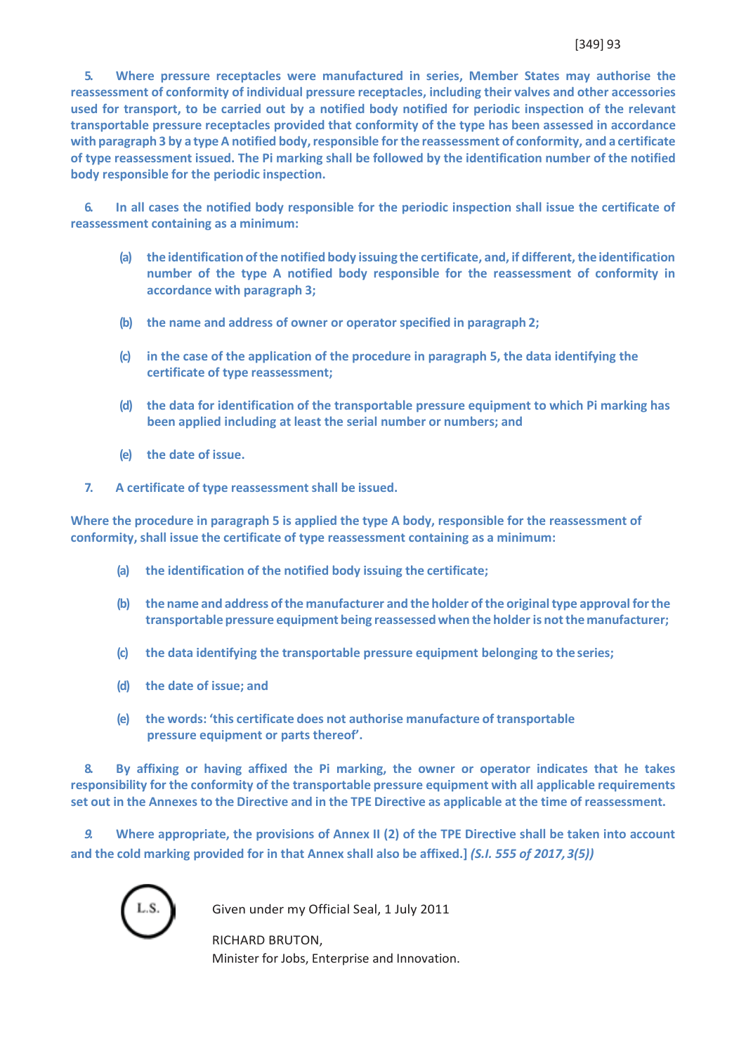**5. Where pressure receptacles were manufactured in series, Member States may authorise the reassessment of conformity of individual pressure receptacles, including their valves and other accessories used for transport, to be carried out by a notified body notified for periodic inspection of the relevant transportable pressure receptacles provided that conformity of the type has been assessed in accordance with paragraph 3 by a type A notified body, responsible for the reassessment of conformity, and a certificate of type reassessment issued. The Pi marking shall be followed by the identification number of the notified body responsible for the periodic inspection.**

**6. In all cases the notified body responsible for the periodic inspection shall issue the certificate of reassessment containing as a minimum:**

- **(a) the identification of the notified body issuing the certificate, and, if different, the identification number of the type A notified body responsible for the reassessment of conformity in accordance with paragraph 3;**
- **(b) the name and address of owner or operator specified in paragraph 2;**
- **(c) in the case of the application of the procedure in paragraph 5, the data identifying the certificate of type reassessment;**
- **(d) the data for identification of the transportable pressure equipment to which Pi marking has been applied including at least the serial number or numbers; and**
- **(e) the date of issue.**

**7. A certificate of type reassessment shall be issued.**

**Where the procedure in paragraph 5 is applied the type A body, responsible for the reassessment of conformity, shall issue the certificate of type reassessment containing as a minimum:**

- **(a) the identification of the notified body issuing the certificate;**
- **(b) the name and address of the manufacturer and the holder of the original type approval for the transportable pressure equipment being reassessed when the holder is not the manufacturer;**
- **(c) the data identifying the transportable pressure equipment belonging to the series;**
- **(d) the date of issue; and**
- **(e) the words: 'this certificate does not authorise manufacture of transportable pressure equipment or parts thereof'.**

**8. By affixing or having affixed the Pi marking, the owner or operator indicates that he takes responsibility for the conformity of the transportable pressure equipment with all applicable requirements set out in the Annexes to the Directive and in the TPE Directive as applicable at the time of reassessment.**

**9. Where appropriate, the provisions of Annex II (2) of the TPE Directive shall be taken into account and the cold marking provided for in that Annex shall also be affixed.]** ***(S.I. 555 of 2017, 3(5))***

L.S.

Given under my Official Seal, 1 July 2011

RICHARD BRUTON,
Minister for Jobs, Enterprise and Innovation.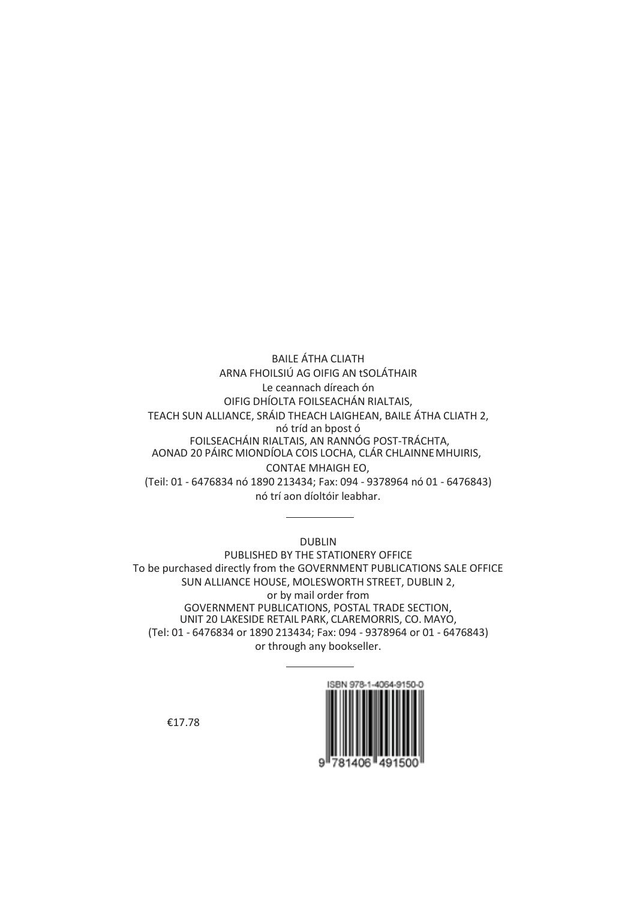BAILE ÁTHA CLIATH
ARNA FHOILSIÚ AG OIFIG AN tSOLÁTHAIR
Le ceannach díreach ón
OIFIG DHÍOLTA FOILSEACHÁN RIALTAIS,
TEACH SUN ALLIANCE, SRÁID THEACH LAIGHEAN, BAILE ÁTHA CLIATH 2,
nó tríd an bpost ó
FOILSEACHÁIN RIALTAIS, AN RANNÓG POST-TRÁCHTA,
AONAD 20 PÁIRC MIONDÍOLA COIS LOCHA, CLÁR CHLAINNE MHUIRIS,
CONTAE MHAIGH EO,
(Teil: 01 - 6476834 nó 1890 213434; Fax: 094 - 9378964 nó 01 - 6476843)
nó trí aon díoltóir leabhar.

---

DUBLIN
PUBLISHED BY THE STATIONERY OFFICE
To be purchased directly from the GOVERNMENT PUBLICATIONS SALE OFFICE
SUN ALLIANCE HOUSE, MOLESWORTH STREET, DUBLIN 2,
or by mail order from
GOVERNMENT PUBLICATIONS, POSTAL TRADE SECTION,
UNIT 20 LAKESIDE RETAIL PARK, CLAREMORRIS, CO. MAYO,
(Tel: 01 - 6476834 or 1890 213434; Fax: 094 - 9378964 or 01 - 6476843)
or through any bookseller.

---

€17.78

ISBN 978-1-4064-9150-0

9 781406 491500